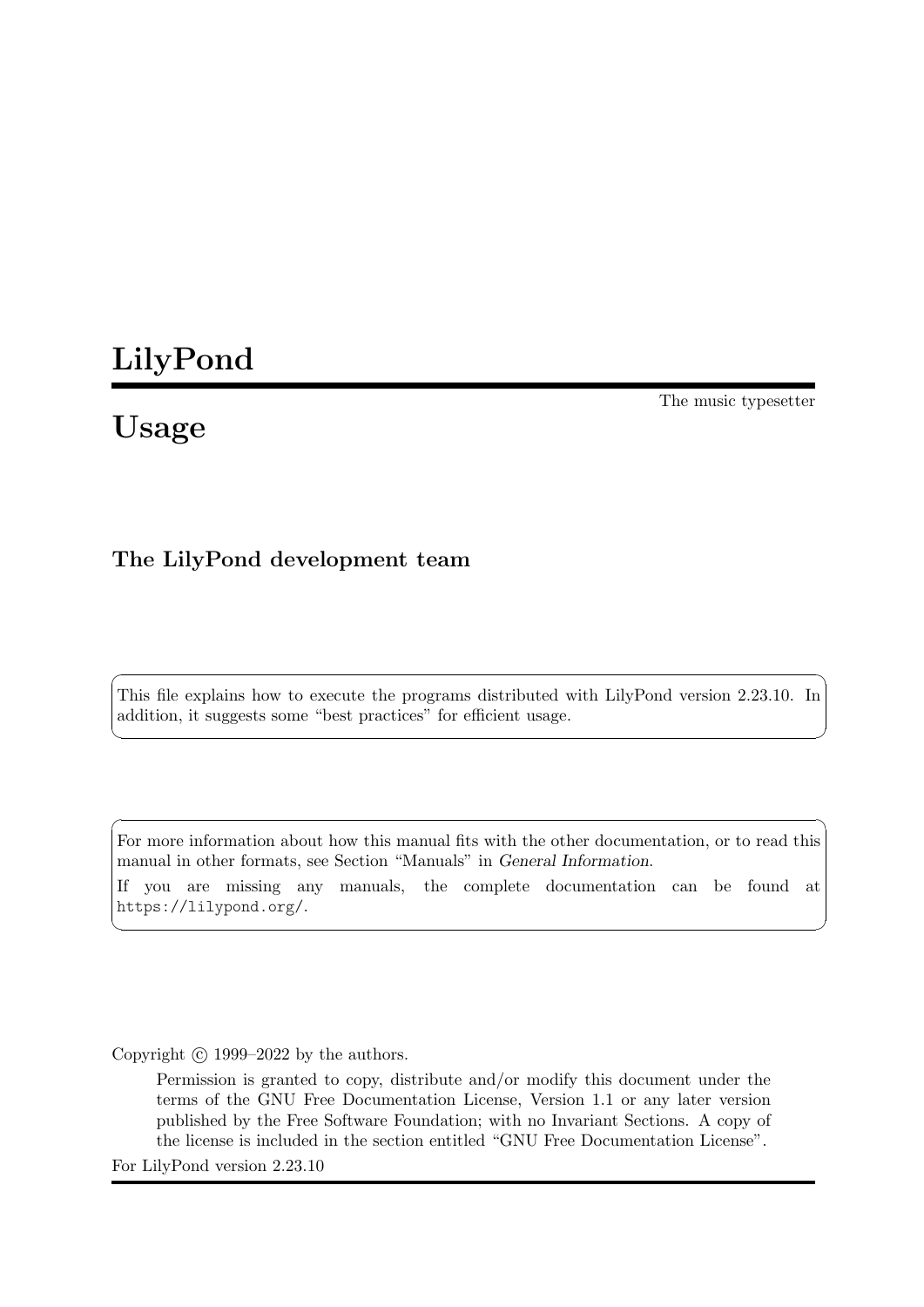# LilyPond

The music typesetter

# Usage

### The LilyPond development team

This file explains how to execute the programs distributed with LilyPond version 2.23.10. In addition, it suggests some "best practices" for efficient usage.

For more information about how this manual fits with the other documentation, or to read this manual in other formats, see Section "Manuals" in *General Information*.

If you are missing any manuals, the complete documentation can be found at https://lilypond.org/.

Copyright © 1999–2022 by the authors.

> Permission is granted to copy, distribute and/or modify this document under the terms of the GNU Free Documentation License, Version 1.1 or any later version published by the Free Software Foundation; with no Invariant Sections. A copy of the license is included in the section entitled "GNU Free Documentation License".

For LilyPond version 2.23.10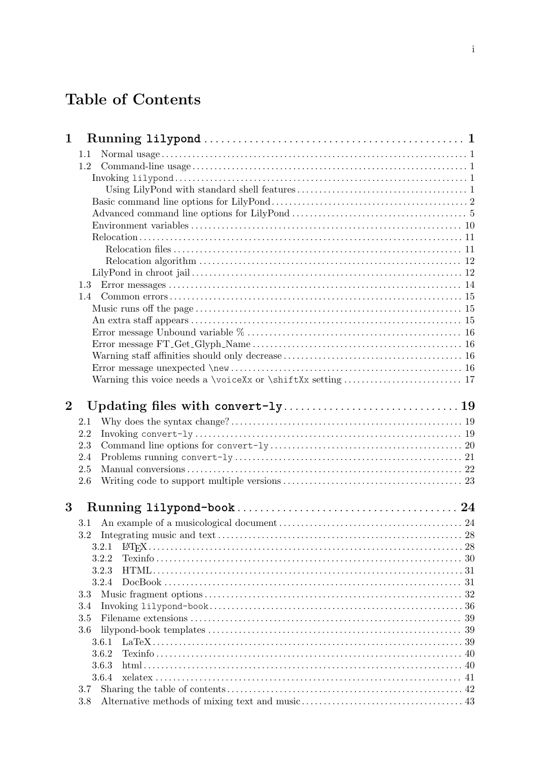# Table of Contents

**1 Running `lilypond` ... 1**

- 1.1 Normal usage ... 1
- 1.2 Command-line usage ... 1
  - Invoking `lilypond` ... 1
    - Using LilyPond with standard shell features ... 1
  - Basic command line options for LilyPond ... 2
  - Advanced command line options for LilyPond ... 5
  - Environment variables ... 10
  - Relocation ... 11
    - Relocation files ... 11
    - Relocation algorithm ... 12
  - LilyPond in chroot jail ... 12
- 1.3 Error messages ... 14
- 1.4 Common errors ... 15
  - Music runs off the page ... 15
  - An extra staff appears ... 15
  - Error message Unbound variable % ... 16
  - Error message FT_Get_Glyph_Name ... 16
  - Warning staff affinities should only decrease ... 16
  - Error message unexpected `\new` ... 16
  - Warning this voice needs a `\voiceXx` or `\shiftXx` setting ... 17

**2 Updating files with `convert-ly` ... 19**

- 2.1 Why does the syntax change? ... 19
- 2.2 Invoking `convert-ly` ... 19
- 2.3 Command line options for `convert-ly` ... 20
- 2.4 Problems running `convert-ly` ... 21
- 2.5 Manual conversions ... 22
- 2.6 Writing code to support multiple versions ... 23

**3 Running `lilypond-book` ... 24**

- 3.1 An example of a musicological document ... 24
- 3.2 Integrating music and text ... 28
  - 3.2.1 LaTeX ... 28
  - 3.2.2 Texinfo ... 30
  - 3.2.3 HTML ... 31
  - 3.2.4 DocBook ... 31
- 3.3 Music fragment options ... 32
- 3.4 Invoking `lilypond-book` ... 36
- 3.5 Filename extensions ... 39
- 3.6 lilypond-book templates ... 39
  - 3.6.1 LaTeX ... 39
  - 3.6.2 Texinfo ... 40
  - 3.6.3 html ... 40
  - 3.6.4 xelatex ... 41
- 3.7 Sharing the table of contents ... 42
- 3.8 Alternative methods of mixing text and music ... 43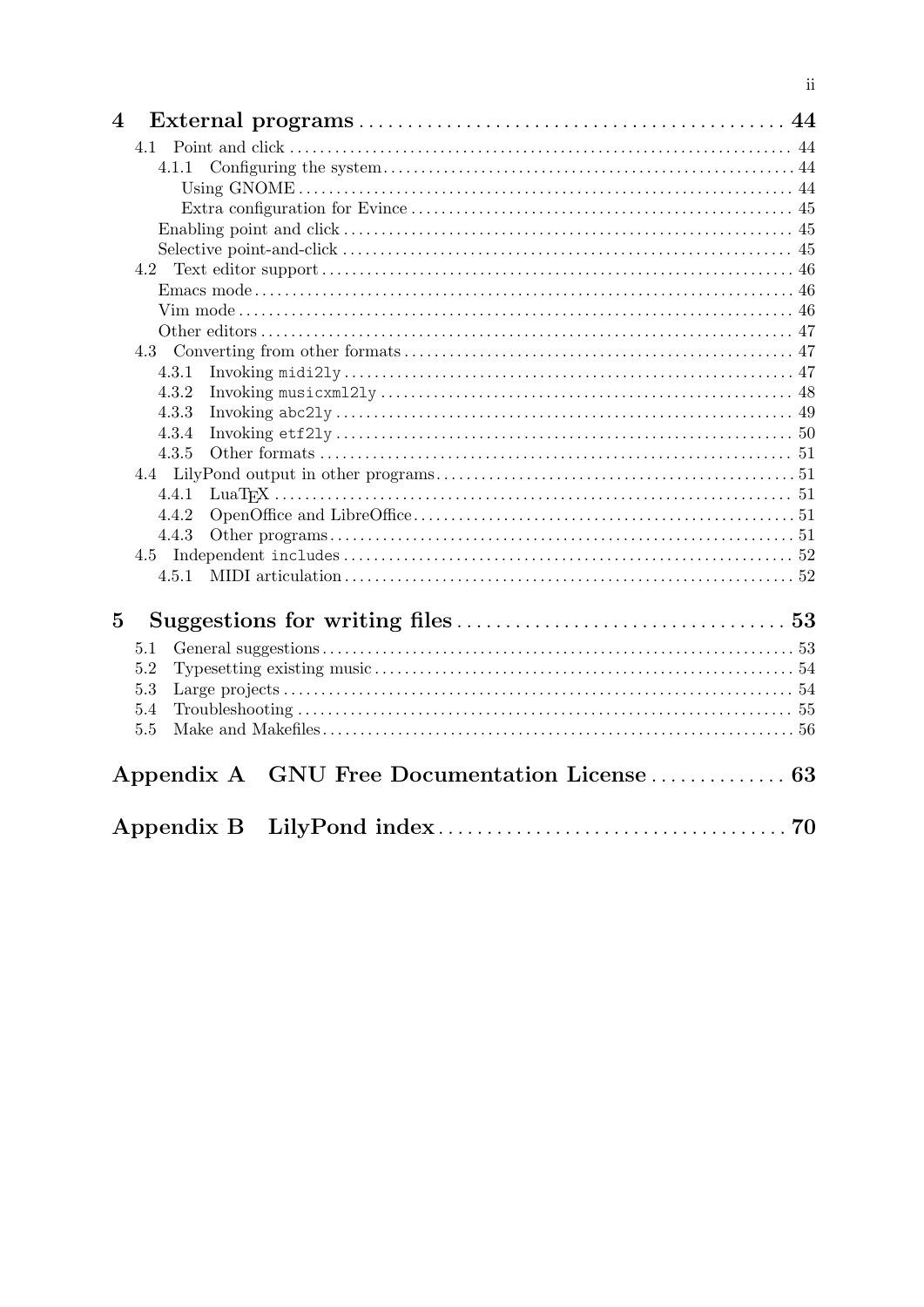**4 External programs** ........ 44

- 4.1 Point and click ........ 44
  - 4.1.1 Configuring the system ........ 44
    - Using GNOME ........ 44
    - Extra configuration for Evince ........ 45
  - Enabling point and click ........ 45
  - Selective point-and-click ........ 45
- 4.2 Text editor support ........ 46
  - Emacs mode ........ 46
  - Vim mode ........ 46
  - Other editors ........ 47
- 4.3 Converting from other formats ........ 47
  - 4.3.1 Invoking `midi2ly` ........ 47
  - 4.3.2 Invoking `musicxml2ly` ........ 48
  - 4.3.3 Invoking `abc2ly` ........ 49
  - 4.3.4 Invoking `etf2ly` ........ 50
  - 4.3.5 Other formats ........ 51
- 4.4 LilyPond output in other programs ........ 51
  - 4.4.1 LuaTeX ........ 51
  - 4.4.2 OpenOffice and LibreOffice ........ 51
  - 4.4.3 Other programs ........ 51
- 4.5 Independent `includes` ........ 52
  - 4.5.1 MIDI articulation ........ 52

**5 Suggestions for writing files** ........ 53

- 5.1 General suggestions ........ 53
- 5.2 Typesetting existing music ........ 54
- 5.3 Large projects ........ 54
- 5.4 Troubleshooting ........ 55
- 5.5 Make and Makefiles ........ 56

**Appendix A GNU Free Documentation License** ........ 63

**Appendix B LilyPond index** ........ 70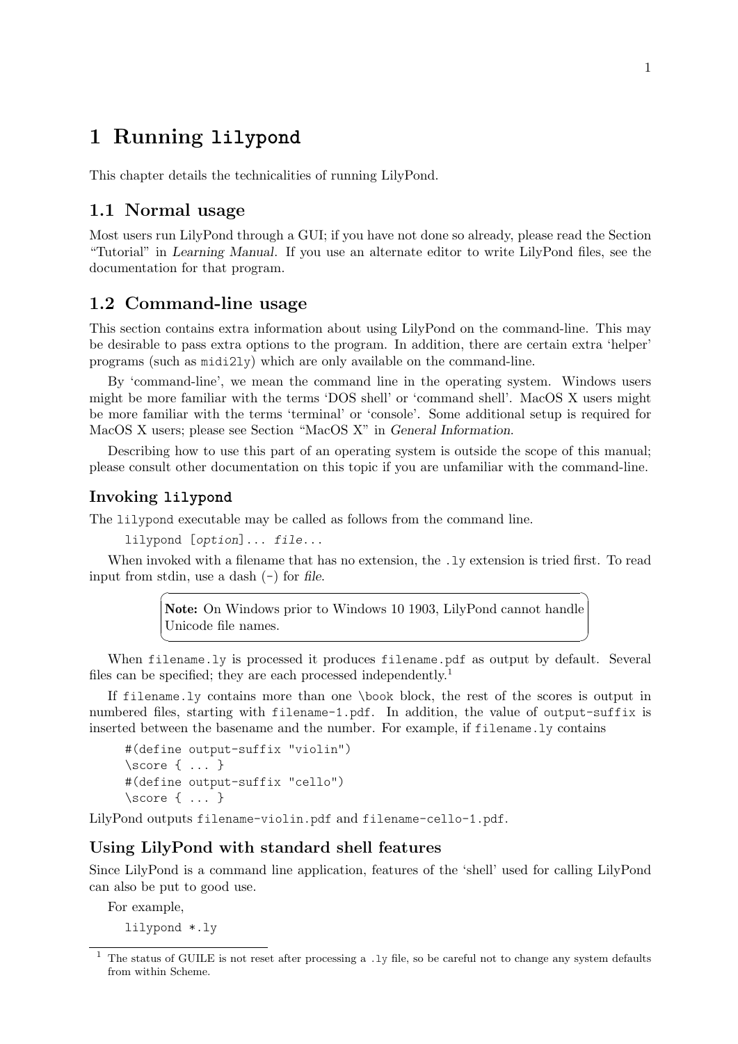# 1 Running `lilypond`

This chapter details the technicalities of running LilyPond.

## 1.1 Normal usage

Most users run LilyPond through a GUI; if you have not done so already, please read the Section "Tutorial" in *Learning Manual*. If you use an alternate editor to write LilyPond files, see the documentation for that program.

## 1.2 Command-line usage

This section contains extra information about using LilyPond on the command-line. This may be desirable to pass extra options to the program. In addition, there are certain extra 'helper' programs (such as `midi2ly`) which are only available on the command-line.

By 'command-line', we mean the command line in the operating system. Windows users might be more familiar with the terms 'DOS shell' or 'command shell'. MacOS X users might be more familiar with the terms 'terminal' or 'console'. Some additional setup is required for MacOS X users; please see Section "MacOS X" in *General Information*.

Describing how to use this part of an operating system is outside the scope of this manual; please consult other documentation on this topic if you are unfamiliar with the command-line.

### Invoking `lilypond`

The `lilypond` executable may be called as follows from the command line.

```
lilypond [option]... file...
```

When invoked with a filename that has no extension, the `.ly` extension is tried first. To read input from stdin, use a dash (`-`) for *file*.

> **Note:** On Windows prior to Windows 10 1903, LilyPond cannot handle Unicode file names.

When `filename.ly` is processed it produces `filename.pdf` as output by default. Several files can be specified; they are each processed independently.[1]

If `filename.ly` contains more than one `\book` block, the rest of the scores is output in numbered files, starting with `filename-1.pdf`. In addition, the value of `output-suffix` is inserted between the basename and the number. For example, if `filename.ly` contains

```
#(define output-suffix "violin")
\score { ... }
#(define output-suffix "cello")
\score { ... }
```

LilyPond outputs `filename-violin.pdf` and `filename-cello-1.pdf`.

### Using LilyPond with standard shell features

Since LilyPond is a command line application, features of the 'shell' used for calling LilyPond can also be put to good use.

For example,

```
lilypond *.ly
```

[1] The status of GUILE is not reset after processing a `.ly` file, so be careful not to change any system defaults from within Scheme.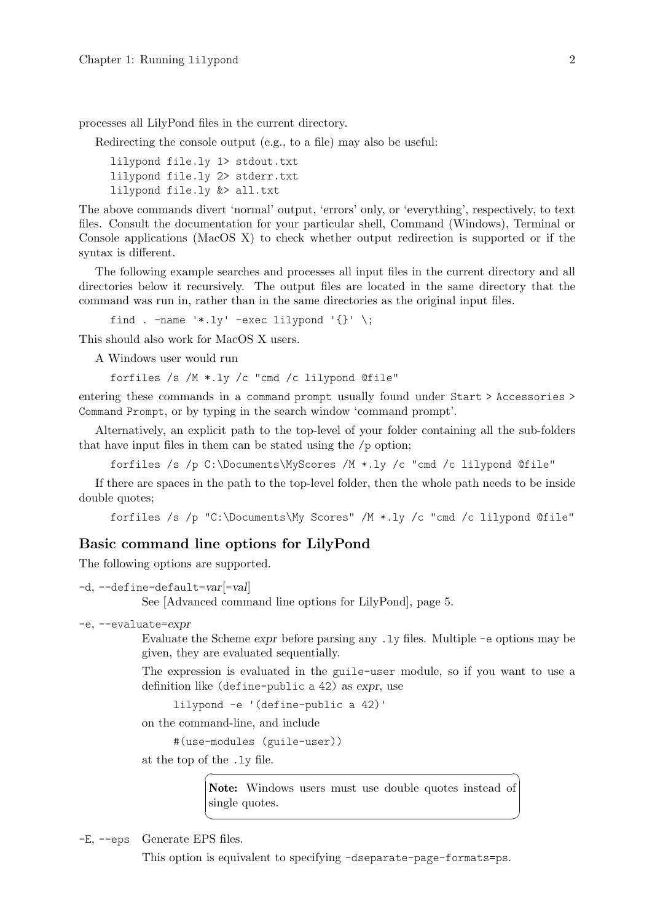processes all LilyPond files in the current directory.

Redirecting the console output (e.g., to a file) may also be useful:

```
lilypond file.ly 1> stdout.txt
lilypond file.ly 2> stderr.txt
lilypond file.ly &> all.txt
```

The above commands divert 'normal' output, 'errors' only, or 'everything', respectively, to text files. Consult the documentation for your particular shell, Command (Windows), Terminal or Console applications (MacOS X) to check whether output redirection is supported or if the syntax is different.

The following example searches and processes all input files in the current directory and all directories below it recursively. The output files are located in the same directory that the command was run in, rather than in the same directories as the original input files.

```
find . -name '*.ly' -exec lilypond '{}' \;
```

This should also work for MacOS X users.

A Windows user would run

```
forfiles /s /M *.ly /c "cmd /c lilypond @file"
```

entering these commands in a `command prompt` usually found under `Start > Accessories > Command Prompt`, or by typing in the search window 'command prompt'.

Alternatively, an explicit path to the top-level of your folder containing all the sub-folders that have input files in them can be stated using the /p option;

```
forfiles /s /p C:\Documents\MyScores /M *.ly /c "cmd /c lilypond @file"
```

If there are spaces in the path to the top-level folder, then the whole path needs to be inside double quotes;

```
forfiles /s /p "C:\Documents\My Scores" /M *.ly /c "cmd /c lilypond @file"
```

## Basic command line options for LilyPond

The following options are supported.

`-d, --define-default=`*var*[=*val*]

See [Advanced command line options for LilyPond], page 5.

`-e, --evaluate=`*expr*

Evaluate the Scheme *expr* before parsing any `.ly` files. Multiple `-e` options may be given, they are evaluated sequentially.

The expression is evaluated in the `guile-user` module, so if you want to use a definition like `(define-public a 42)` as *expr*, use

```
lilypond -e '(define-public a 42)'
```

on the command-line, and include

```
#(use-modules (guile-user))
```

at the top of the `.ly` file.

> **Note:** Windows users must use double quotes instead of single quotes.

`-E, --eps` Generate EPS files.

This option is equivalent to specifying `-dseparate-page-formats=ps`.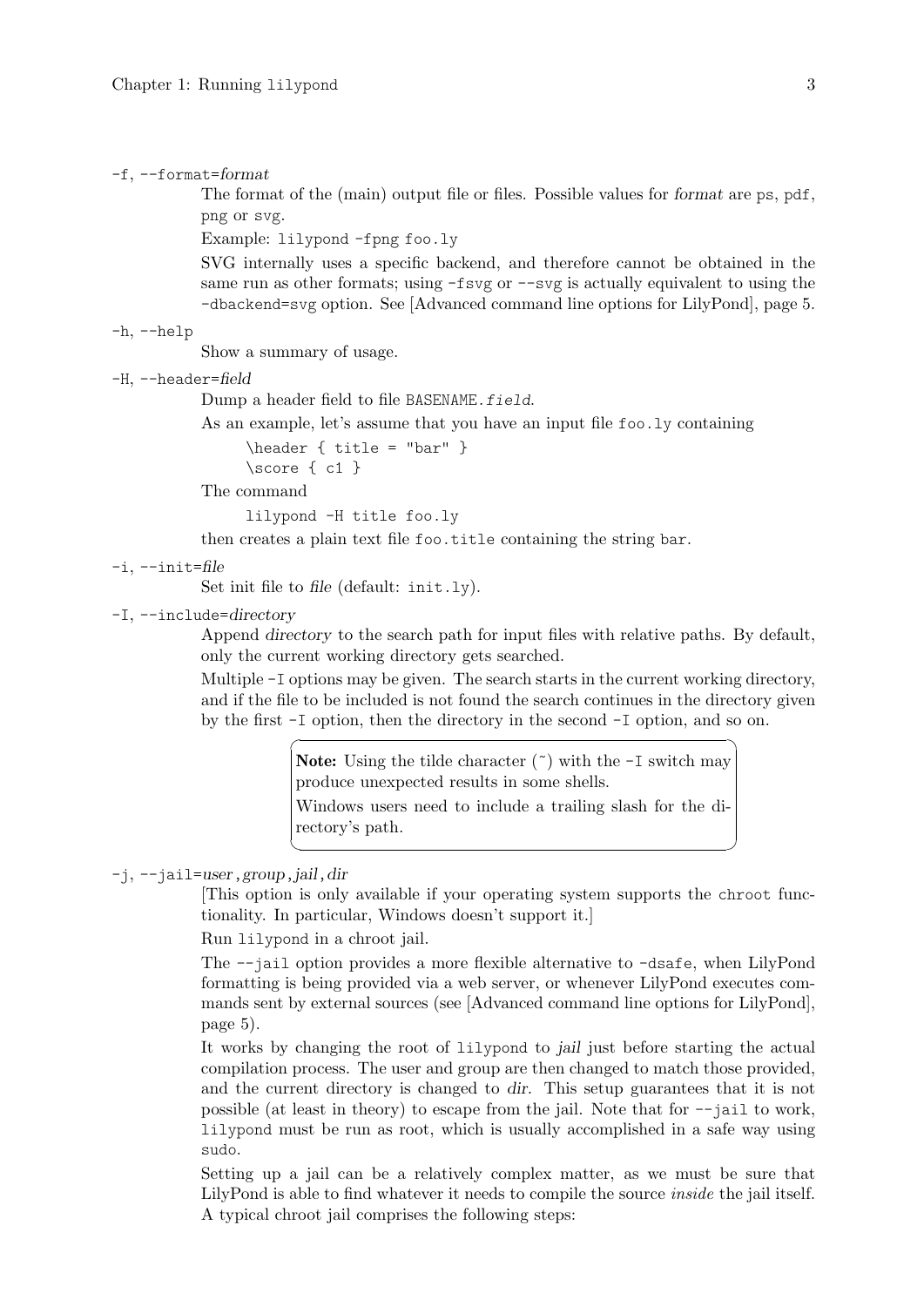`-f, --format=`*format*

The format of the (main) output file or files. Possible values for *format* are `ps`, `pdf`, `png` or `svg`.

Example: `lilypond -fpng foo.ly`

SVG internally uses a specific backend, and therefore cannot be obtained in the same run as other formats; using `-fsvg` or `--svg` is actually equivalent to using the `-dbackend=svg` option. See [Advanced command line options for LilyPond], page 5.

`-h, --help`

Show a summary of usage.

`-H, --header=`*field*

Dump a header field to file `BASENAME.`*`field`*.

As an example, let's assume that you have an input file `foo.ly` containing

```
\header { title = "bar" }
\score { c1 }
```

The command

```
lilypond -H title foo.ly
```

then creates a plain text file `foo.title` containing the string `bar`.

`-i, --init=`*file*

Set init file to *file* (default: `init.ly`).

`-I, --include=`*directory*

Append *directory* to the search path for input files with relative paths. By default, only the current working directory gets searched.

Multiple `-I` options may be given. The search starts in the current working directory, and if the file to be included is not found the search continues in the directory given by the first `-I` option, then the directory in the second `-I` option, and so on.

> **Note:** Using the tilde character (~) with the `-I` switch may produce unexpected results in some shells.
>
> Windows users need to include a trailing slash for the directory's path.

`-j, --jail=`*user*`,`*group*`,`*jail*`,`*dir*

[This option is only available if your operating system supports the `chroot` functionality. In particular, Windows doesn't support it.]

Run `lilypond` in a chroot jail.

The `--jail` option provides a more flexible alternative to `-dsafe`, when LilyPond formatting is being provided via a web server, or whenever LilyPond executes commands sent by external sources (see [Advanced command line options for LilyPond], page 5).

It works by changing the root of `lilypond` to *jail* just before starting the actual compilation process. The user and group are then changed to match those provided, and the current directory is changed to *dir*. This setup guarantees that it is not possible (at least in theory) to escape from the jail. Note that for `--jail` to work, `lilypond` must be run as root, which is usually accomplished in a safe way using `sudo`.

Setting up a jail can be a relatively complex matter, as we must be sure that LilyPond is able to find whatever it needs to compile the source *inside* the jail itself. A typical chroot jail comprises the following steps: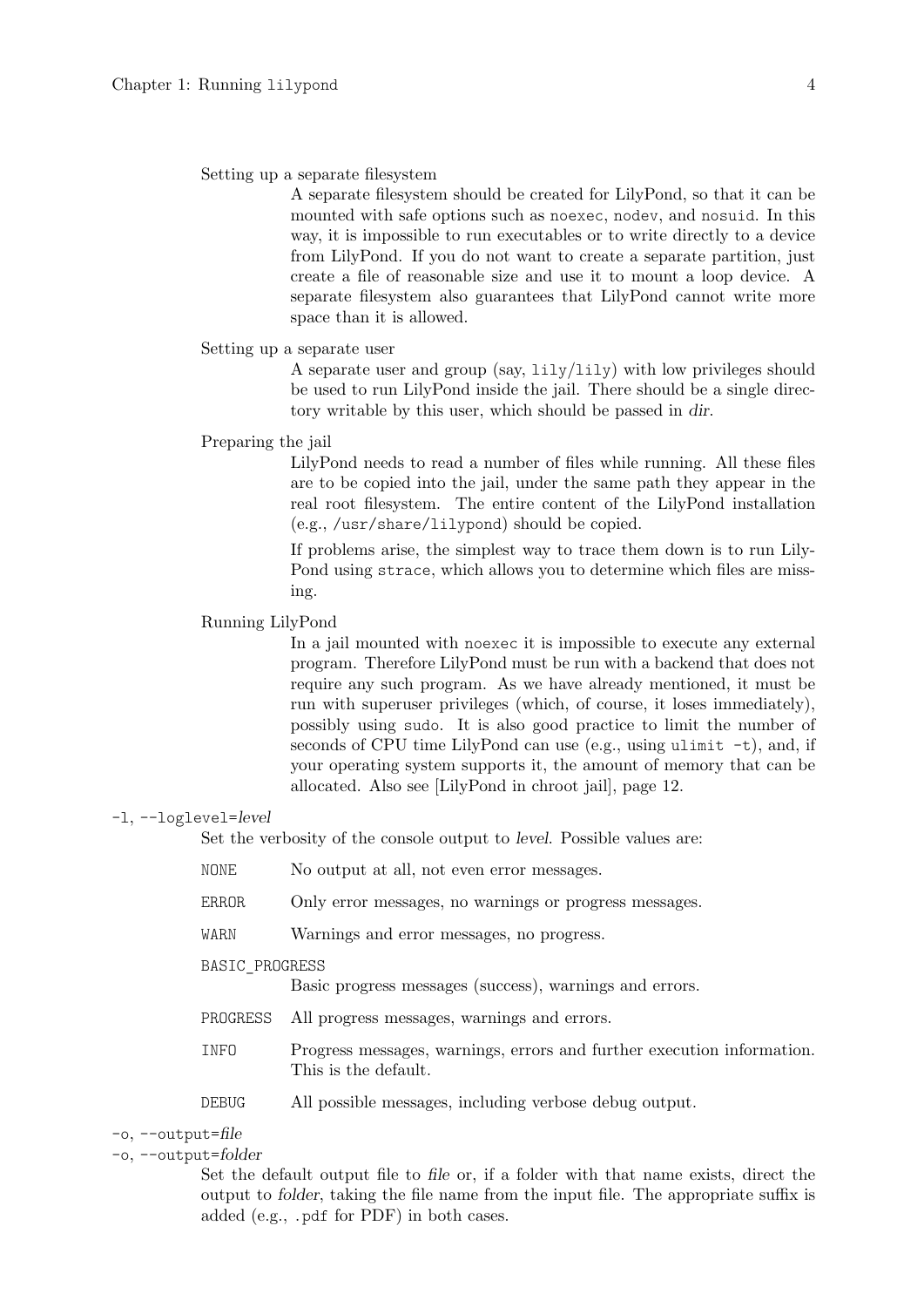Setting up a separate filesystem

: A separate filesystem should be created for LilyPond, so that it can be mounted with safe options such as `noexec`, `nodev`, and `nosuid`. In this way, it is impossible to run executables or to write directly to a device from LilyPond. If you do not want to create a separate partition, just create a file of reasonable size and use it to mount a loop device. A separate filesystem also guarantees that LilyPond cannot write more space than it is allowed.

Setting up a separate user

: A separate user and group (say, `lily`/`lily`) with low privileges should be used to run LilyPond inside the jail. There should be a single directory writable by this user, which should be passed in *dir*.

Preparing the jail

: LilyPond needs to read a number of files while running. All these files are to be copied into the jail, under the same path they appear in the real root filesystem. The entire content of the LilyPond installation (e.g., `/usr/share/lilypond`) should be copied.

  If problems arise, the simplest way to trace them down is to run LilyPond using `strace`, which allows you to determine which files are missing.

Running LilyPond

: In a jail mounted with `noexec` it is impossible to execute any external program. Therefore LilyPond must be run with a backend that does not require any such program. As we have already mentioned, it must be run with superuser privileges (which, of course, it loses immediately), possibly using `sudo`. It is also good practice to limit the number of seconds of CPU time LilyPond can use (e.g., using `ulimit -t`), and, if your operating system supports it, the amount of memory that can be allocated. Also see [LilyPond in chroot jail], page 12.

`-l, --loglevel=`*level*

: Set the verbosity of the console output to *level*. Possible values are:

  `NONE` No output at all, not even error messages.

  `ERROR` Only error messages, no warnings or progress messages.

  `WARN` Warnings and error messages, no progress.

  `BASIC_PROGRESS` Basic progress messages (success), warnings and errors.

  `PROGRESS` All progress messages, warnings and errors.

  `INFO` Progress messages, warnings, errors and further execution information. This is the default.

  `DEBUG` All possible messages, including verbose debug output.

`-o, --output=`*file*
`-o, --output=`*folder*

: Set the default output file to *file* or, if a folder with that name exists, direct the output to *folder*, taking the file name from the input file. The appropriate suffix is added (e.g., `.pdf` for PDF) in both cases.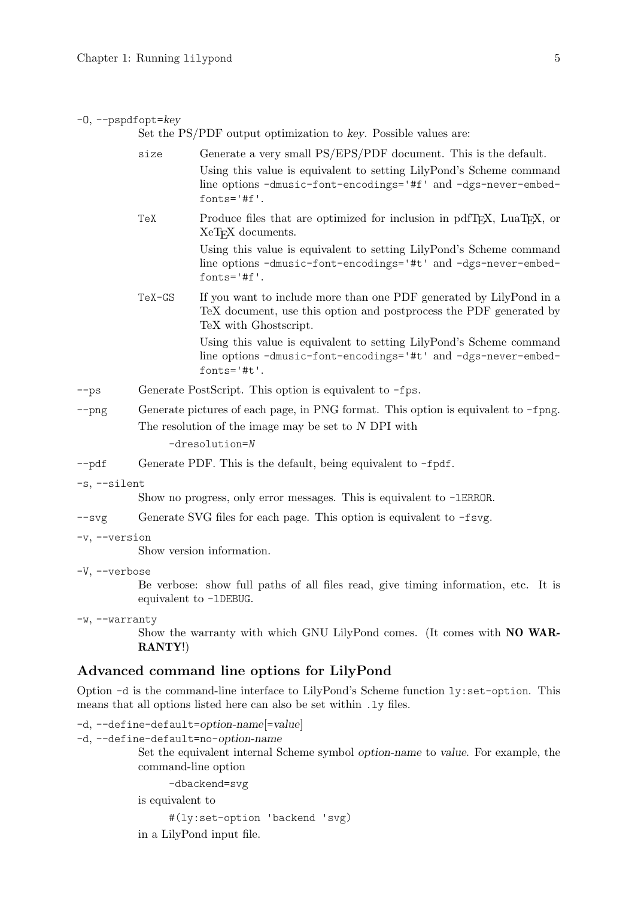`-O, --pspdfopt=`*key*

Set the PS/PDF output optimization to *key*. Possible values are:

`size` Generate a very small PS/EPS/PDF document. This is the default.

Using this value is equivalent to setting LilyPond's Scheme command line options `-dmusic-font-encodings='#f'` and `-dgs-never-embed-fonts='#f'`.

`TeX` Produce files that are optimized for inclusion in pdfTeX, LuaTeX, or XeTeX documents.

Using this value is equivalent to setting LilyPond's Scheme command line options `-dmusic-font-encodings='#t'` and `-dgs-never-embed-fonts='#f'`.

`TeX-GS` If you want to include more than one PDF generated by LilyPond in a TeX document, use this option and postprocess the PDF generated by TeX with Ghostscript.

Using this value is equivalent to setting LilyPond's Scheme command line options `-dmusic-font-encodings='#t'` and `-dgs-never-embed-fonts='#t'`.

`--ps` Generate PostScript. This option is equivalent to `-fps`.

`--png` Generate pictures of each page, in PNG format. This option is equivalent to `-fpng`.

The resolution of the image may be set to *N* DPI with

```
-dresolution=N
```

`--pdf` Generate PDF. This is the default, being equivalent to `-fpdf`.

`-s, --silent`

Show no progress, only error messages. This is equivalent to `-lERROR`.

`--svg` Generate SVG files for each page. This option is equivalent to `-fsvg`.

`-v, --version`

Show version information.

`-V, --verbose`

Be verbose: show full paths of all files read, give timing information, etc. It is equivalent to `-lDEBUG`.

`-w, --warranty`

Show the warranty with which GNU LilyPond comes. (It comes with **NO WARRANTY**!)

## Advanced command line options for LilyPond

Option `-d` is the command-line interface to LilyPond's Scheme function `ly:set-option`. This means that all options listed here can also be set within `.ly` files.

`-d, --define-default=`*option-name*[=*value*]

`-d, --define-default=no-`*option-name*

Set the equivalent internal Scheme symbol *option-name* to *value*. For example, the command-line option

```
-dbackend=svg
```

is equivalent to

```
#(ly:set-option 'backend 'svg)
```

in a LilyPond input file.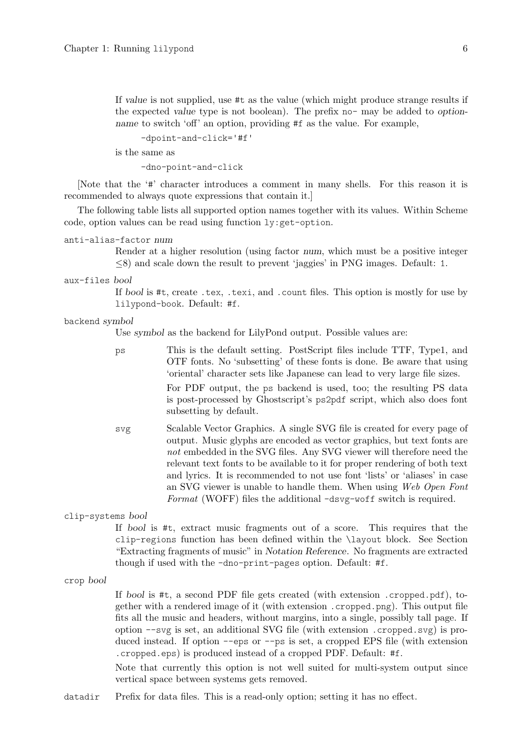If *value* is not supplied, use `#t` as the value (which might produce strange results if the expected *value* type is not boolean). The prefix `no-` may be added to *option-name* to switch 'off' an option, providing `#f` as the value. For example,

```
-dpoint-and-click='#f'
```

is the same as

```
-dno-point-and-click
```

[Note that the '`#`' character introduces a comment in many shells. For this reason it is recommended to always quote expressions that contain it.]

The following table lists all supported option names together with its values. Within Scheme code, option values can be read using function `ly:get-option`.

`anti-alias-factor` *num*

: Render at a higher resolution (using factor *num*, which must be a positive integer $\leq 8$) and scale down the result to prevent 'jaggies' in PNG images. Default: `1`.

`aux-files` *bool*

: If *bool* is `#t`, create `.tex`, `.texi`, and `.count` files. This option is mostly for use by `lilypond-book`. Default: `#f`.

`backend` *symbol*

: Use *symbol* as the backend for LilyPond output. Possible values are:

  `ps`
  : This is the default setting. PostScript files include TTF, Type1, and OTF fonts. No 'subsetting' of these fonts is done. Be aware that using 'oriental' character sets like Japanese can lead to very large file sizes.

    For PDF output, the `ps` backend is used, too; the resulting PS data is post-processed by Ghostscript's `ps2pdf` script, which also does font subsetting by default.

  `svg`
  : Scalable Vector Graphics. A single SVG file is created for every page of output. Music glyphs are encoded as vector graphics, but text fonts are *not* embedded in the SVG files. Any SVG viewer will therefore need the relevant text fonts to be available to it for proper rendering of both text and lyrics. It is recommended to not use font 'lists' or 'aliases' in case an SVG viewer is unable to handle them. When using *Web Open Font Format* (WOFF) files the additional `-dsvg-woff` switch is required.

`clip-systems` *bool*

: If *bool* is `#t`, extract music fragments out of a score. This requires that the `clip-regions` function has been defined within the `\layout` block. See Section "Extracting fragments of music" in *Notation Reference*. No fragments are extracted though if used with the `-dno-print-pages` option. Default: `#f`.

`crop` *bool*

: If *bool* is `#t`, a second PDF file gets created (with extension `.cropped.pdf`), together with a rendered image of it (with extension `.cropped.png`). This output file fits all the music and headers, without margins, into a single, possibly tall page. If option `--svg` is set, an additional SVG file (with extension `.cropped.svg`) is produced instead. If option `--eps` or `--ps` is set, a cropped EPS file (with extension `.cropped.eps`) is produced instead of a cropped PDF. Default: `#f`.

  Note that currently this option is not well suited for multi-system output since vertical space between systems gets removed.

`datadir`

: Prefix for data files. This is a read-only option; setting it has no effect.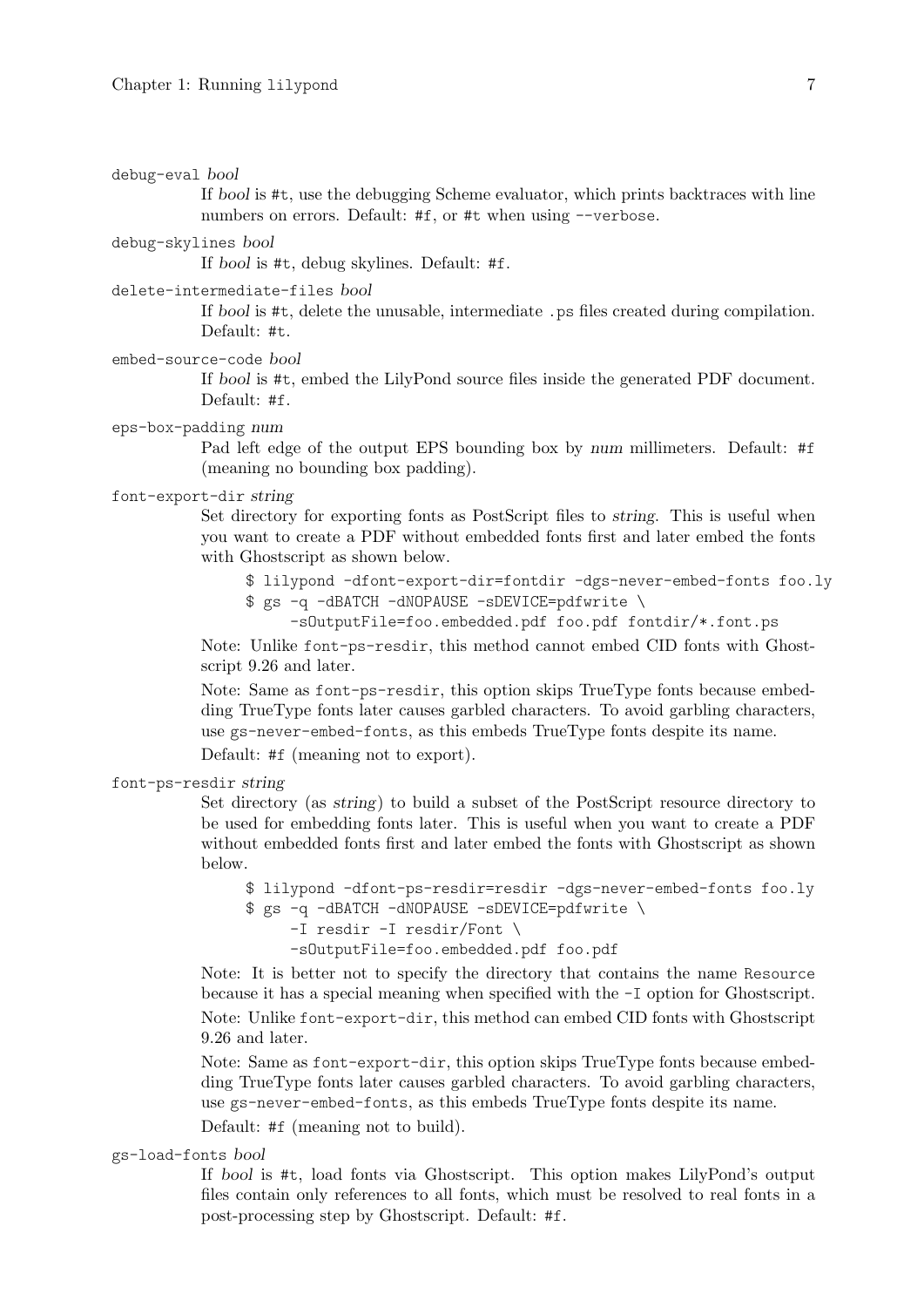`debug-eval` *bool*

If *bool* is `#t`, use the debugging Scheme evaluator, which prints backtraces with line numbers on errors. Default: `#f`, or `#t` when using `--verbose`.

`debug-skylines` *bool*

If *bool* is `#t`, debug skylines. Default: `#f`.

`delete-intermediate-files` *bool*

If *bool* is `#t`, delete the unusable, intermediate `.ps` files created during compilation. Default: `#t`.

`embed-source-code` *bool*

If *bool* is `#t`, embed the LilyPond source files inside the generated PDF document. Default: `#f`.

`eps-box-padding` *num*

Pad left edge of the output EPS bounding box by *num* millimeters. Default: `#f` (meaning no bounding box padding).

`font-export-dir` *string*

Set directory for exporting fonts as PostScript files to *string*. This is useful when you want to create a PDF without embedded fonts first and later embed the fonts with Ghostscript as shown below.

```
$ lilypond -dfont-export-dir=fontdir -dgs-never-embed-fonts foo.ly
$ gs -q -dBATCH -dNOPAUSE -sDEVICE=pdfwrite \
     -sOutputFile=foo.embedded.pdf foo.pdf fontdir/*.font.ps
```

Note: Unlike `font-ps-resdir`, this method cannot embed CID fonts with Ghostscript 9.26 and later.

Note: Same as `font-ps-resdir`, this option skips TrueType fonts because embedding TrueType fonts later causes garbled characters. To avoid garbling characters, use `gs-never-embed-fonts`, as this embeds TrueType fonts despite its name.

Default: `#f` (meaning not to export).

`font-ps-resdir` *string*

Set directory (as *string*) to build a subset of the PostScript resource directory to be used for embedding fonts later. This is useful when you want to create a PDF without embedded fonts first and later embed the fonts with Ghostscript as shown below.

```
$ lilypond -dfont-ps-resdir=resdir -dgs-never-embed-fonts foo.ly
$ gs -q -dBATCH -dNOPAUSE -sDEVICE=pdfwrite \
     -I resdir -I resdir/Font \
     -sOutputFile=foo.embedded.pdf foo.pdf
```

Note: It is better not to specify the directory that contains the name `Resource` because it has a special meaning when specified with the `-I` option for Ghostscript.

Note: Unlike `font-export-dir`, this method can embed CID fonts with Ghostscript 9.26 and later.

Note: Same as `font-export-dir`, this option skips TrueType fonts because embedding TrueType fonts later causes garbled characters. To avoid garbling characters, use `gs-never-embed-fonts`, as this embeds TrueType fonts despite its name.

Default: `#f` (meaning not to build).

`gs-load-fonts` *bool*

If *bool* is `#t`, load fonts via Ghostscript. This option makes LilyPond's output files contain only references to all fonts, which must be resolved to real fonts in a post-processing step by Ghostscript. Default: `#f`.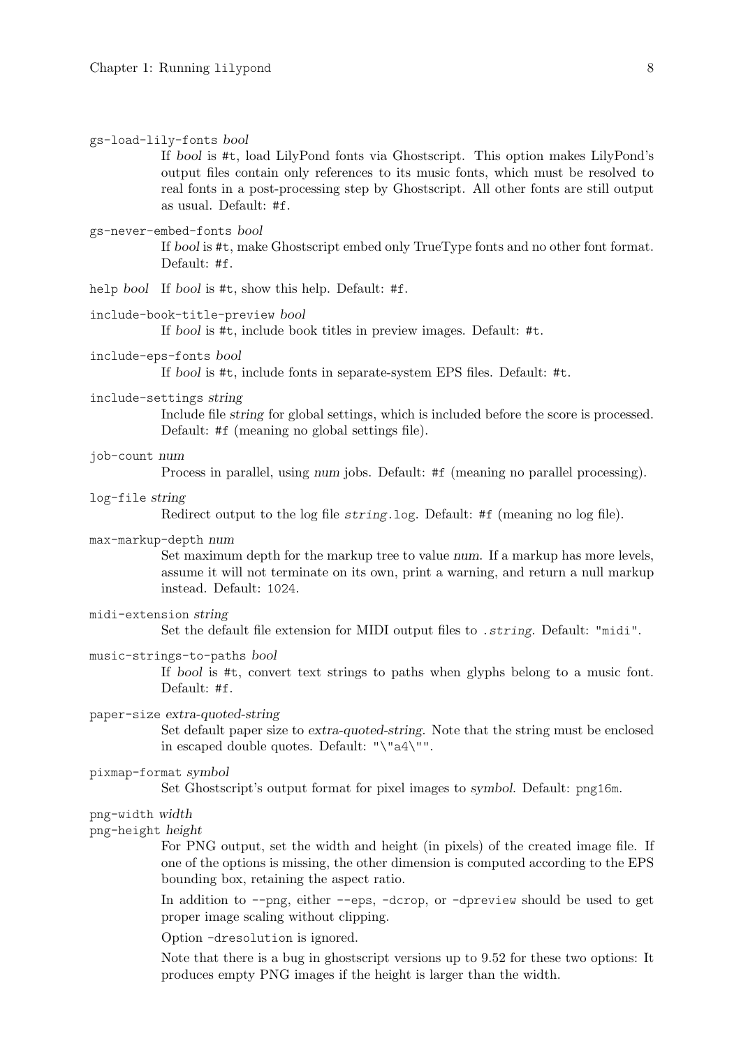`gs-load-lily-fonts` *bool*
: If *bool* is `#t`, load LilyPond fonts via Ghostscript. This option makes LilyPond's output files contain only references to its music fonts, which must be resolved to real fonts in a post-processing step by Ghostscript. All other fonts are still output as usual. Default: `#f`.

`gs-never-embed-fonts` *bool*
: If *bool* is `#t`, make Ghostscript embed only TrueType fonts and no other font format. Default: `#f`.

`help` *bool*
: If *bool* is `#t`, show this help. Default: `#f`.

`include-book-title-preview` *bool*
: If *bool* is `#t`, include book titles in preview images. Default: `#t`.

`include-eps-fonts` *bool*
: If *bool* is `#t`, include fonts in separate-system EPS files. Default: `#t`.

`include-settings` *string*
: Include file *string* for global settings, which is included before the score is processed. Default: `#f` (meaning no global settings file).

`job-count` *num*
: Process in parallel, using *num* jobs. Default: `#f` (meaning no parallel processing).

`log-file` *string*
: Redirect output to the log file *string*`.log`. Default: `#f` (meaning no log file).

`max-markup-depth` *num*
: Set maximum depth for the markup tree to value *num*. If a markup has more levels, assume it will not terminate on its own, print a warning, and return a null markup instead. Default: `1024`.

`midi-extension` *string*
: Set the default file extension for MIDI output files to `.`*string*. Default: `"midi"`.

`music-strings-to-paths` *bool*
: If *bool* is `#t`, convert text strings to paths when glyphs belong to a music font. Default: `#f`.

`paper-size` *extra-quoted-string*
: Set default paper size to *extra-quoted-string*. Note that the string must be enclosed in escaped double quotes. Default: `"\"a4\""`.

`pixmap-format` *symbol*
: Set Ghostscript's output format for pixel images to *symbol*. Default: `png16m`.

`png-width` *width*
`png-height` *height*
: For PNG output, set the width and height (in pixels) of the created image file. If one of the options is missing, the other dimension is computed according to the EPS bounding box, retaining the aspect ratio.

  In addition to `--png`, either `--eps`, `-dcrop`, or `-dpreview` should be used to get proper image scaling without clipping.

  Option `-dresolution` is ignored.

  Note that there is a bug in ghostscript versions up to 9.52 for these two options: It produces empty PNG images if the height is larger than the width.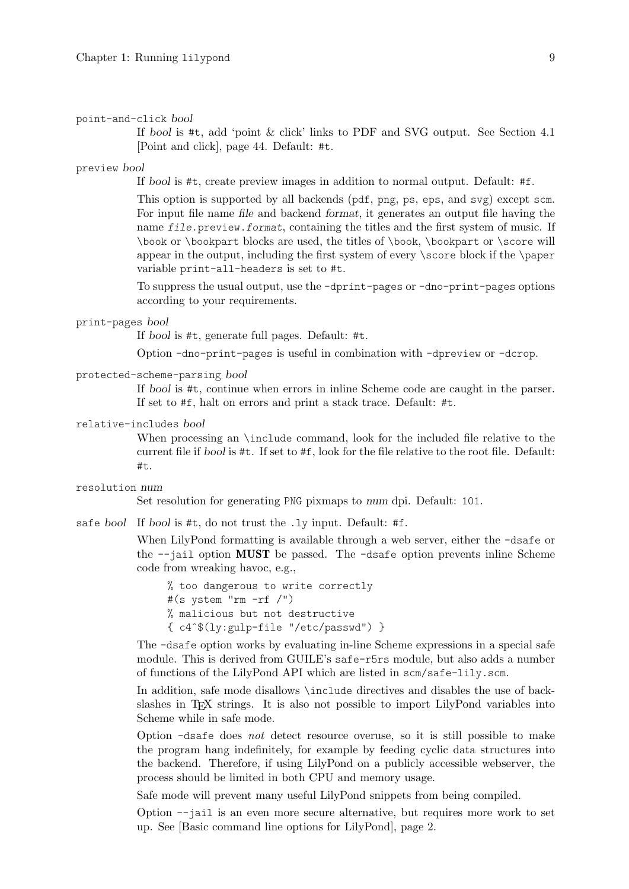`point-and-click` *bool*

If *bool* is `#t`, add 'point & click' links to PDF and SVG output. See Section 4.1 [Point and click], page 44. Default: `#t`.

`preview` *bool*

If *bool* is `#t`, create preview images in addition to normal output. Default: `#f`.

This option is supported by all backends (`pdf`, `png`, `ps`, `eps`, and `svg`) except `scm`. For input file name *file* and backend *format*, it generates an output file having the name `file.preview.format`, containing the titles and the first system of music. If `\book` or `\bookpart` blocks are used, the titles of `\book`, `\bookpart` or `\score` will appear in the output, including the first system of every `\score` block if the `\paper` variable `print-all-headers` is set to `#t`.

To suppress the usual output, use the `-dprint-pages` or `-dno-print-pages` options according to your requirements.

`print-pages` *bool*

If *bool* is `#t`, generate full pages. Default: `#t`.

Option `-dno-print-pages` is useful in combination with `-dpreview` or `-dcrop`.

`protected-scheme-parsing` *bool*

If *bool* is `#t`, continue when errors in inline Scheme code are caught in the parser. If set to `#f`, halt on errors and print a stack trace. Default: `#t`.

`relative-includes` *bool*

When processing an `\include` command, look for the included file relative to the current file if *bool* is `#t`. If set to `#f`, look for the file relative to the root file. Default: `#t`.

`resolution` *num*

Set resolution for generating `PNG` pixmaps to *num* dpi. Default: `101`.

`safe` *bool*

If *bool* is `#t`, do not trust the `.ly` input. Default: `#f`.

When LilyPond formatting is available through a web server, either the `-dsafe` or the `--jail` option **MUST** be passed. The `-dsafe` option prevents inline Scheme code from wreaking havoc, e.g.,

```
% too dangerous to write correctly
#(s ystem "rm -rf /")
% malicious but not destructive
{ c4^$(ly:gulp-file "/etc/passwd") }
```

The `-dsafe` option works by evaluating in-line Scheme expressions in a special safe module. This is derived from GUILE's `safe-r5rs` module, but also adds a number of functions of the LilyPond API which are listed in `scm/safe-lily.scm`.

In addition, safe mode disallows `\include` directives and disables the use of backslashes in TeX strings. It is also not possible to import LilyPond variables into Scheme while in safe mode.

Option `-dsafe` does *not* detect resource overuse, so it is still possible to make the program hang indefinitely, for example by feeding cyclic data structures into the backend. Therefore, if using LilyPond on a publicly accessible webserver, the process should be limited in both CPU and memory usage.

Safe mode will prevent many useful LilyPond snippets from being compiled.

Option `--jail` is an even more secure alternative, but requires more work to set up. See [Basic command line options for LilyPond], page 2.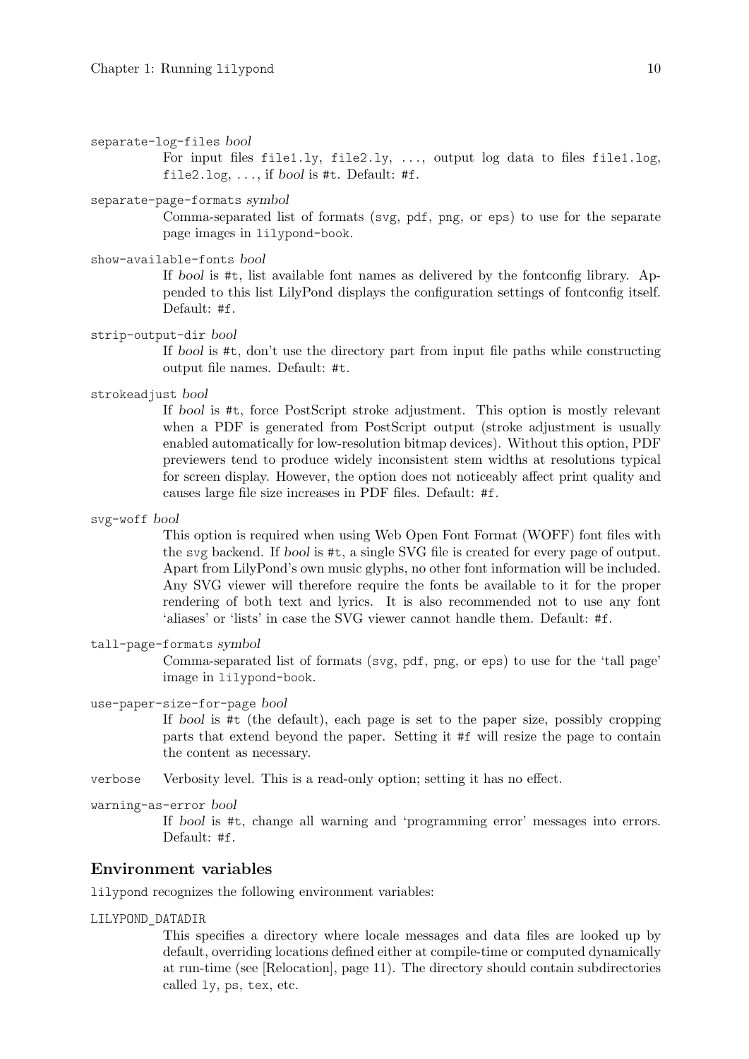`separate-log-files` *bool*

For input files `file1.ly`, `file2.ly`, ..., output log data to files `file1.log`, `file2.log`, ..., if *bool* is `#t`. Default: `#f`.

`separate-page-formats` *symbol*

Comma-separated list of formats (`svg`, `pdf`, `png`, or `eps`) to use for the separate page images in `lilypond-book`.

`show-available-fonts` *bool*

If *bool* is `#t`, list available font names as delivered by the fontconfig library. Appended to this list LilyPond displays the configuration settings of fontconfig itself. Default: `#f`.

`strip-output-dir` *bool*

If *bool* is `#t`, don't use the directory part from input file paths while constructing output file names. Default: `#t`.

`strokeadjust` *bool*

If *bool* is `#t`, force PostScript stroke adjustment. This option is mostly relevant when a PDF is generated from PostScript output (stroke adjustment is usually enabled automatically for low-resolution bitmap devices). Without this option, PDF previewers tend to produce widely inconsistent stem widths at resolutions typical for screen display. However, the option does not noticeably affect print quality and causes large file size increases in PDF files. Default: `#f`.

`svg-woff` *bool*

This option is required when using Web Open Font Format (WOFF) font files with the `svg` backend. If *bool* is `#t`, a single SVG file is created for every page of output. Apart from LilyPond's own music glyphs, no other font information will be included. Any SVG viewer will therefore require the fonts be available to it for the proper rendering of both text and lyrics. It is also recommended not to use any font 'aliases' or 'lists' in case the SVG viewer cannot handle them. Default: `#f`.

`tall-page-formats` *symbol*

Comma-separated list of formats (`svg`, `pdf`, `png`, or `eps`) to use for the 'tall page' image in `lilypond-book`.

`use-paper-size-for-page` *bool*

If *bool* is `#t` (the default), each page is set to the paper size, possibly cropping parts that extend beyond the paper. Setting it `#f` will resize the page to contain the content as necessary.

`verbose` Verbosity level. This is a read-only option; setting it has no effect.

`warning-as-error` *bool*

If *bool* is `#t`, change all warning and 'programming error' messages into errors. Default: `#f`.

## Environment variables

`lilypond` recognizes the following environment variables:

`LILYPOND_DATADIR`

This specifies a directory where locale messages and data files are looked up by default, overriding locations defined either at compile-time or computed dynamically at run-time (see [Relocation], page 11). The directory should contain subdirectories called `ly`, `ps`, `tex`, etc.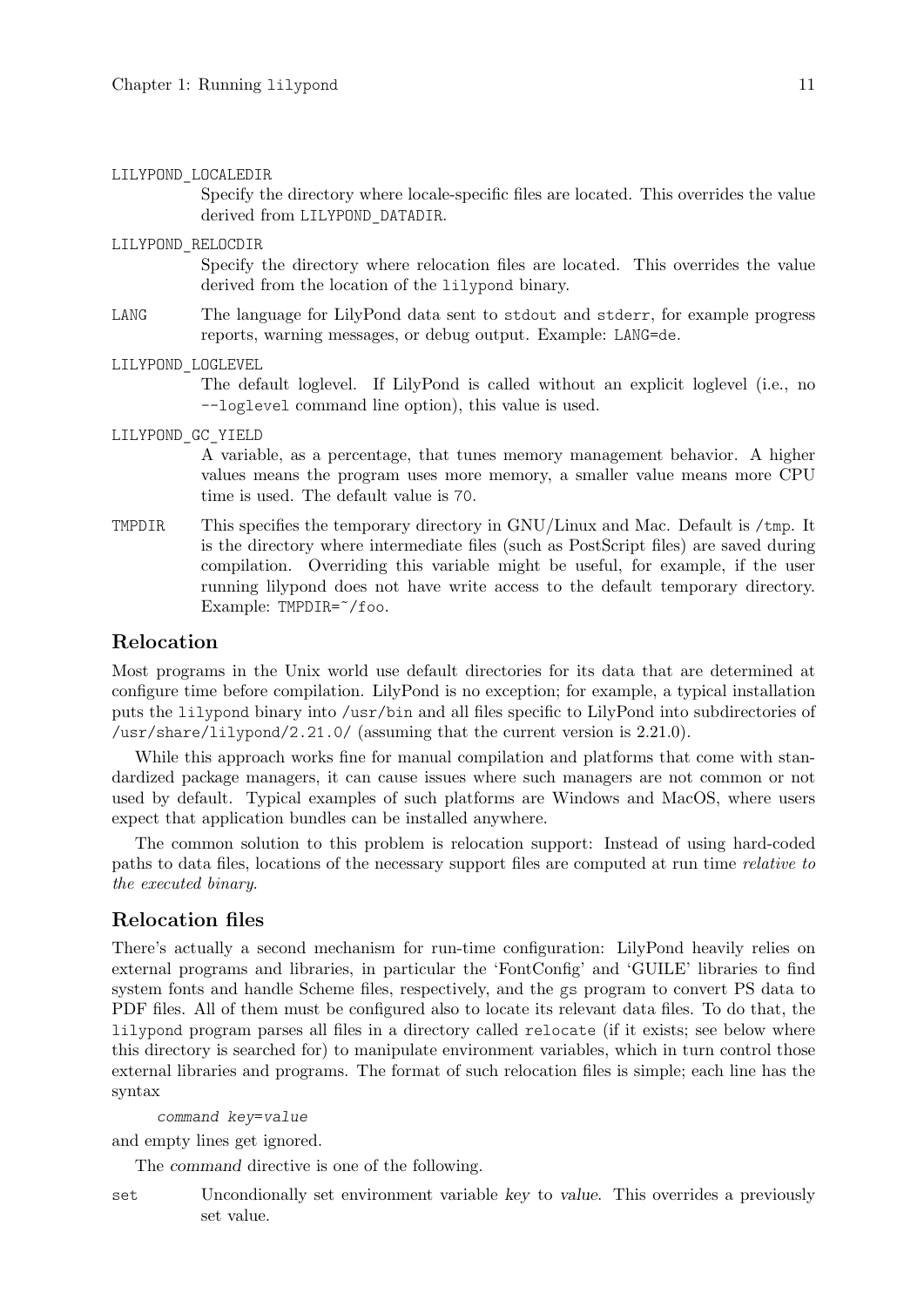`LILYPOND_LOCALEDIR`
: Specify the directory where locale-specific files are located. This overrides the value derived from `LILYPOND_DATADIR`.

`LILYPOND_RELOCDIR`
: Specify the directory where relocation files are located. This overrides the value derived from the location of the `lilypond` binary.

`LANG`
: The language for LilyPond data sent to `stdout` and `stderr`, for example progress reports, warning messages, or debug output. Example: `LANG=de`.

`LILYPOND_LOGLEVEL`
: The default loglevel. If LilyPond is called without an explicit loglevel (i.e., no `--loglevel` command line option), this value is used.

`LILYPOND_GC_YIELD`
: A variable, as a percentage, that tunes memory management behavior. A higher values means the program uses more memory, a smaller value means more CPU time is used. The default value is `70`.

`TMPDIR`
: This specifies the temporary directory in GNU/Linux and Mac. Default is `/tmp`. It is the directory where intermediate files (such as PostScript files) are saved during compilation. Overriding this variable might be useful, for example, if the user running lilypond does not have write access to the default temporary directory. Example: `TMPDIR=~/foo`.

## Relocation

Most programs in the Unix world use default directories for its data that are determined at configure time before compilation. LilyPond is no exception; for example, a typical installation puts the `lilypond` binary into `/usr/bin` and all files specific to LilyPond into subdirectories of `/usr/share/lilypond/2.21.0/` (assuming that the current version is 2.21.0).

While this approach works fine for manual compilation and platforms that come with standardized package managers, it can cause issues where such managers are not common or not used by default. Typical examples of such platforms are Windows and MacOS, where users expect that application bundles can be installed anywhere.

The common solution to this problem is relocation support: Instead of using hard-coded paths to data files, locations of the necessary support files are computed at run time *relative to the executed binary*.

## Relocation files

There's actually a second mechanism for run-time configuration: LilyPond heavily relies on external programs and libraries, in particular the 'FontConfig' and 'GUILE' libraries to find system fonts and handle Scheme files, respectively, and the `gs` program to convert PS data to PDF files. All of them must be configured also to locate its relevant data files. To do that, the `lilypond` program parses all files in a directory called `relocate` (if it exists; see below where this directory is searched for) to manipulate environment variables, which in turn control those external libraries and programs. The format of such relocation files is simple; each line has the syntax

```
command key=value
```

and empty lines get ignored.

The *command* directive is one of the following.

`set`
: Unconditionally set environment variable *key* to *value*. This overrides a previously set value.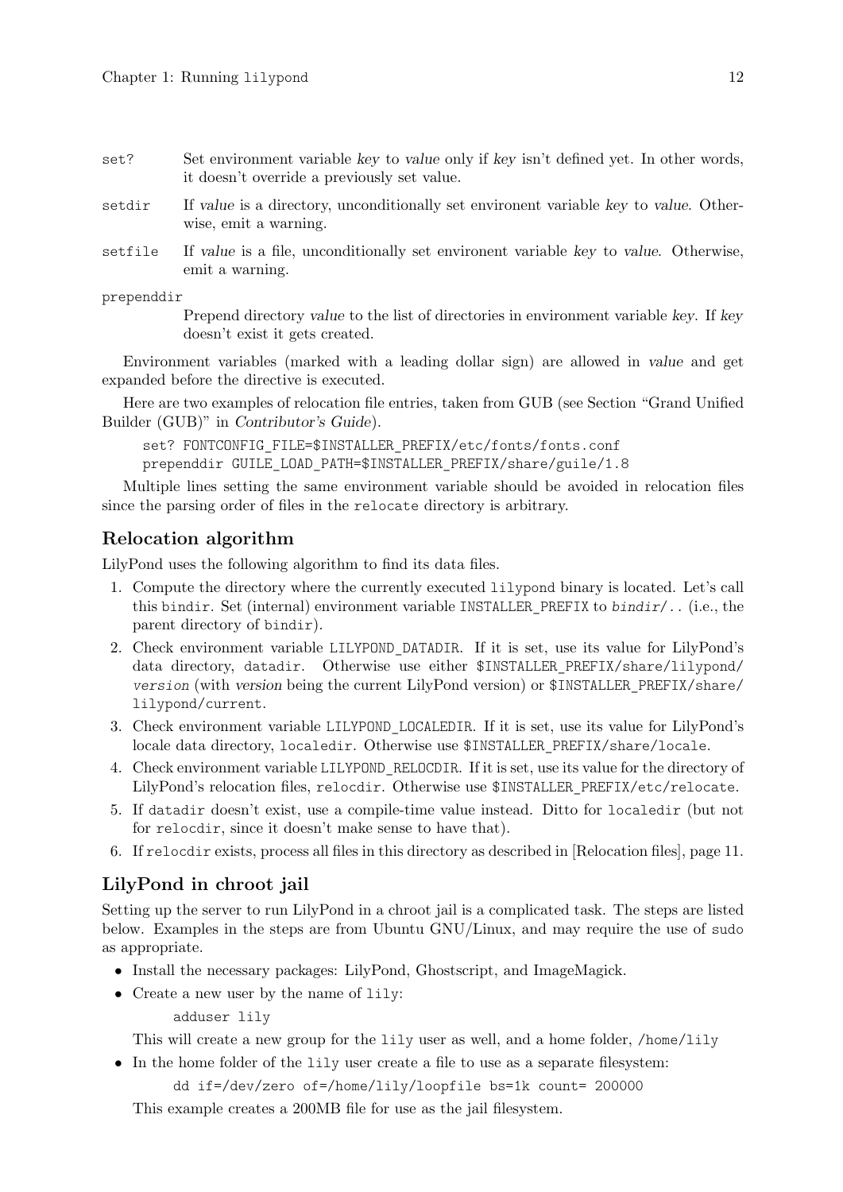`set?` Set environment variable *key* to *value* only if *key* isn't defined yet. In other words, it doesn't override a previously set value.

`setdir` If *value* is a directory, unconditionally set environent variable *key* to *value*. Otherwise, emit a warning.

`setfile` If *value* is a file, unconditionally set environent variable *key* to *value*. Otherwise, emit a warning.

`prependdir`
Prepend directory *value* to the list of directories in environment variable *key*. If *key* doesn't exist it gets created.

Environment variables (marked with a leading dollar sign) are allowed in *value* and get expanded before the directive is executed.

Here are two examples of relocation file entries, taken from GUB (see Section "Grand Unified Builder (GUB)" in *Contributor's Guide*).

```
set? FONTCONFIG_FILE=$INSTALLER_PREFIX/etc/fonts/fonts.conf
prependdir GUILE_LOAD_PATH=$INSTALLER_PREFIX/share/guile/1.8
```

Multiple lines setting the same environment variable should be avoided in relocation files since the parsing order of files in the `relocate` directory is arbitrary.

## Relocation algorithm

LilyPond uses the following algorithm to find its data files.

1. Compute the directory where the currently executed `lilypond` binary is located. Let's call this `bindir`. Set (internal) environment variable `INSTALLER_PREFIX` to *bindir*`/..` (i.e., the parent directory of `bindir`).
2. Check environment variable `LILYPOND_DATADIR`. If it is set, use its value for LilyPond's data directory, `datadir`. Otherwise use either `$INSTALLER_PREFIX/share/lilypond/`*version* (with *version* being the current LilyPond version) or `$INSTALLER_PREFIX/share/lilypond/current`.
3. Check environment variable `LILYPOND_LOCALEDIR`. If it is set, use its value for LilyPond's locale data directory, `localedir`. Otherwise use `$INSTALLER_PREFIX/share/locale`.
4. Check environment variable `LILYPOND_RELOCDIR`. If it is set, use its value for the directory of LilyPond's relocation files, `relocdir`. Otherwise use `$INSTALLER_PREFIX/etc/relocate`.
5. If `datadir` doesn't exist, use a compile-time value instead. Ditto for `localedir` (but not for `relocdir`, since it doesn't make sense to have that).
6. If `relocdir` exists, process all files in this directory as described in [Relocation files], page 11.

## LilyPond in chroot jail

Setting up the server to run LilyPond in a chroot jail is a complicated task. The steps are listed below. Examples in the steps are from Ubuntu GNU/Linux, and may require the use of `sudo` as appropriate.

- Install the necessary packages: LilyPond, Ghostscript, and ImageMagick.
- Create a new user by the name of `lily`:

  ```
  adduser lily
  ```

  This will create a new group for the `lily` user as well, and a home folder, `/home/lily`
- In the home folder of the `lily` user create a file to use as a separate filesystem:

  ```
  dd if=/dev/zero of=/home/lily/loopfile bs=1k count= 200000
  ```

  This example creates a 200MB file for use as the jail filesystem.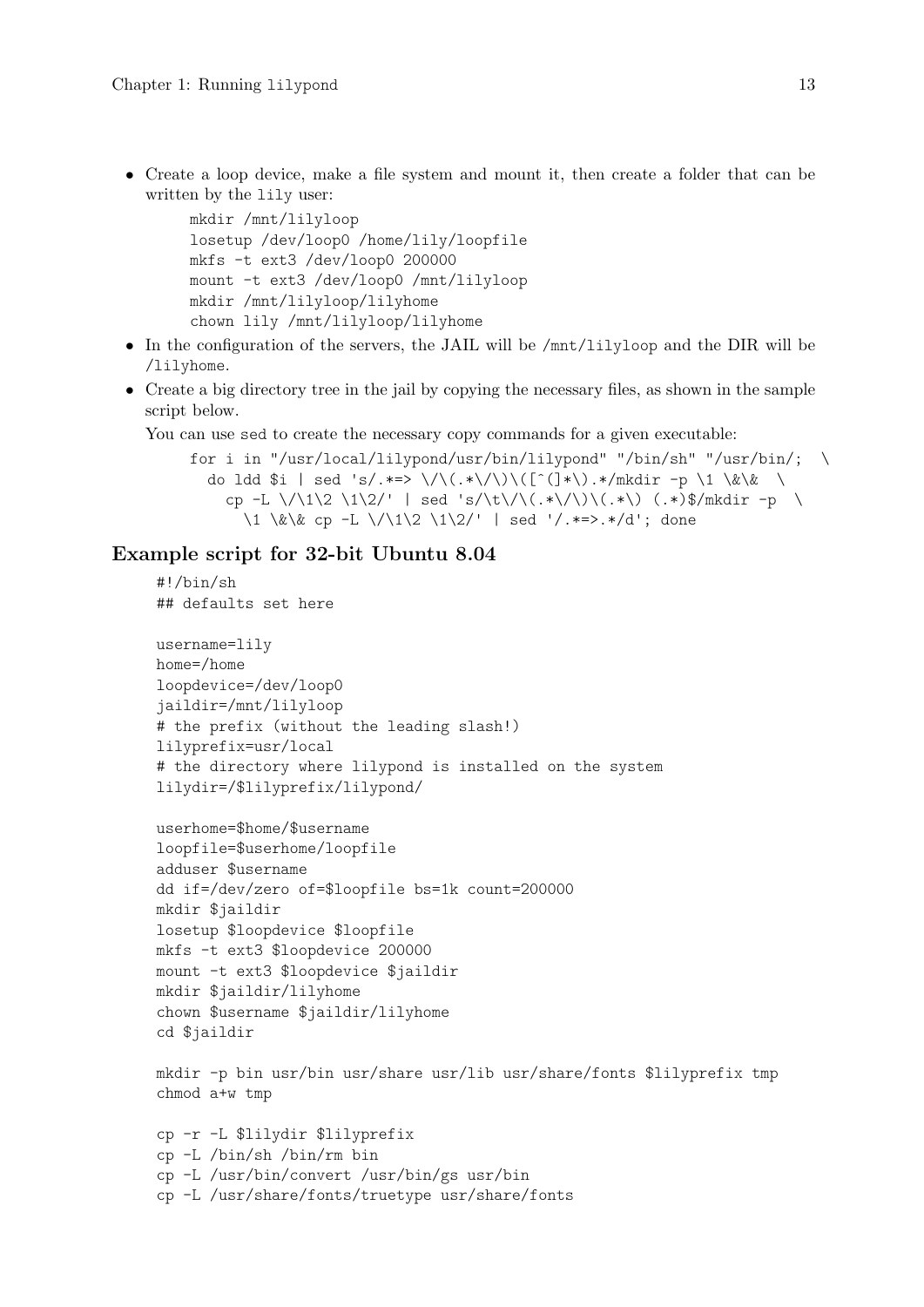- Create a loop device, make a file system and mount it, then create a folder that can be written by the `lily` user:

  ```
  mkdir /mnt/lilyloop
  losetup /dev/loop0 /home/lily/loopfile
  mkfs -t ext3 /dev/loop0 200000
  mount -t ext3 /dev/loop0 /mnt/lilyloop
  mkdir /mnt/lilyloop/lilyhome
  chown lily /mnt/lilyloop/lilyhome
  ```

- In the configuration of the servers, the JAIL will be `/mnt/lilyloop` and the DIR will be `/lilyhome`.
- Create a big directory tree in the jail by copying the necessary files, as shown in the sample script below.

  You can use `sed` to create the necessary copy commands for a given executable:

  ```
  for i in "/usr/local/lilypond/usr/bin/lilypond" "/bin/sh" "/usr/bin/;  \
    do ldd $i | sed 's/.*=> \/\(.*\/\)\([^(]*\).*/mkdir -p \1 \&\&  \
      cp -L \/\1\2 \1\2/' | sed 's/\t\/\(.*\/\)\(.*\) (.*)$/mkdir -p  \
        \1 \&\& cp -L \/\1\2 \1\2/' | sed '/.*=>.*/d'; done
  ```

## Example script for 32-bit Ubuntu 8.04

```
#!/bin/sh
## defaults set here

username=lily
home=/home
loopdevice=/dev/loop0
jaildir=/mnt/lilyloop
# the prefix (without the leading slash!)
lilyprefix=usr/local
# the directory where lilypond is installed on the system
lilydir=/$lilyprefix/lilypond/

userhome=$home/$username
loopfile=$userhome/loopfile
adduser $username
dd if=/dev/zero of=$loopfile bs=1k count=200000
mkdir $jaildir
losetup $loopdevice $loopfile
mkfs -t ext3 $loopdevice 200000
mount -t ext3 $loopdevice $jaildir
mkdir $jaildir/lilyhome
chown $username $jaildir/lilyhome
cd $jaildir

mkdir -p bin usr/bin usr/share usr/lib usr/share/fonts $lilyprefix tmp
chmod a+w tmp

cp -r -L $lilydir $lilyprefix
cp -L /bin/sh /bin/rm bin
cp -L /usr/bin/convert /usr/bin/gs usr/bin
cp -L /usr/share/fonts/truetype usr/share/fonts
```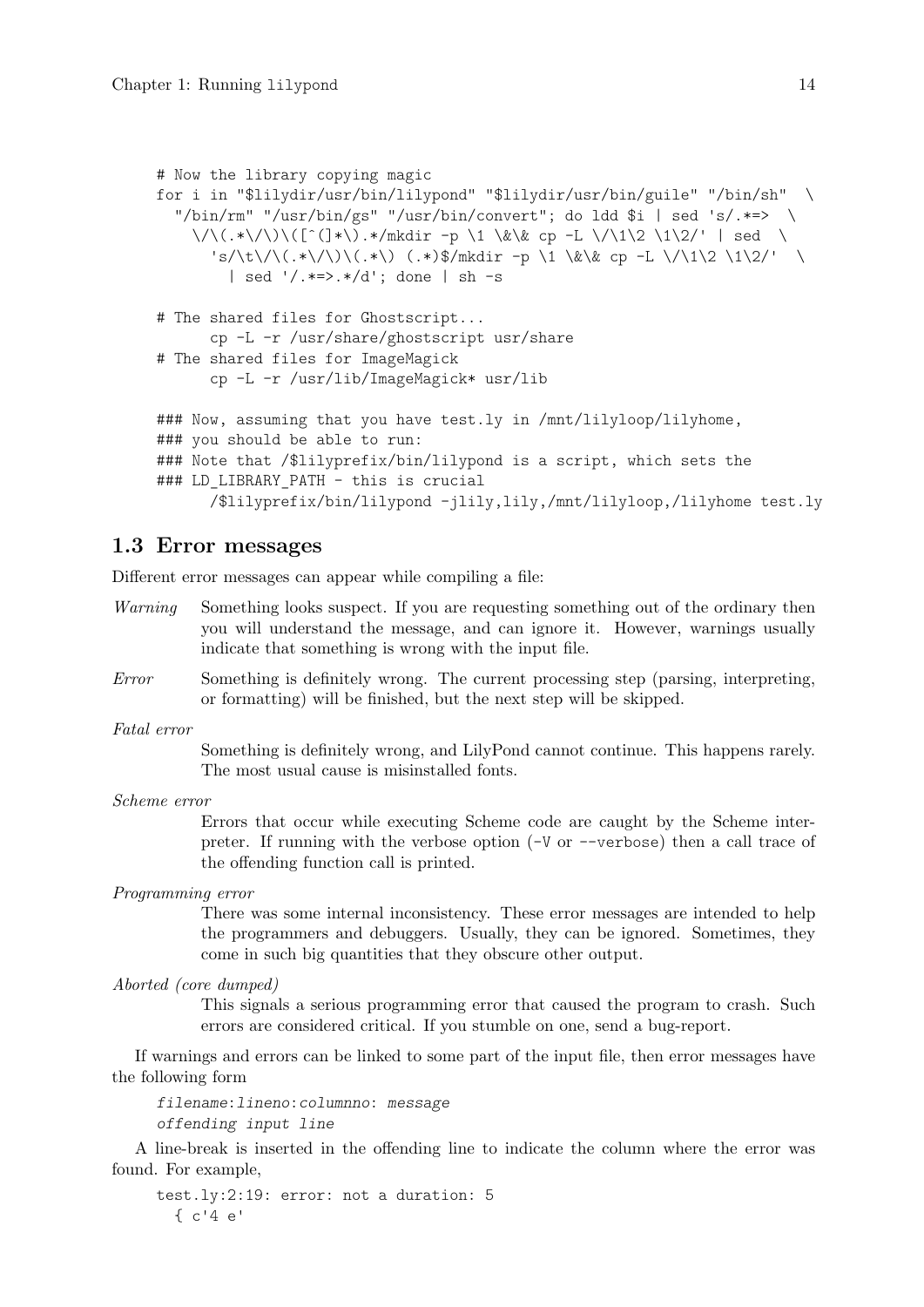```
# Now the library copying magic
for i in "$lilydir/usr/bin/lilypond" "$lilydir/usr/bin/guile" "/bin/sh"  \
  "/bin/rm" "/usr/bin/gs" "/usr/bin/convert"; do ldd $i | sed 's/.*=>  \
    \/\(.*\/\)\([^(]*\).*/mkdir -p \1 \&\& cp -L \/\1\2 \1\2/' | sed  \
      's/\t\/\(.*\/\)\(.*\) (.*)$/mkdir -p \1 \&\& cp -L \/\1\2 \1\2/'  \
        | sed '/.*=>.*/d'; done | sh -s

# The shared files for Ghostscript...
      cp -L -r /usr/share/ghostscript usr/share
# The shared files for ImageMagick
      cp -L -r /usr/lib/ImageMagick* usr/lib

### Now, assuming that you have test.ly in /mnt/lilyloop/lilyhome,
### you should be able to run:
### Note that /$lilyprefix/bin/lilypond is a script, which sets the
### LD_LIBRARY_PATH - this is crucial
      /$lilyprefix/bin/lilypond -jlily,lily,/mnt/lilyloop,/lilyhome test.ly
```

## 1.3 Error messages

Different error messages can appear while compiling a file:

*Warning*
: Something looks suspect. If you are requesting something out of the ordinary then you will understand the message, and can ignore it. However, warnings usually indicate that something is wrong with the input file.

*Error*
: Something is definitely wrong. The current processing step (parsing, interpreting, or formatting) will be finished, but the next step will be skipped.

*Fatal error*
: Something is definitely wrong, and LilyPond cannot continue. This happens rarely. The most usual cause is misinstalled fonts.

*Scheme error*
: Errors that occur while executing Scheme code are caught by the Scheme interpreter. If running with the verbose option (`-V` or `--verbose`) then a call trace of the offending function call is printed.

*Programming error*
: There was some internal inconsistency. These error messages are intended to help the programmers and debuggers. Usually, they can be ignored. Sometimes, they come in such big quantities that they obscure other output.

*Aborted (core dumped)*
: This signals a serious programming error that caused the program to crash. Such errors are considered critical. If you stumble on one, send a bug-report.

If warnings and errors can be linked to some part of the input file, then error messages have the following form

```
filename:lineno:columnno: message
offending input line
```

A line-break is inserted in the offending line to indicate the column where the error was found. For example,

```
test.ly:2:19: error: not a duration: 5
  { c'4 e'
```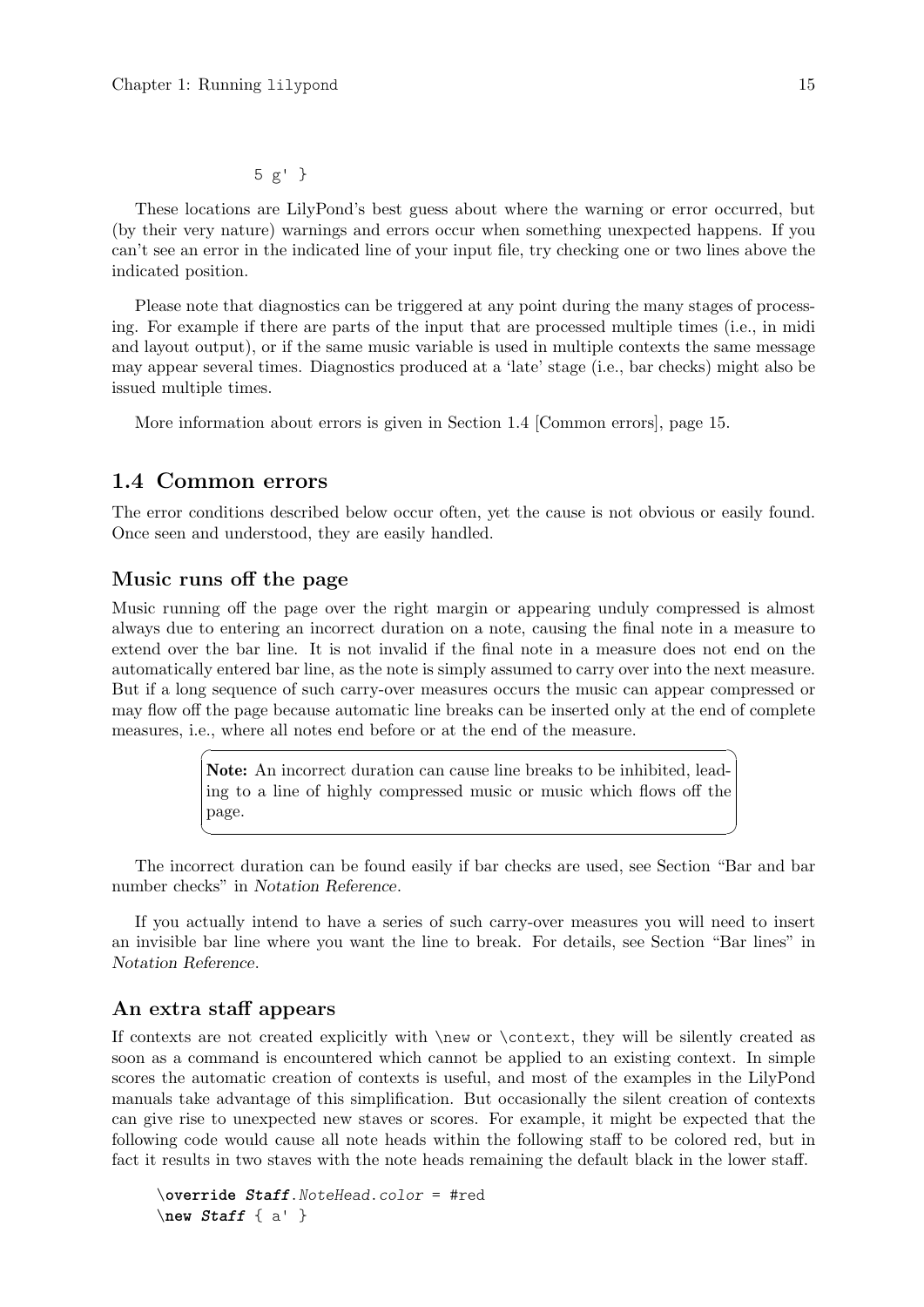```
5 g' }
```

These locations are LilyPond's best guess about where the warning or error occurred, but (by their very nature) warnings and errors occur when something unexpected happens. If you can't see an error in the indicated line of your input file, try checking one or two lines above the indicated position.

Please note that diagnostics can be triggered at any point during the many stages of processing. For example if there are parts of the input that are processed multiple times (i.e., in midi and layout output), or if the same music variable is used in multiple contexts the same message may appear several times. Diagnostics produced at a 'late' stage (i.e., bar checks) might also be issued multiple times.

More information about errors is given in Section 1.4 [Common errors], page 15.

## 1.4 Common errors

The error conditions described below occur often, yet the cause is not obvious or easily found. Once seen and understood, they are easily handled.

### Music runs off the page

Music running off the page over the right margin or appearing unduly compressed is almost always due to entering an incorrect duration on a note, causing the final note in a measure to extend over the bar line. It is not invalid if the final note in a measure does not end on the automatically entered bar line, as the note is simply assumed to carry over into the next measure. But if a long sequence of such carry-over measures occurs the music can appear compressed or may flow off the page because automatic line breaks can be inserted only at the end of complete measures, i.e., where all notes end before or at the end of the measure.

> **Note:** An incorrect duration can cause line breaks to be inhibited, leading to a line of highly compressed music or music which flows off the page.

The incorrect duration can be found easily if bar checks are used, see Section "Bar and bar number checks" in *Notation Reference*.

If you actually intend to have a series of such carry-over measures you will need to insert an invisible bar line where you want the line to break. For details, see Section "Bar lines" in *Notation Reference*.

### An extra staff appears

If contexts are not created explicitly with `\new` or `\context`, they will be silently created as soon as a command is encountered which cannot be applied to an existing context. In simple scores the automatic creation of contexts is useful, and most of the examples in the LilyPond manuals take advantage of this simplification. But occasionally the silent creation of contexts can give rise to unexpected new staves or scores. For example, it might be expected that the following code would cause all note heads within the following staff to be colored red, but in fact it results in two staves with the note heads remaining the default black in the lower staff.

```
\override Staff.NoteHead.color = #red
\new Staff { a' }
```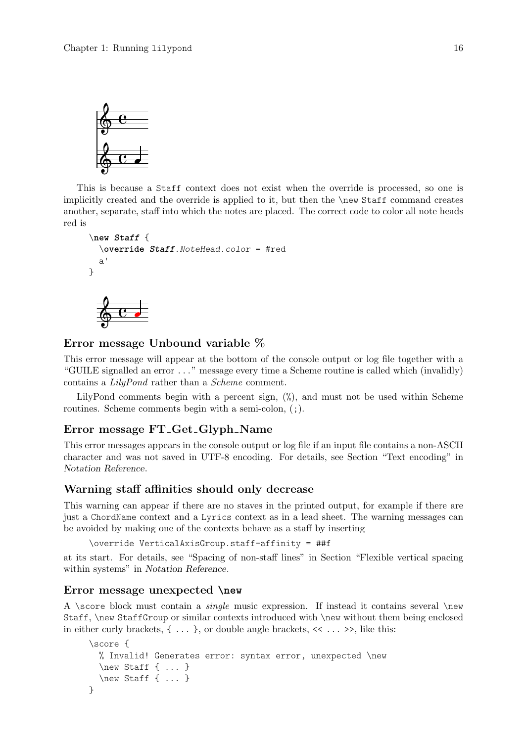This is because a Staff context does not exist when the override is processed, so one is implicitly created and the override is applied to it, but then the \new Staff command creates another, separate, staff into which the notes are placed. The correct code to color all note heads red is

```
\new Staff {
  \override Staff.NoteHead.color = #red
  a'
}
```

### Error message Unbound variable %

This error message will appear at the bottom of the console output or log file together with a "GUILE signalled an error ..." message every time a Scheme routine is called which (invalidly) contains a *LilyPond* rather than a *Scheme* comment.

LilyPond comments begin with a percent sign, (%), and must not be used within Scheme routines. Scheme comments begin with a semi-colon, (;).

### Error message FT_Get_Glyph_Name

This error messages appears in the console output or log file if an input file contains a non-ASCII character and was not saved in UTF-8 encoding. For details, see Section "Text encoding" in *Notation Reference*.

### Warning staff affinities should only decrease

This warning can appear if there are no staves in the printed output, for example if there are just a ChordName context and a Lyrics context as in a lead sheet. The warning messages can be avoided by making one of the contexts behave as a staff by inserting

```
\override VerticalAxisGroup.staff-affinity = ##f
```

at its start. For details, see "Spacing of non-staff lines" in Section "Flexible vertical spacing within systems" in *Notation Reference*.

### Error message unexpected \new

A \score block must contain a *single* music expression. If instead it contains several \new Staff, \new StaffGroup or similar contexts introduced with \new without them being enclosed in either curly brackets, { ... }, or double angle brackets, << ... >>, like this:

```
\score {
  % Invalid! Generates error: syntax error, unexpected \new
  \new Staff { ... }
  \new Staff { ... }
}
```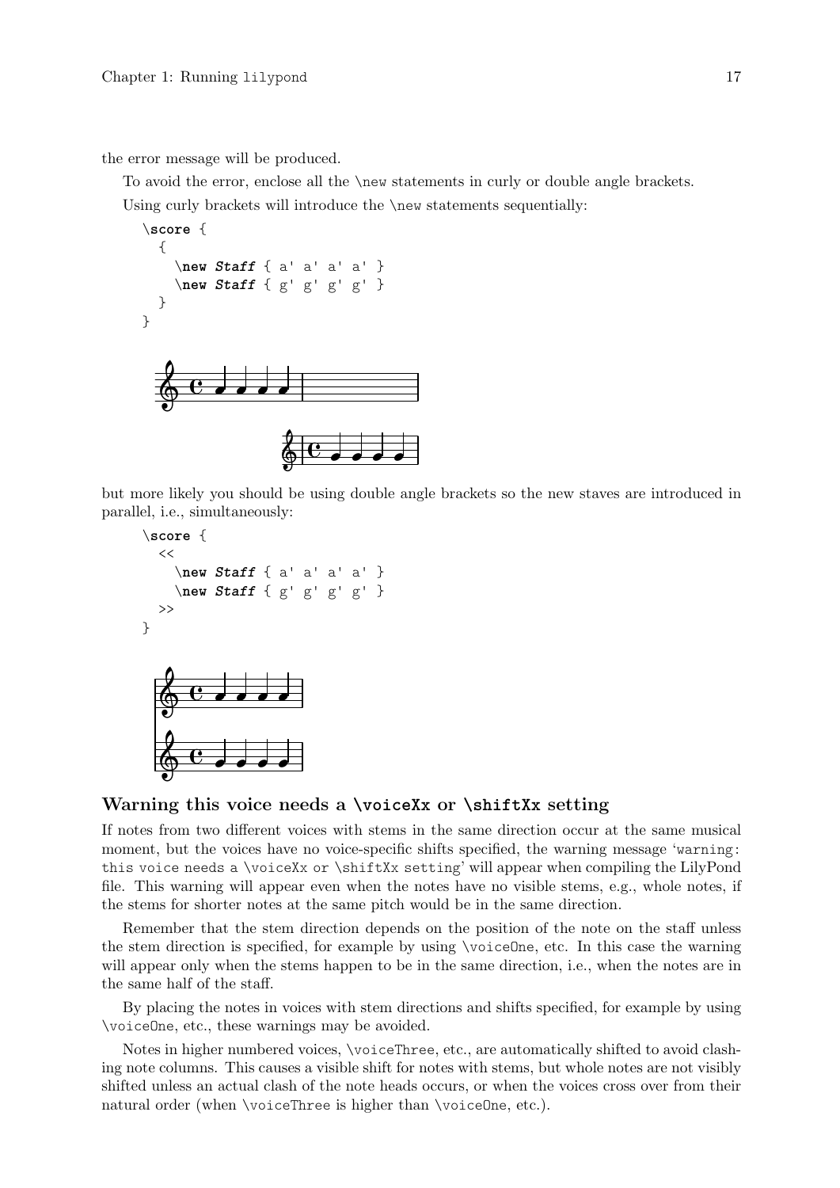the error message will be produced.

To avoid the error, enclose all the \new statements in curly or double angle brackets.

Using curly brackets will introduce the \new statements sequentially:

```
\score {
  {
    \new Staff { a' a' a' a' }
    \new Staff { g' g' g' g' }
  }
}
```

but more likely you should be using double angle brackets so the new staves are introduced in parallel, i.e., simultaneously:

```
\score {
  <<
    \new Staff { a' a' a' a' }
    \new Staff { g' g' g' g' }
  >>
}
```

### Warning this voice needs a \voiceXx or \shiftXx setting

If notes from two different voices with stems in the same direction occur at the same musical moment, but the voices have no voice-specific shifts specified, the warning message 'warning: this voice needs a \voiceXx or \shiftXx setting' will appear when compiling the LilyPond file. This warning will appear even when the notes have no visible stems, e.g., whole notes, if the stems for shorter notes at the same pitch would be in the same direction.

Remember that the stem direction depends on the position of the note on the staff unless the stem direction is specified, for example by using \voiceOne, etc. In this case the warning will appear only when the stems happen to be in the same direction, i.e., when the notes are in the same half of the staff.

By placing the notes in voices with stem directions and shifts specified, for example by using \voiceOne, etc., these warnings may be avoided.

Notes in higher numbered voices, \voiceThree, etc., are automatically shifted to avoid clashing note columns. This causes a visible shift for notes with stems, but whole notes are not visibly shifted unless an actual clash of the note heads occurs, or when the voices cross over from their natural order (when \voiceThree is higher than \voiceOne, etc.).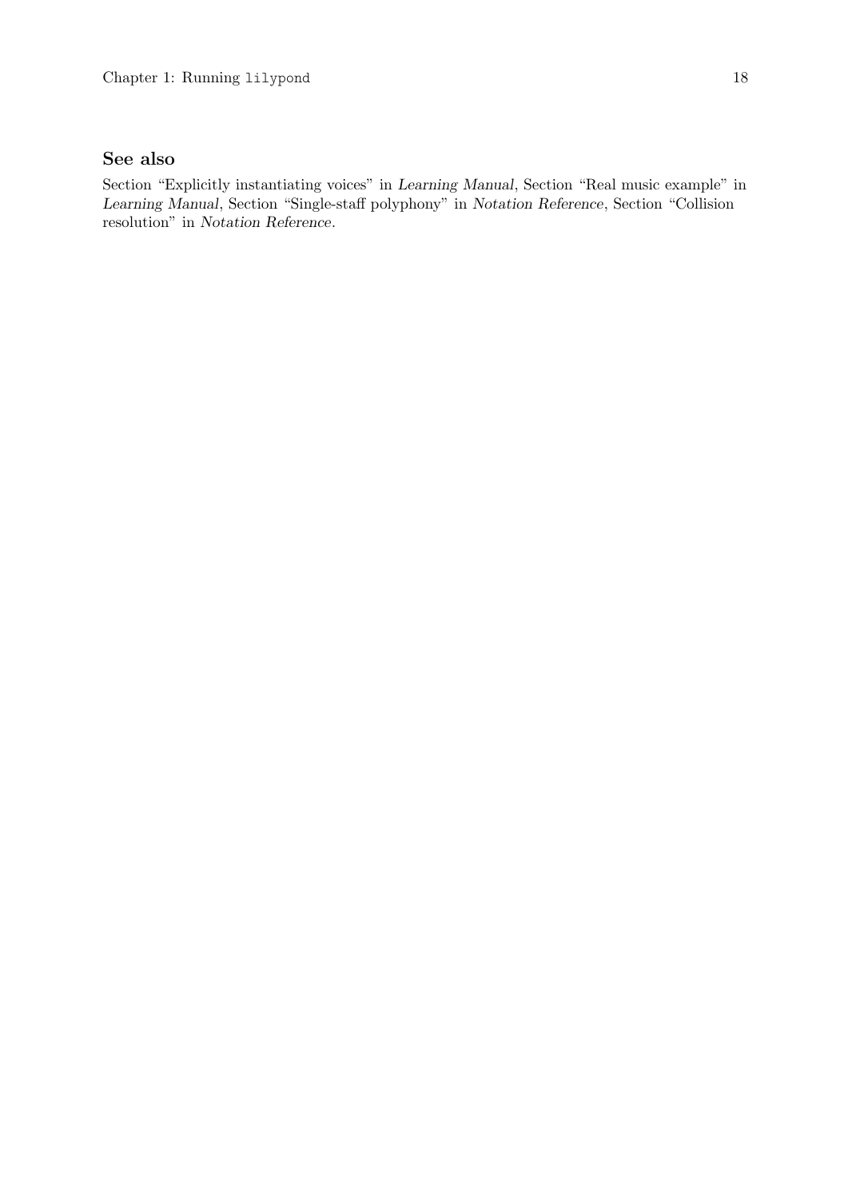### See also

Section "Explicitly instantiating voices" in *Learning Manual*, Section "Real music example" in *Learning Manual*, Section "Single-staff polyphony" in *Notation Reference*, Section "Collision resolution" in *Notation Reference*.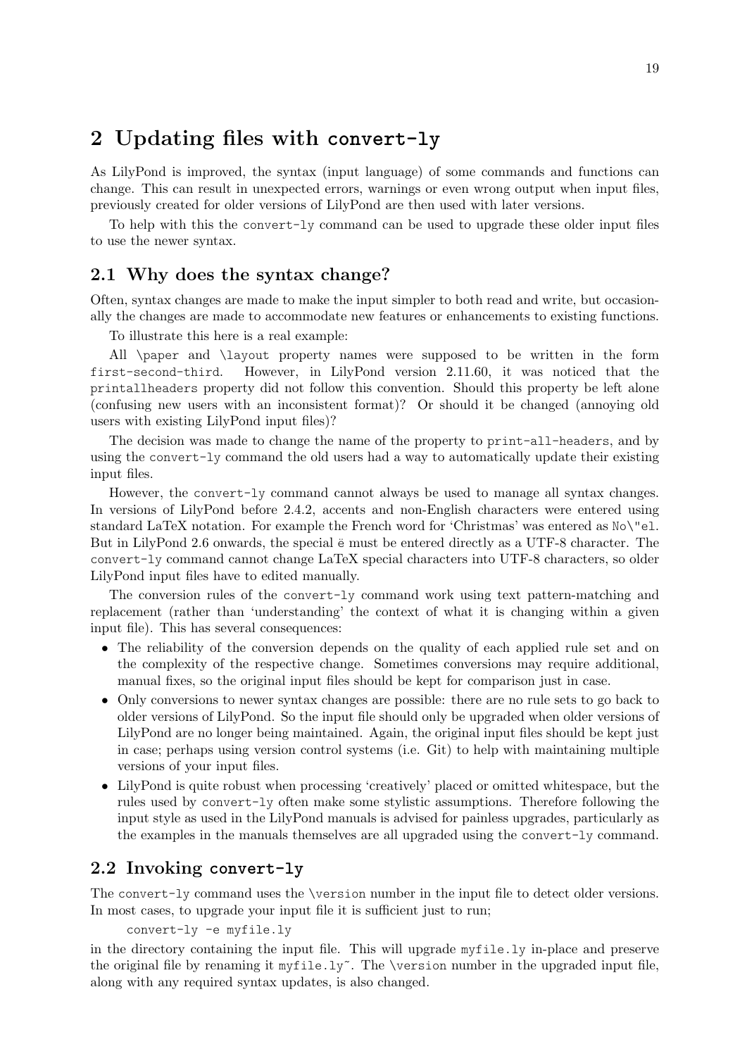# 2 Updating files with `convert-ly`

As LilyPond is improved, the syntax (input language) of some commands and functions can change. This can result in unexpected errors, warnings or even wrong output when input files, previously created for older versions of LilyPond are then used with later versions.

To help with this the `convert-ly` command can be used to upgrade these older input files to use the newer syntax.

## 2.1 Why does the syntax change?

Often, syntax changes are made to make the input simpler to both read and write, but occasionally the changes are made to accommodate new features or enhancements to existing functions.

To illustrate this here is a real example:

All `\paper` and `\layout` property names were supposed to be written in the form `first-second-third`. However, in LilyPond version 2.11.60, it was noticed that the `printallheaders` property did not follow this convention. Should this property be left alone (confusing new users with an inconsistent format)? Or should it be changed (annoying old users with existing LilyPond input files)?

The decision was made to change the name of the property to `print-all-headers`, and by using the `convert-ly` command the old users had a way to automatically update their existing input files.

However, the `convert-ly` command cannot always be used to manage all syntax changes. In versions of LilyPond before 2.4.2, accents and non-English characters were entered using standard LaTeX notation. For example the French word for 'Christmas' was entered as `No\"el`. But in LilyPond 2.6 onwards, the special ë must be entered directly as a UTF-8 character. The `convert-ly` command cannot change LaTeX special characters into UTF-8 characters, so older LilyPond input files have to edited manually.

The conversion rules of the `convert-ly` command work using text pattern-matching and replacement (rather than 'understanding' the context of what it is changing within a given input file). This has several consequences:

- The reliability of the conversion depends on the quality of each applied rule set and on the complexity of the respective change. Sometimes conversions may require additional, manual fixes, so the original input files should be kept for comparison just in case.
- Only conversions to newer syntax changes are possible: there are no rule sets to go back to older versions of LilyPond. So the input file should only be upgraded when older versions of LilyPond are no longer being maintained. Again, the original input files should be kept just in case; perhaps using version control systems (i.e. Git) to help with maintaining multiple versions of your input files.
- LilyPond is quite robust when processing 'creatively' placed or omitted whitespace, but the rules used by `convert-ly` often make some stylistic assumptions. Therefore following the input style as used in the LilyPond manuals is advised for painless upgrades, particularly as the examples in the manuals themselves are all upgraded using the `convert-ly` command.

## 2.2 Invoking `convert-ly`

The `convert-ly` command uses the `\version` number in the input file to detect older versions. In most cases, to upgrade your input file it is sufficient just to run;

```
convert-ly -e myfile.ly
```

in the directory containing the input file. This will upgrade `myfile.ly` in-place and preserve the original file by renaming it `myfile.ly~`. The `\version` number in the upgraded input file, along with any required syntax updates, is also changed.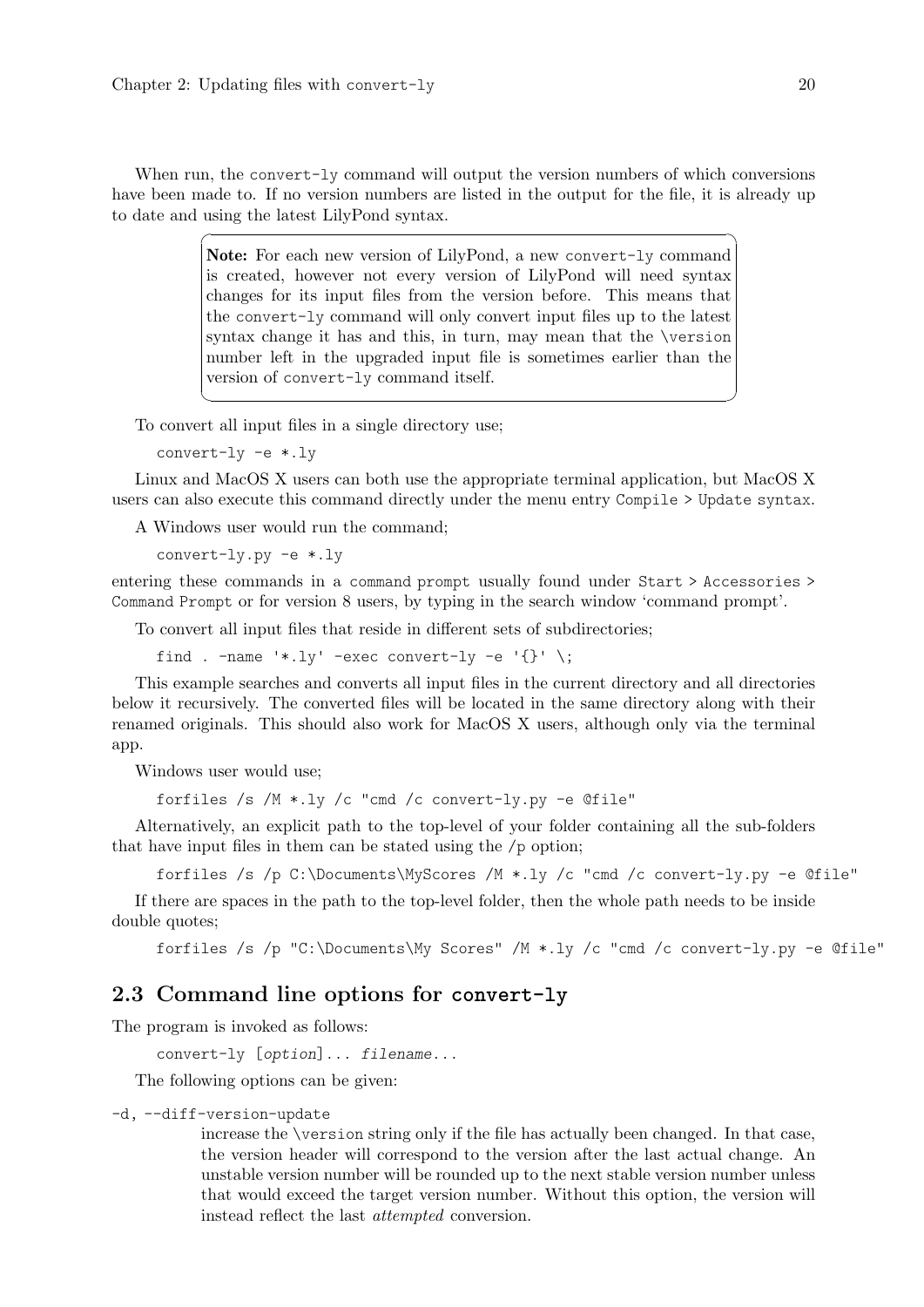When run, the convert-ly command will output the version numbers of which conversions have been made to. If no version numbers are listed in the output for the file, it is already up to date and using the latest LilyPond syntax.

> **Note:** For each new version of LilyPond, a new convert-ly command is created, however not every version of LilyPond will need syntax changes for its input files from the version before. This means that the convert-ly command will only convert input files up to the latest syntax change it has and this, in turn, may mean that the \version number left in the upgraded input file is sometimes earlier than the version of convert-ly command itself.

To convert all input files in a single directory use;

```
convert-ly -e *.ly
```

Linux and MacOS X users can both use the appropriate terminal application, but MacOS X users can also execute this command directly under the menu entry `Compile > Update syntax`.

A Windows user would run the command;

```
convert-ly.py -e *.ly
```

entering these commands in a `command prompt` usually found under `Start > Accessories > Command Prompt` or for version 8 users, by typing in the search window 'command prompt'.

To convert all input files that reside in different sets of subdirectories;

```
find . -name '*.ly' -exec convert-ly -e '{}' \;
```

This example searches and converts all input files in the current directory and all directories below it recursively. The converted files will be located in the same directory along with their renamed originals. This should also work for MacOS X users, although only via the terminal app.

Windows user would use;

```
forfiles /s /M *.ly /c "cmd /c convert-ly.py -e @file"
```

Alternatively, an explicit path to the top-level of your folder containing all the sub-folders that have input files in them can be stated using the /p option;

```
forfiles /s /p C:\Documents\MyScores /M *.ly /c "cmd /c convert-ly.py -e @file"
```

If there are spaces in the path to the top-level folder, then the whole path needs to be inside double quotes;

```
forfiles /s /p "C:\Documents\My Scores" /M *.ly /c "cmd /c convert-ly.py -e @file"
```

## 2.3 Command line options for convert-ly

The program is invoked as follows:

```
convert-ly [option]... filename...
```

The following options can be given:

`-d, --diff-version-update`

increase the \version string only if the file has actually been changed. In that case, the version header will correspond to the version after the last actual change. An unstable version number will be rounded up to the next stable version number unless that would exceed the target version number. Without this option, the version will instead reflect the last *attempted* conversion.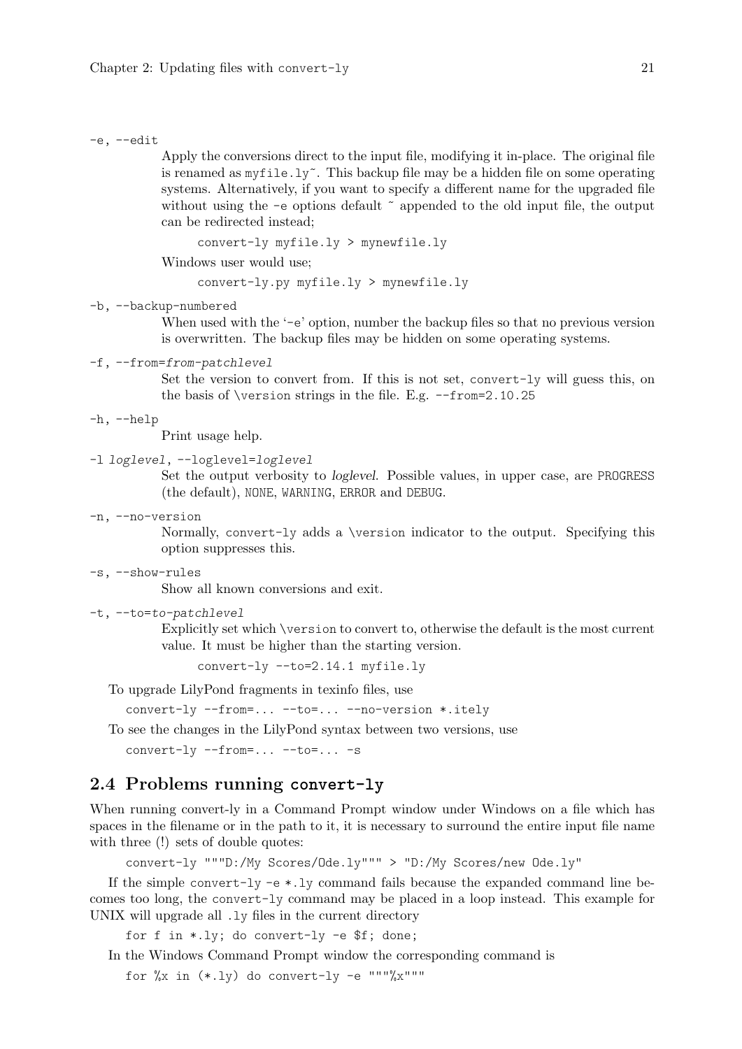`-e, --edit`
: Apply the conversions direct to the input file, modifying it in-place. The original file is renamed as `myfile.ly~`. This backup file may be a hidden file on some operating systems. Alternatively, if you want to specify a different name for the upgraded file without using the `-e` options default `~` appended to the old input file, the output can be redirected instead;

```
convert-ly myfile.ly > mynewfile.ly
```

Windows user would use;

```
convert-ly.py myfile.ly > mynewfile.ly
```

`-b, --backup-numbered`
: When used with the '`-e`' option, number the backup files so that no previous version is overwritten. The backup files may be hidden on some operating systems.

`-f, --from=from-patchlevel`
: Set the version to convert from. If this is not set, `convert-ly` will guess this, on the basis of `\version` strings in the file. E.g. `--from=2.10.25`

`-h, --help`
: Print usage help.

`-l loglevel, --loglevel=loglevel`
: Set the output verbosity to *loglevel*. Possible values, in upper case, are `PROGRESS` (the default), `NONE`, `WARNING`, `ERROR` and `DEBUG`.

`-n, --no-version`
: Normally, `convert-ly` adds a `\version` indicator to the output. Specifying this option suppresses this.

`-s, --show-rules`
: Show all known conversions and exit.

`-t, --to=to-patchlevel`
: Explicitly set which `\version` to convert to, otherwise the default is the most current value. It must be higher than the starting version.

```
convert-ly --to=2.14.1 myfile.ly
```

To upgrade LilyPond fragments in texinfo files, use

```
convert-ly --from=... --to=... --no-version *.itely
```

To see the changes in the LilyPond syntax between two versions, use

```
convert-ly --from=... --to=... -s
```

## 2.4 Problems running `convert-ly`

When running convert-ly in a Command Prompt window under Windows on a file which has spaces in the filename or in the path to it, it is necessary to surround the entire input file name with three (!) sets of double quotes:

```
convert-ly """D:/My Scores/Ode.ly""" > "D:/My Scores/new Ode.ly"
```

If the simple `convert-ly -e *.ly` command fails because the expanded command line becomes too long, the `convert-ly` command may be placed in a loop instead. This example for UNIX will upgrade all `.ly` files in the current directory

```
for f in *.ly; do convert-ly -e $f; done;
```

In the Windows Command Prompt window the corresponding command is

```
for %x in (*.ly) do convert-ly -e """%x"""
```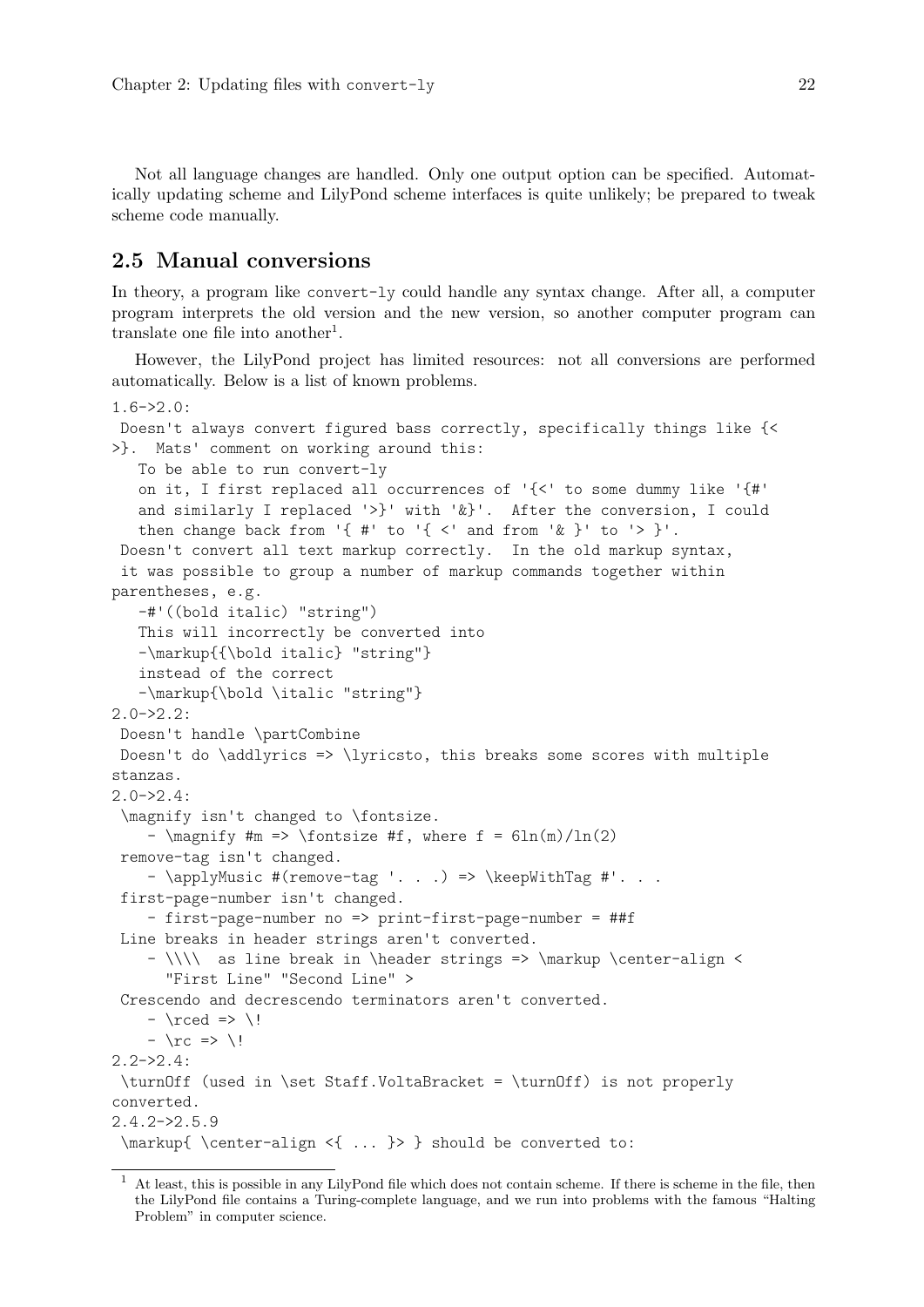Not all language changes are handled. Only one output option can be specified. Automatically updating scheme and LilyPond scheme interfaces is quite unlikely; be prepared to tweak scheme code manually.

## 2.5 Manual conversions

In theory, a program like convert-ly could handle any syntax change. After all, a computer program interprets the old version and the new version, so another computer program can translate one file into another[1].

However, the LilyPond project has limited resources: not all conversions are performed automatically. Below is a list of known problems.

```
1.6->2.0:
 Doesn't always convert figured bass correctly, specifically things like {<
>}.  Mats' comment on working around this:
   To be able to run convert-ly
   on it, I first replaced all occurrences of '{<' to some dummy like '{#'
   and similarly I replaced '>}' with '&}'.  After the conversion, I could
   then change back from '{ #' to '{ <' and from '& }' to '> }'.
 Doesn't convert all text markup correctly.  In the old markup syntax,
 it was possible to group a number of markup commands together within
parentheses, e.g.
   -#'((bold italic) "string")
   This will incorrectly be converted into
   -\markup{{\bold italic} "string"}
   instead of the correct
   -\markup{\bold \italic "string"}
2.0->2.2:
 Doesn't handle \partCombine
 Doesn't do \addlyrics => \lyricsto, this breaks some scores with multiple
stanzas.
2.0->2.4:
 \magnify isn't changed to \fontsize.
    - \magnify #m => \fontsize #f, where f = 6ln(m)/ln(2)
 remove-tag isn't changed.
    - \applyMusic #(remove-tag '. . .) => \keepWithTag #'. . .
 first-page-number isn't changed.
    - first-page-number no => print-first-page-number = ##f
 Line breaks in header strings aren't converted.
    - \\\\  as line break in \header strings => \markup \center-align <
      "First Line" "Second Line" >
 Crescendo and decrescendo terminators aren't converted.
    - \rced => \!
    - \rc => \!
2.2->2.4:
 \turnOff (used in \set Staff.VoltaBracket = \turnOff) is not properly
converted.
2.4.2->2.5.9
 \markup{ \center-align <{ ... }> } should be converted to:
```

[1] At least, this is possible in any LilyPond file which does not contain scheme. If there is scheme in the file, then the LilyPond file contains a Turing-complete language, and we run into problems with the famous "Halting Problem" in computer science.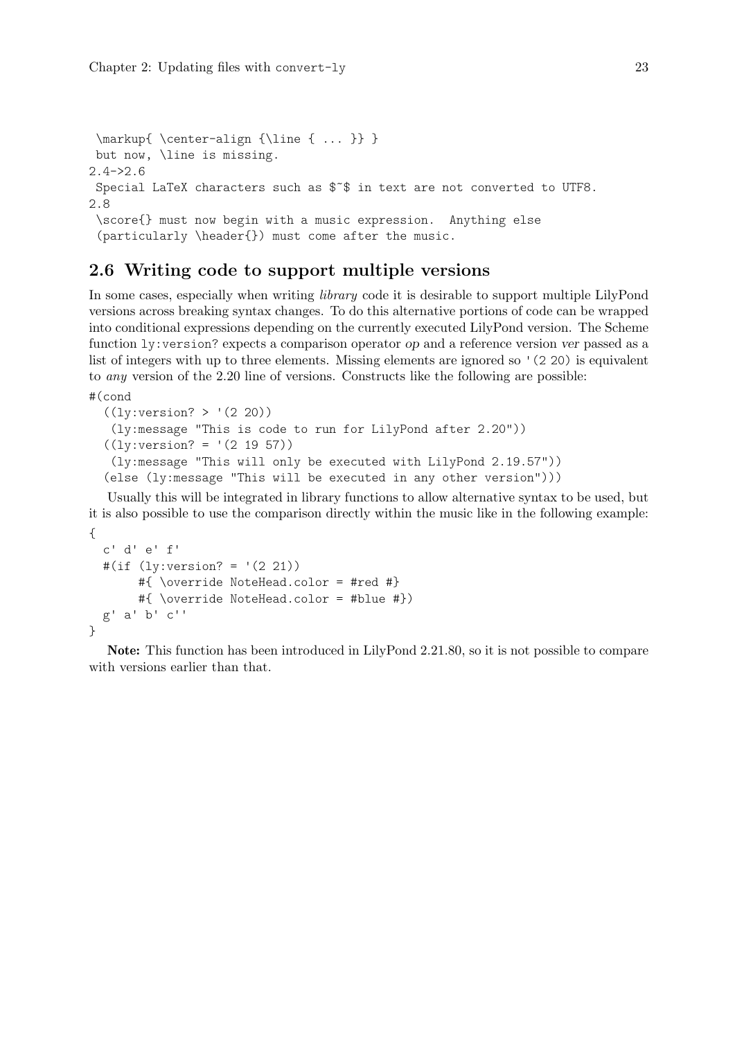```
 \markup{ \center-align {\line { ... }} }
 but now, \line is missing.
2.4->2.6
 Special LaTeX characters such as $~$ in text are not converted to UTF8.
2.8
 \score{} must now begin with a music expression.  Anything else
 (particularly \header{}) must come after the music.
```

## 2.6 Writing code to support multiple versions

In some cases, especially when writing *library* code it is desirable to support multiple LilyPond versions across breaking syntax changes. To do this alternative portions of code can be wrapped into conditional expressions depending on the currently executed LilyPond version. The Scheme function `ly:version?` expects a comparison operator *op* and a reference version *ver* passed as a list of integers with up to three elements. Missing elements are ignored so `'(2 20)` is equivalent to *any* version of the 2.20 line of versions. Constructs like the following are possible:

```
#(cond
  ((ly:version? > '(2 20))
   (ly:message "This is code to run for LilyPond after 2.20"))
  ((ly:version? = '(2 19 57))
   (ly:message "This will only be executed with LilyPond 2.19.57"))
  (else (ly:message "This will be executed in any other version")))
```

Usually this will be integrated in library functions to allow alternative syntax to be used, but it is also possible to use the comparison directly within the music like in the following example:

```
{
  c' d' e' f'
  #(if (ly:version? = '(2 21))
       #{ \override NoteHead.color = #red #}
       #{ \override NoteHead.color = #blue #})
  g' a' b' c''
}
```

**Note:** This function has been introduced in LilyPond 2.21.80, so it is not possible to compare with versions earlier than that.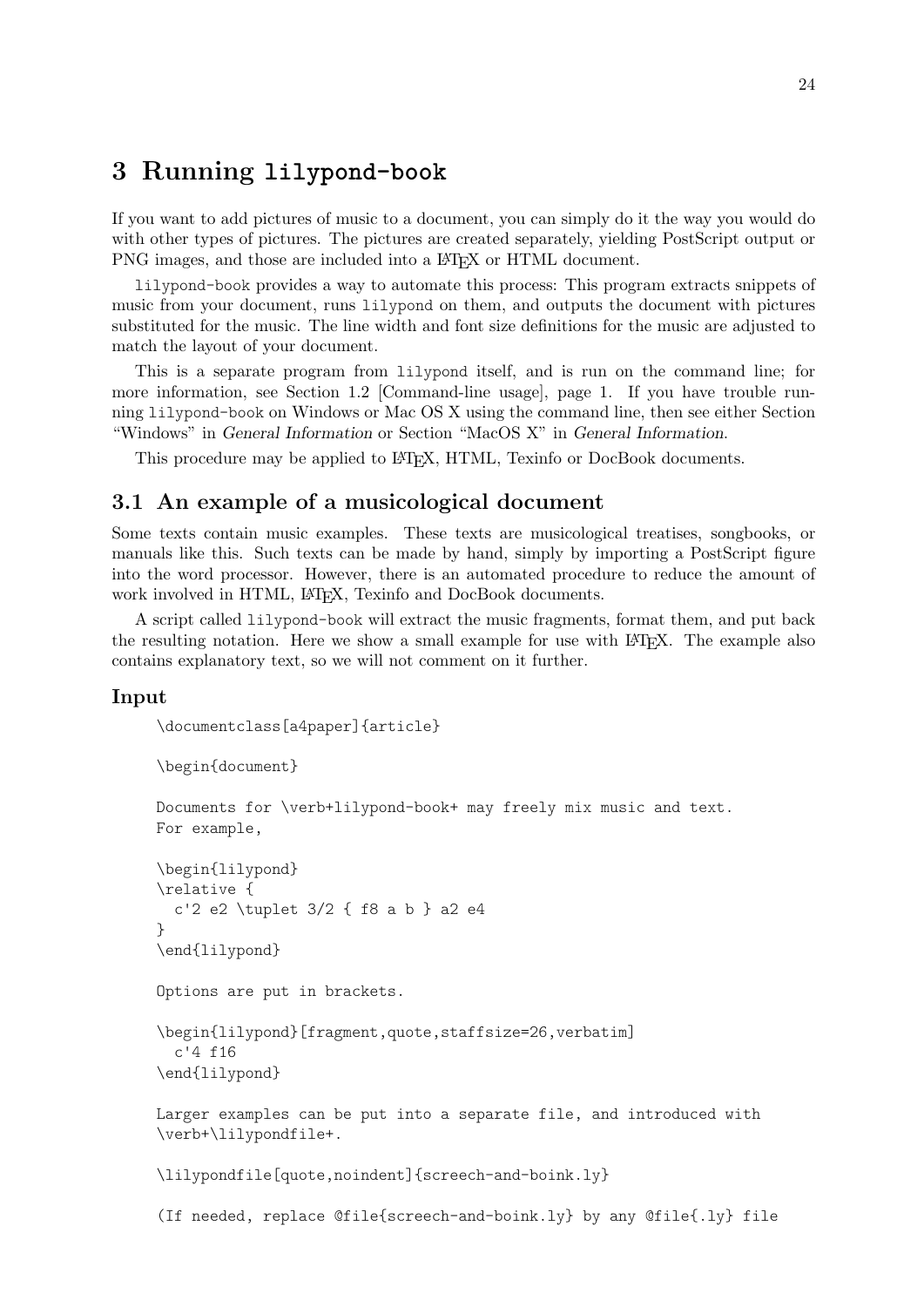# 3 Running `lilypond-book`

If you want to add pictures of music to a document, you can simply do it the way you would do with other types of pictures. The pictures are created separately, yielding PostScript output or PNG images, and those are included into a LaTeX or HTML document.

`lilypond-book` provides a way to automate this process: This program extracts snippets of music from your document, runs `lilypond` on them, and outputs the document with pictures substituted for the music. The line width and font size definitions for the music are adjusted to match the layout of your document.

This is a separate program from `lilypond` itself, and is run on the command line; for more information, see Section 1.2 [Command-line usage], page 1. If you have trouble running `lilypond-book` on Windows or Mac OS X using the command line, then see either Section "Windows" in *General Information* or Section "MacOS X" in *General Information*.

This procedure may be applied to LaTeX, HTML, Texinfo or DocBook documents.

## 3.1 An example of a musicological document

Some texts contain music examples. These texts are musicological treatises, songbooks, or manuals like this. Such texts can be made by hand, simply by importing a PostScript figure into the word processor. However, there is an automated procedure to reduce the amount of work involved in HTML, LaTeX, Texinfo and DocBook documents.

A script called `lilypond-book` will extract the music fragments, format them, and put back the resulting notation. Here we show a small example for use with LaTeX. The example also contains explanatory text, so we will not comment on it further.

### Input

```
\documentclass[a4paper]{article}

\begin{document}

Documents for \verb+lilypond-book+ may freely mix music and text.
For example,

\begin{lilypond}
\relative {
  c'2 e2 \tuplet 3/2 { f8 a b } a2 e4
}
\end{lilypond}

Options are put in brackets.

\begin{lilypond}[fragment,quote,staffsize=26,verbatim]
  c'4 f16
\end{lilypond}

Larger examples can be put into a separate file, and introduced with
\verb+\lilypondfile+.

\lilypondfile[quote,noindent]{screech-and-boink.ly}

(If needed, replace @file{screech-and-boink.ly} by any @file{.ly} file
```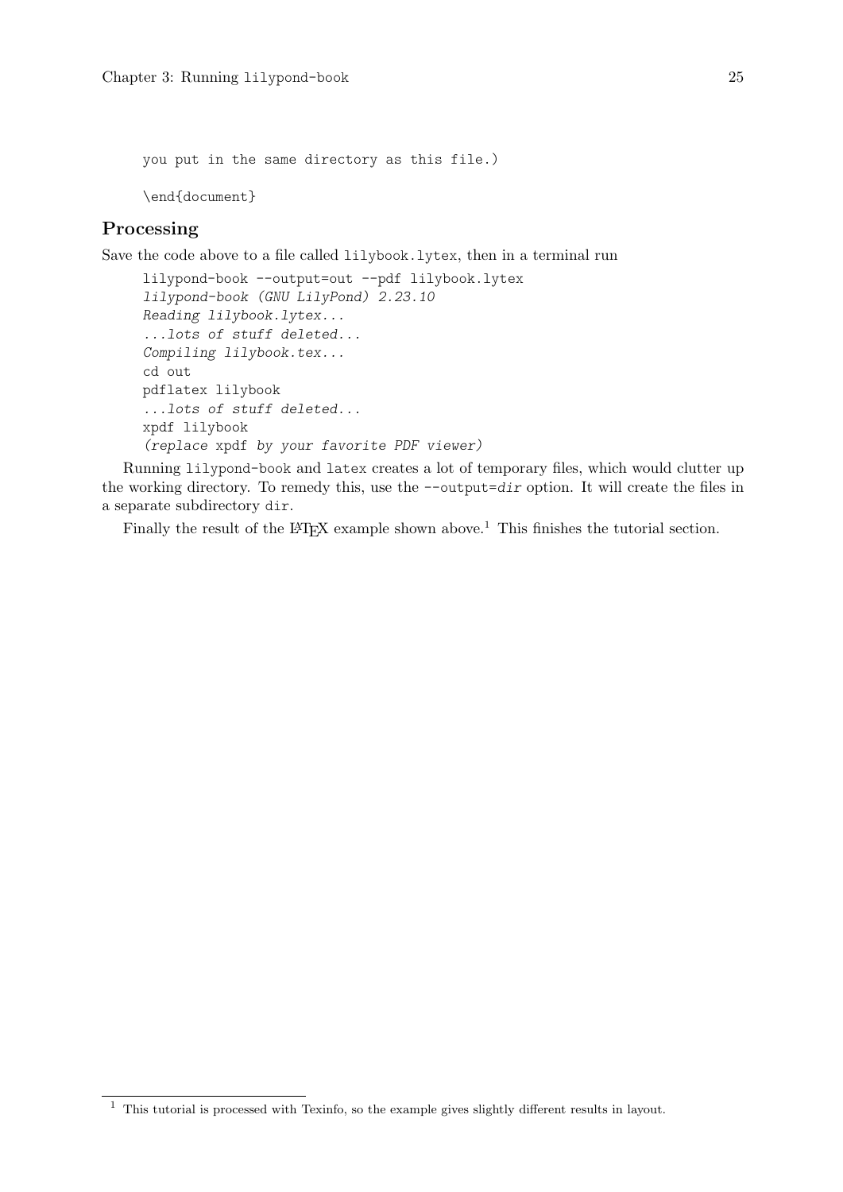```
you put in the same directory as this file.)

\end{document}
```

## Processing

Save the code above to a file called `lilybook.lytex`, then in a terminal run

```
lilypond-book --output=out --pdf lilybook.lytex
lilypond-book (GNU LilyPond) 2.23.10
Reading lilybook.lytex...
...lots of stuff deleted...
Compiling lilybook.tex...
cd out
pdflatex lilybook
...lots of stuff deleted...
xpdf lilybook
(replace xpdf by your favorite PDF viewer)
```

Running `lilypond-book` and `latex` creates a lot of temporary files, which would clutter up the working directory. To remedy this, use the `--output=dir` option. It will create the files in a separate subdirectory `dir`.

Finally the result of the LaTeX example shown above.[1] This finishes the tutorial section.

[1] This tutorial is processed with Texinfo, so the example gives slightly different results in layout.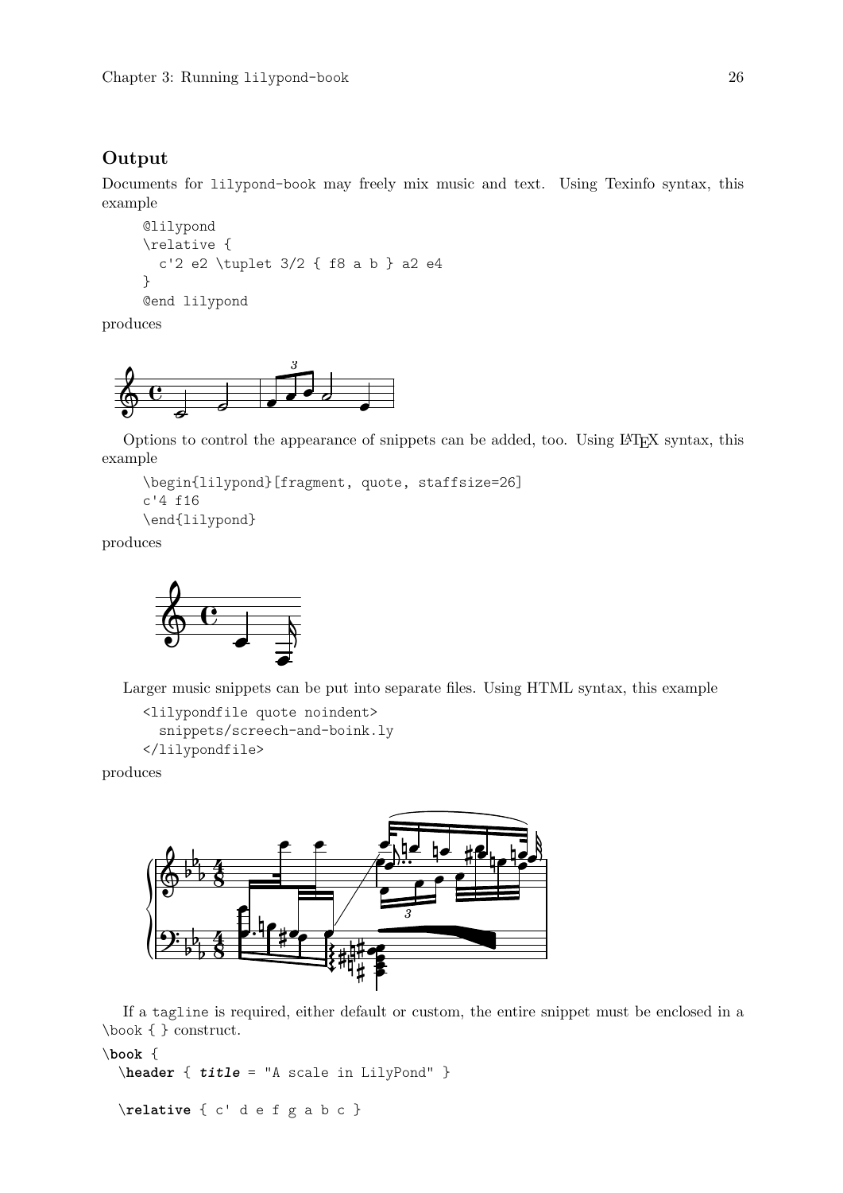## Output

Documents for `lilypond-book` may freely mix music and text. Using Texinfo syntax, this example

```
@lilypond
\relative {
  c'2 e2 \tuplet 3/2 { f8 a b } a2 e4
}
@end lilypond
```

produces

Options to control the appearance of snippets can be added, too. Using LaTeX syntax, this example

```
\begin{lilypond}[fragment, quote, staffsize=26]
c'4 f16
\end{lilypond}
```

produces

Larger music snippets can be put into separate files. Using HTML syntax, this example

```
<lilypondfile quote noindent>
  snippets/screech-and-boink.ly
</lilypondfile>
```

produces

If a `tagline` is required, either default or custom, the entire snippet must be enclosed in a `\book { }` construct.

```
\book {
  \header { title = "A scale in LilyPond" }

  \relative { c' d e f g a b c }
```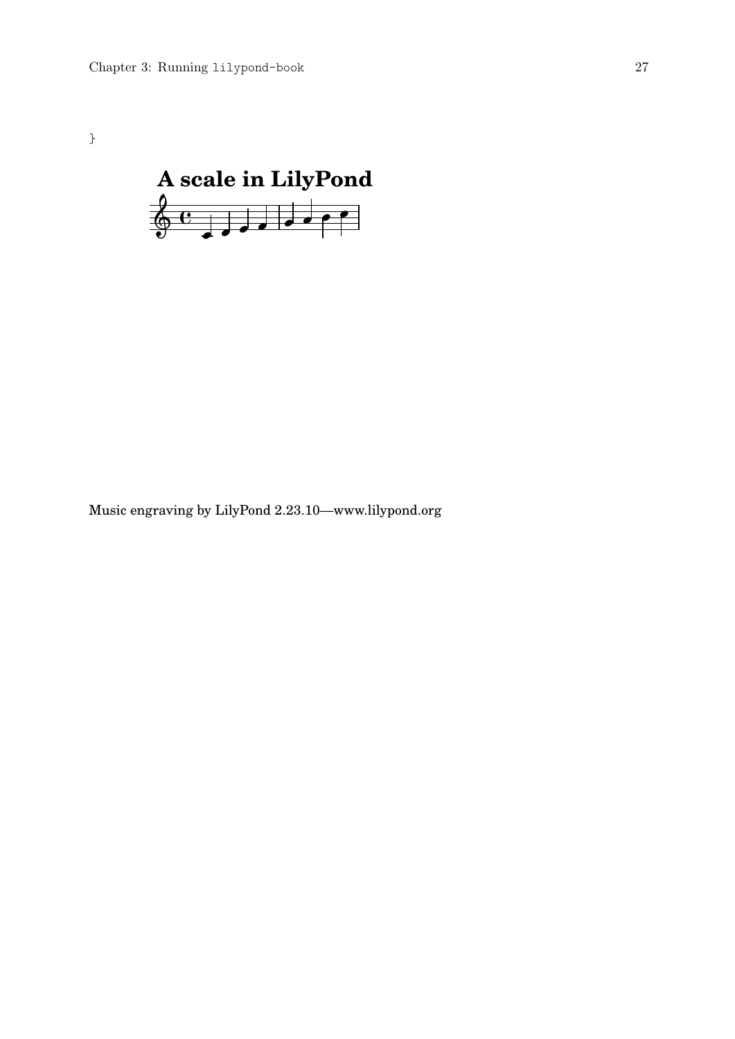```
}
```

Music engraving by LilyPond 2.23.10—www.lilypond.org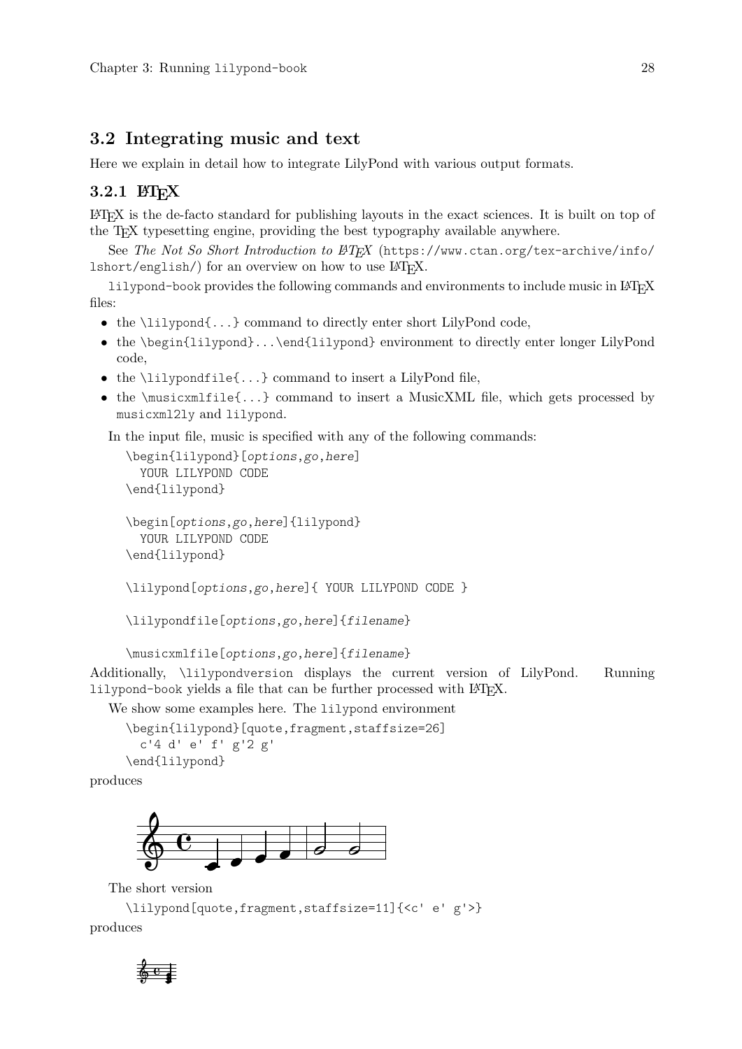## 3.2 Integrating music and text

Here we explain in detail how to integrate LilyPond with various output formats.

### 3.2.1 LaTeX

LaTeX is the de-facto standard for publishing layouts in the exact sciences. It is built on top of the TeX typesetting engine, providing the best typography available anywhere.

See *The Not So Short Introduction to LaTeX* (`https://www.ctan.org/tex-archive/info/lshort/english/`) for an overview on how to use LaTeX.

`lilypond-book` provides the following commands and environments to include music in LaTeX files:

- the `\lilypond{...}` command to directly enter short LilyPond code,
- the `\begin{lilypond}...\end{lilypond}` environment to directly enter longer LilyPond code,
- the `\lilypondfile{...}` command to insert a LilyPond file,
- the `\musicxmlfile{...}` command to insert a MusicXML file, which gets processed by `musicxml2ly` and `lilypond`.

In the input file, music is specified with any of the following commands:

```
\begin{lilypond}[options,go,here]
  YOUR LILYPOND CODE
\end{lilypond}

\begin[options,go,here]{lilypond}
  YOUR LILYPOND CODE
\end{lilypond}

\lilypond[options,go,here]{ YOUR LILYPOND CODE }

\lilypondfile[options,go,here]{filename}

\musicxmlfile[options,go,here]{filename}
```

Additionally, `\lilypondversion` displays the current version of LilyPond. Running `lilypond-book` yields a file that can be further processed with LaTeX.

We show some examples here. The `lilypond` environment

```
\begin{lilypond}[quote,fragment,staffsize=26]
  c'4 d' e' f' g'2 g'
\end{lilypond}
```

produces

The short version

```
\lilypond[quote,fragment,staffsize=11]{<c' e' g'>}
```

produces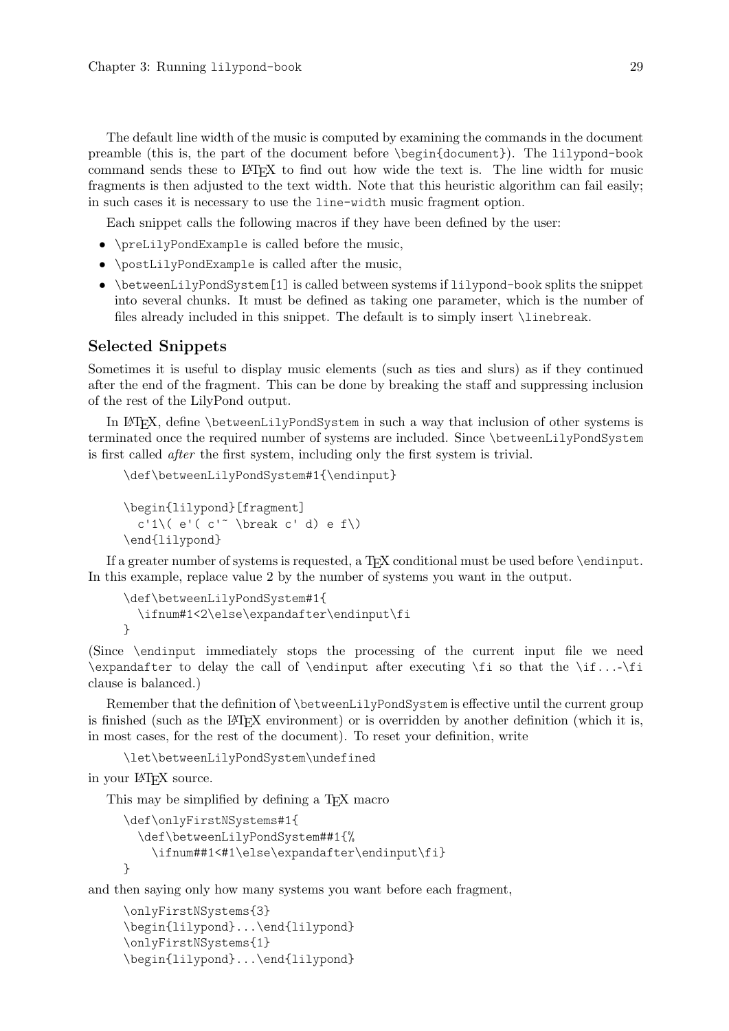The default line width of the music is computed by examining the commands in the document preamble (this is, the part of the document before `\begin{document}`). The `lilypond-book` command sends these to LaTeX to find out how wide the text is. The line width for music fragments is then adjusted to the text width. Note that this heuristic algorithm can fail easily; in such cases it is necessary to use the `line-width` music fragment option.

Each snippet calls the following macros if they have been defined by the user:

- `\preLilyPondExample` is called before the music,
- `\postLilyPondExample` is called after the music,
- `\betweenLilyPondSystem[1]` is called between systems if `lilypond-book` splits the snippet into several chunks. It must be defined as taking one parameter, which is the number of files already included in this snippet. The default is to simply insert `\linebreak`.

## Selected Snippets

Sometimes it is useful to display music elements (such as ties and slurs) as if they continued after the end of the fragment. This can be done by breaking the staff and suppressing inclusion of the rest of the LilyPond output.

In LaTeX, define `\betweenLilyPondSystem` in such a way that inclusion of other systems is terminated once the required number of systems are included. Since `\betweenLilyPondSystem` is first called *after* the first system, including only the first system is trivial.

```
\def\betweenLilyPondSystem#1{\endinput}

\begin{lilypond}[fragment]
  c'1\( e'( c'~ \break c' d) e f\)
\end{lilypond}
```

If a greater number of systems is requested, a TeX conditional must be used before `\endinput`. In this example, replace value 2 by the number of systems you want in the output.

```
\def\betweenLilyPondSystem#1{
  \ifnum#1<2\else\expandafter\endinput\fi
}
```

(Since `\endinput` immediately stops the processing of the current input file we need `\expandafter` to delay the call of `\endinput` after executing `\fi` so that the `\if...-\fi` clause is balanced.)

Remember that the definition of `\betweenLilyPondSystem` is effective until the current group is finished (such as the LaTeX environment) or is overridden by another definition (which it is, in most cases, for the rest of the document). To reset your definition, write

```
\let\betweenLilyPondSystem\undefined
```

in your LaTeX source.

This may be simplified by defining a TeX macro

```
\def\onlyFirstNSystems#1{
  \def\betweenLilyPondSystem##1{%
    \ifnum##1<#1\else\expandafter\endinput\fi}
}
```

and then saying only how many systems you want before each fragment,

```
\onlyFirstNSystems{3}
\begin{lilypond}...\end{lilypond}
\onlyFirstNSystems{1}
\begin{lilypond}...\end{lilypond}
```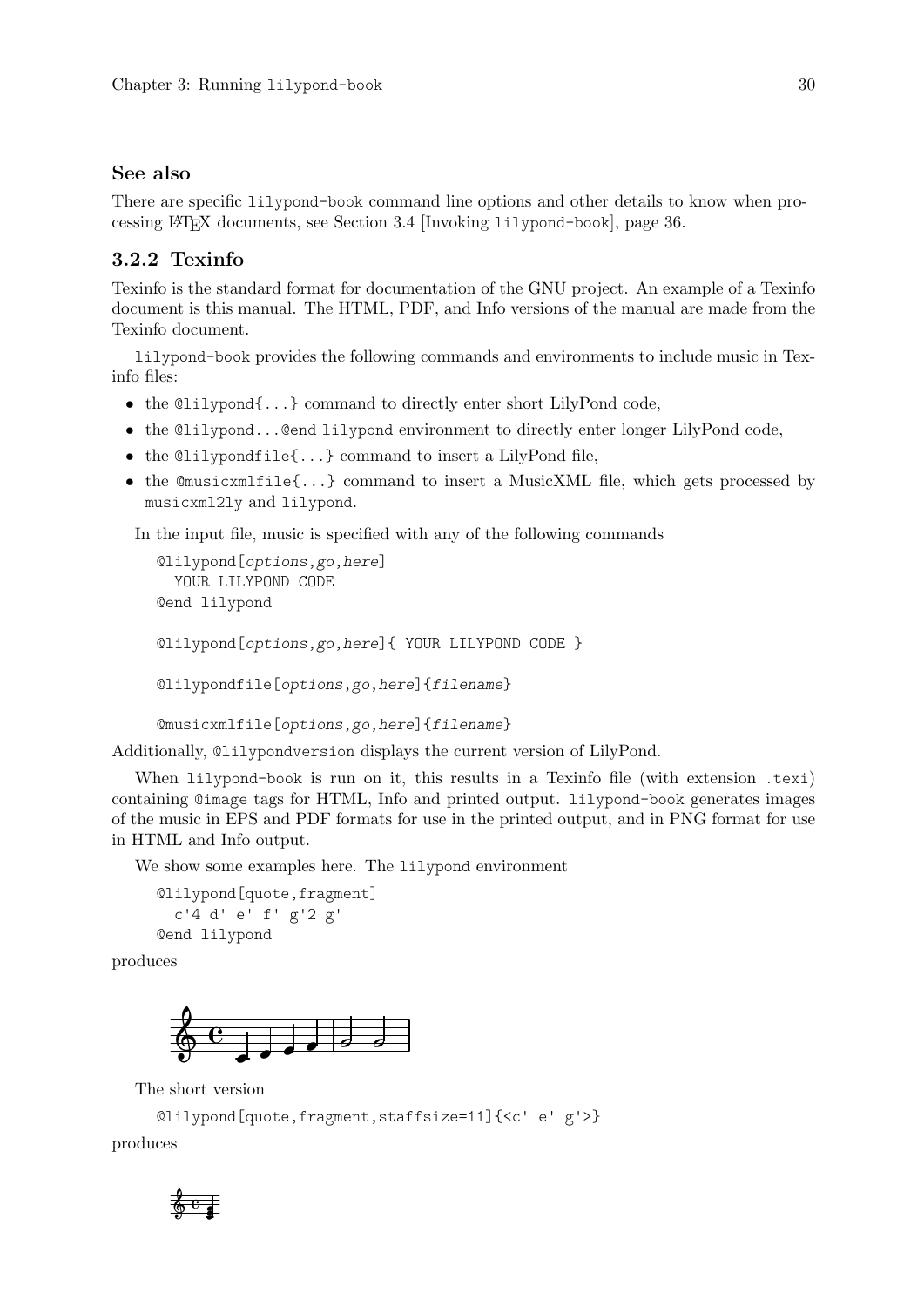### See also

There are specific `lilypond-book` command line options and other details to know when processing LaTeX documents, see Section 3.4 [Invoking `lilypond-book`], page 36.

## 3.2.2 Texinfo

Texinfo is the standard format for documentation of the GNU project. An example of a Texinfo document is this manual. The HTML, PDF, and Info versions of the manual are made from the Texinfo document.

`lilypond-book` provides the following commands and environments to include music in Texinfo files:

- the `@lilypond{...}` command to directly enter short LilyPond code,
- the `@lilypond...@end lilypond` environment to directly enter longer LilyPond code,
- the `@lilypondfile{...}` command to insert a LilyPond file,
- the `@musicxmlfile{...}` command to insert a MusicXML file, which gets processed by `musicxml2ly` and `lilypond`.

In the input file, music is specified with any of the following commands

```
@lilypond[options,go,here]
  YOUR LILYPOND CODE
@end lilypond

@lilypond[options,go,here]{ YOUR LILYPOND CODE }

@lilypondfile[options,go,here]{filename}

@musicxmlfile[options,go,here]{filename}
```

Additionally, `@lilypondversion` displays the current version of LilyPond.

When `lilypond-book` is run on it, this results in a Texinfo file (with extension `.texi`) containing `@image` tags for HTML, Info and printed output. `lilypond-book` generates images of the music in EPS and PDF formats for use in the printed output, and in PNG format for use in HTML and Info output.

We show some examples here. The `lilypond` environment

```
@lilypond[quote,fragment]
  c'4 d' e' f' g'2 g'
@end lilypond
```

produces

The short version

```
@lilypond[quote,fragment,staffsize=11]{<c' e' g'>}
```

produces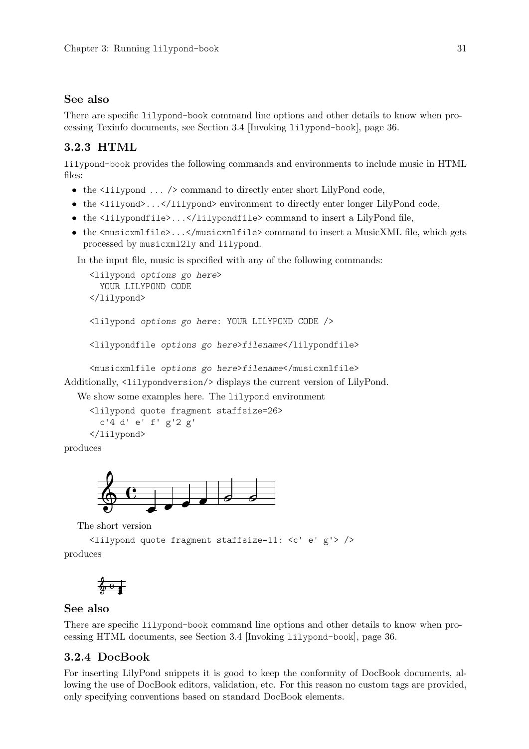### See also

There are specific lilypond-book command line options and other details to know when processing Texinfo documents, see Section 3.4 [Invoking lilypond-book], page 36.

## 3.2.3 HTML

lilypond-book provides the following commands and environments to include music in HTML files:

- the `<lilypond ... />` command to directly enter short LilyPond code,
- the `<lilyond>...</lilypond>` environment to directly enter longer LilyPond code,
- the `<lilypondfile>...</lilypondfile>` command to insert a LilyPond file,
- the `<musicxmlfile>...</musicxmlfile>` command to insert a MusicXML file, which gets processed by musicxml2ly and lilypond.

In the input file, music is specified with any of the following commands:

```
<lilypond options go here>
  YOUR LILYPOND CODE
</lilypond>

<lilypond options go here: YOUR LILYPOND CODE />

<lilypondfile options go here>filename</lilypondfile>

<musicxmlfile options go here>filename</musicxmlfile>
```

Additionally, `<lilypondversion/>` displays the current version of LilyPond.

We show some examples here. The lilypond environment

```
<lilypond quote fragment staffsize=26>
  c'4 d' e' f' g'2 g'
</lilypond>
```

produces

The short version

```
<lilypond quote fragment staffsize=11: <c' e' g'> />
```

produces

### See also

There are specific lilypond-book command line options and other details to know when processing HTML documents, see Section 3.4 [Invoking lilypond-book], page 36.

## 3.2.4 DocBook

For inserting LilyPond snippets it is good to keep the conformity of DocBook documents, allowing the use of DocBook editors, validation, etc. For this reason no custom tags are provided, only specifying conventions based on standard DocBook elements.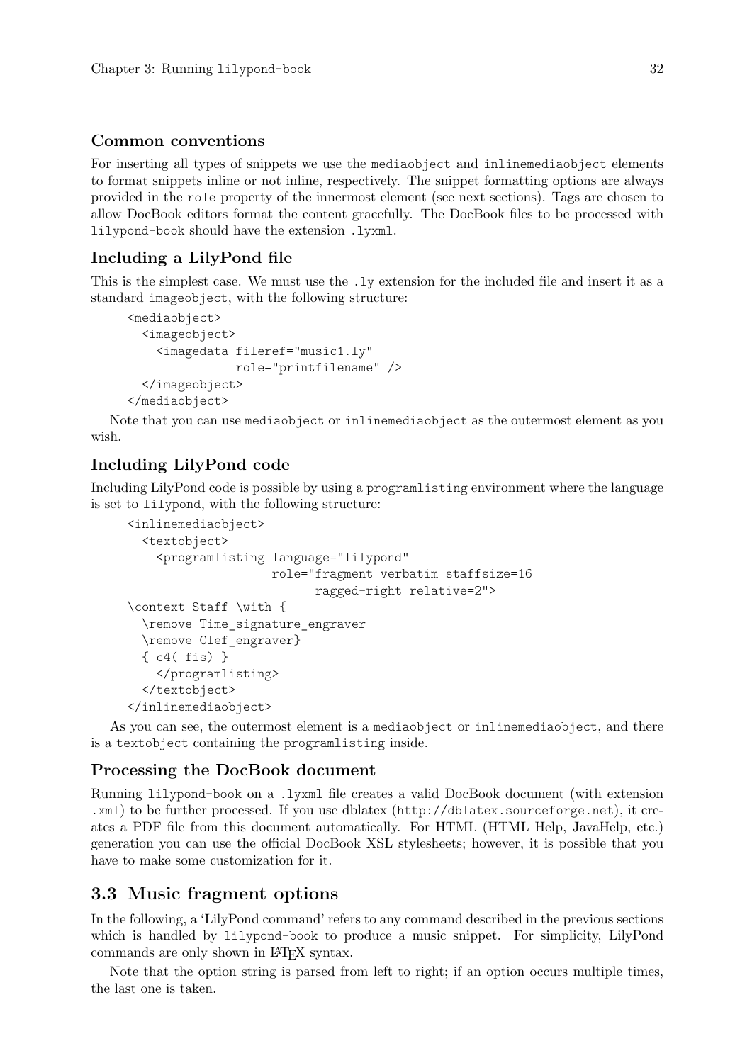### Common conventions

For inserting all types of snippets we use the `mediaobject` and `inlinemediaobject` elements to format snippets inline or not inline, respectively. The snippet formatting options are always provided in the `role` property of the innermost element (see next sections). Tags are chosen to allow DocBook editors format the content gracefully. The DocBook files to be processed with `lilypond-book` should have the extension `.lyxml`.

### Including a LilyPond file

This is the simplest case. We must use the `.ly` extension for the included file and insert it as a standard `imageobject`, with the following structure:

```
<mediaobject>
  <imageobject>
    <imagedata fileref="music1.ly"
               role="printfilename" />
  </imageobject>
</mediaobject>
```

Note that you can use `mediaobject` or `inlinemediaobject` as the outermost element as you wish.

### Including LilyPond code

Including LilyPond code is possible by using a `programlisting` environment where the language is set to `lilypond`, with the following structure:

```
<inlinemediaobject>
  <textobject>
    <programlisting language="lilypond"
                    role="fragment verbatim staffsize=16
                          ragged-right relative=2">
\context Staff \with {
  \remove Time_signature_engraver
  \remove Clef_engraver}
  { c4( fis) }
    </programlisting>
  </textobject>
</inlinemediaobject>
```

As you can see, the outermost element is a `mediaobject` or `inlinemediaobject`, and there is a `textobject` containing the `programlisting` inside.

### Processing the DocBook document

Running `lilypond-book` on a `.lyxml` file creates a valid DocBook document (with extension `.xml`) to be further processed. If you use dblatex (`http://dblatex.sourceforge.net`), it creates a PDF file from this document automatically. For HTML (HTML Help, JavaHelp, etc.) generation you can use the official DocBook XSL stylesheets; however, it is possible that you have to make some customization for it.

## 3.3 Music fragment options

In the following, a 'LilyPond command' refers to any command described in the previous sections which is handled by `lilypond-book` to produce a music snippet. For simplicity, LilyPond commands are only shown in LaTeX syntax.

Note that the option string is parsed from left to right; if an option occurs multiple times, the last one is taken.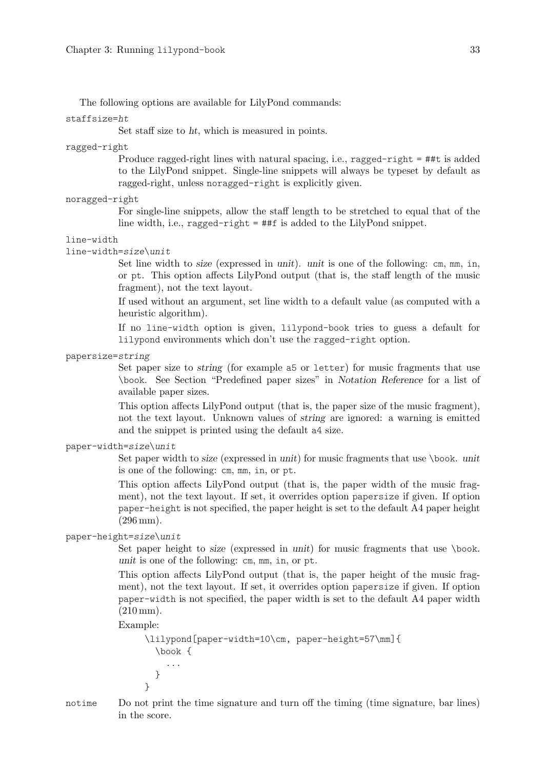The following options are available for LilyPond commands:

`staffsize=`*ht*
: Set staff size to *ht*, which is measured in points.

`ragged-right`
: Produce ragged-right lines with natural spacing, i.e., `ragged-right = ##t` is added to the LilyPond snippet. Single-line snippets will always be typeset by default as ragged-right, unless `noragged-right` is explicitly given.

`noragged-right`
: For single-line snippets, allow the staff length to be stretched to equal that of the line width, i.e., `ragged-right = ##f` is added to the LilyPond snippet.

`line-width`
`line-width=`*size*`\`*unit*
: Set line width to *size* (expressed in *unit*). *unit* is one of the following: `cm`, `mm`, `in`, or `pt`. This option affects LilyPond output (that is, the staff length of the music fragment), not the text layout.

  If used without an argument, set line width to a default value (as computed with a heuristic algorithm).

  If no `line-width` option is given, `lilypond-book` tries to guess a default for `lilypond` environments which don't use the `ragged-right` option.

`papersize=`*string*
: Set paper size to *string* (for example `a5` or `letter`) for music fragments that use `\book`. See Section "Predefined paper sizes" in *Notation Reference* for a list of available paper sizes.

  This option affects LilyPond output (that is, the paper size of the music fragment), not the text layout. Unknown values of *string* are ignored: a warning is emitted and the snippet is printed using the default `a4` size.

`paper-width=`*size*`\`*unit*
: Set paper width to *size* (expressed in *unit*) for music fragments that use `\book`. *unit* is one of the following: `cm`, `mm`, `in`, or `pt`.

  This option affects LilyPond output (that is, the paper width of the music fragment), not the text layout. If set, it overrides option `papersize` if given. If option `paper-height` is not specified, the paper height is set to the default A4 paper height (296 mm).

`paper-height=`*size*`\`*unit*
: Set paper height to *size* (expressed in *unit*) for music fragments that use `\book`. *unit* is one of the following: `cm`, `mm`, `in`, or `pt`.

  This option affects LilyPond output (that is, the paper height of the music fragment), not the text layout. If set, it overrides option `papersize` if given. If option `paper-width` is not specified, the paper width is set to the default A4 paper width (210 mm).

  Example:

```
\lilypond[paper-width=10\cm, paper-height=57\mm]{
  \book {
    ...
  }
}
```

`notime`
: Do not print the time signature and turn off the timing (time signature, bar lines) in the score.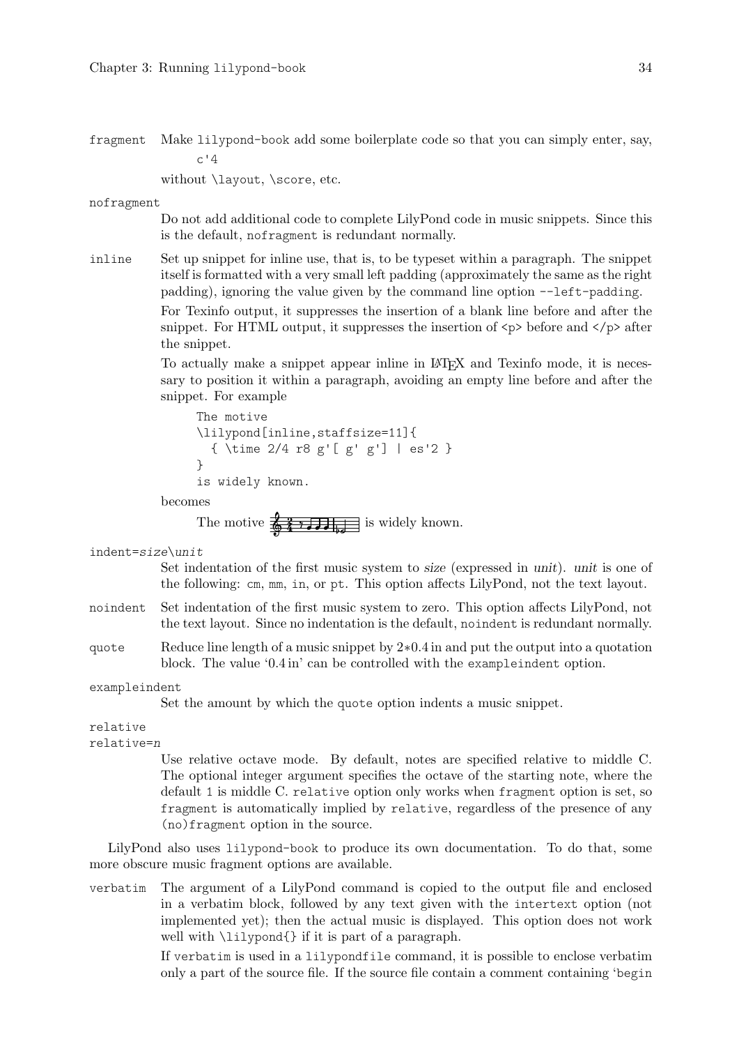`fragment`
: Make `lilypond-book` add some boilerplate code so that you can simply enter, say,

```
c'4
```

without `\layout`, `\score`, etc.

`nofragment`
: Do not add additional code to complete LilyPond code in music snippets. Since this is the default, `nofragment` is redundant normally.

`inline`
: Set up snippet for inline use, that is, to be typeset within a paragraph. The snippet itself is formatted with a very small left padding (approximately the same as the right padding), ignoring the value given by the command line option `--left-padding`.

For Texinfo output, it suppresses the insertion of a blank line before and after the snippet. For HTML output, it suppresses the insertion of `<p>` before and `</p>` after the snippet.

To actually make a snippet appear inline in LaTeX and Texinfo mode, it is necessary to position it within a paragraph, avoiding an empty line before and after the snippet. For example

```
The motive
\lilypond[inline,staffsize=11]{
  { \time 2/4 r8 g'[ g' g'] | es'2 }
}
is widely known.
```

becomes

The motive [music] is widely known.

`indent=`*size*`\`*unit*
: Set indentation of the first music system to *size* (expressed in *unit*). *unit* is one of the following: `cm`, `mm`, `in`, or `pt`. This option affects LilyPond, not the text layout.

`noindent`
: Set indentation of the first music system to zero. This option affects LilyPond, not the text layout. Since no indentation is the default, `noindent` is redundant normally.

`quote`
: Reduce line length of a music snippet by $2*0.4$ in and put the output into a quotation block. The value '0.4 in' can be controlled with the `exampleindent` option.

`exampleindent`
: Set the amount by which the `quote` option indents a music snippet.

`relative`
`relative=`*n*
: Use relative octave mode. By default, notes are specified relative to middle C. The optional integer argument specifies the octave of the starting note, where the default `1` is middle C. `relative` option only works when `fragment` option is set, so `fragment` is automatically implied by `relative`, regardless of the presence of any `(no)fragment` option in the source.

LilyPond also uses `lilypond-book` to produce its own documentation. To do that, some more obscure music fragment options are available.

`verbatim`
: The argument of a LilyPond command is copied to the output file and enclosed in a verbatim block, followed by any text given with the `intertext` option (not implemented yet); then the actual music is displayed. This option does not work well with `\lilypond{}` if it is part of a paragraph.

If `verbatim` is used in a `lilypondfile` command, it is possible to enclose verbatim only a part of the source file. If the source file contain a comment containing 'begin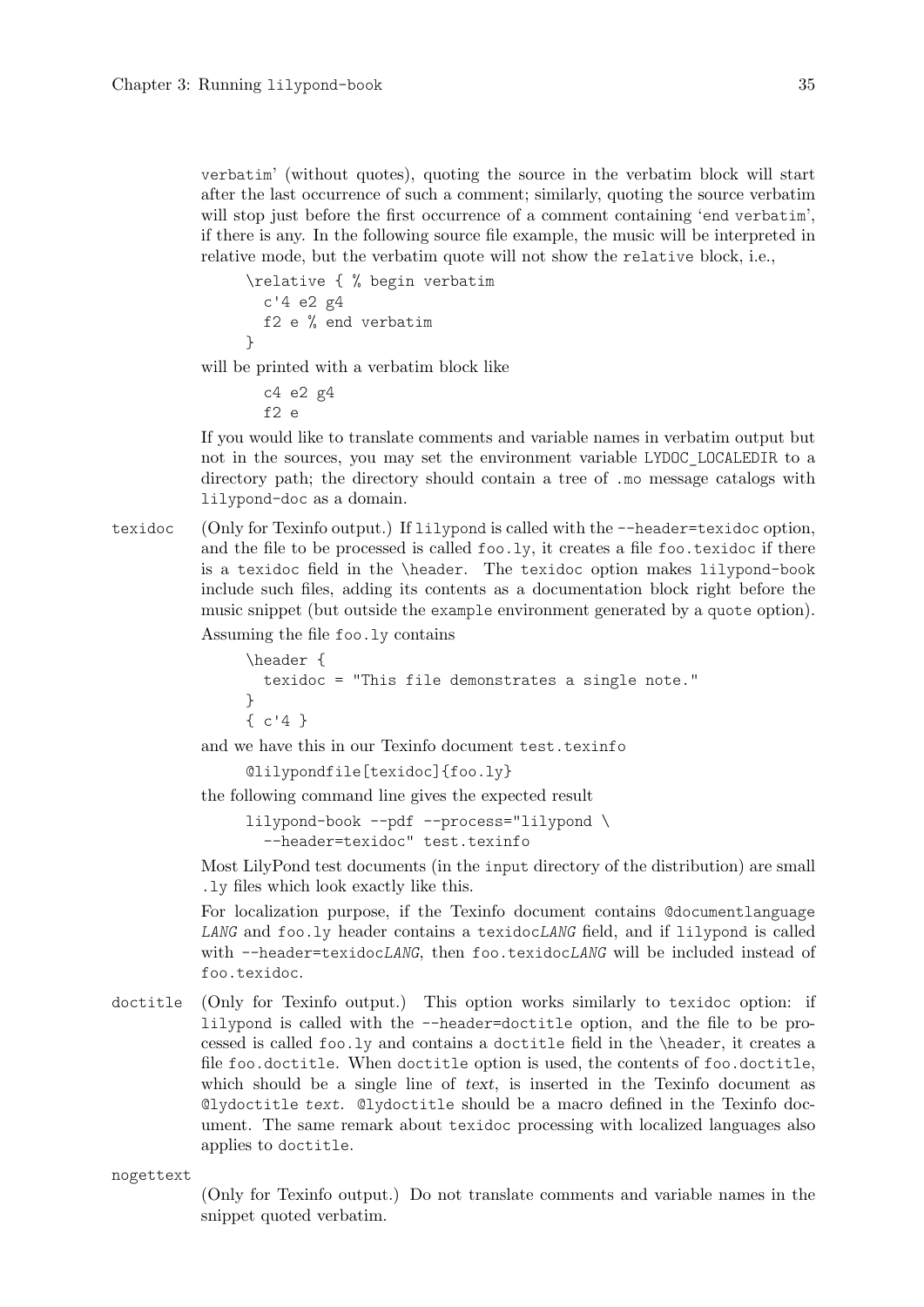verbatim' (without quotes), quoting the source in the verbatim block will start after the last occurrence of such a comment; similarly, quoting the source verbatim will stop just before the first occurrence of a comment containing 'end verbatim', if there is any. In the following source file example, the music will be interpreted in relative mode, but the verbatim quote will not show the `relative` block, i.e.,

```
\relative { % begin verbatim
  c'4 e2 g4
  f2 e % end verbatim
}
```

will be printed with a verbatim block like

```
  c4 e2 g4
  f2 e
```

If you would like to translate comments and variable names in verbatim output but not in the sources, you may set the environment variable `LYDOC_LOCALEDIR` to a directory path; the directory should contain a tree of `.mo` message catalogs with `lilypond-doc` as a domain.

`texidoc`
(Only for Texinfo output.) If `lilypond` is called with the `--header=texidoc` option, and the file to be processed is called `foo.ly`, it creates a file `foo.texidoc` if there is a `texidoc` field in the `\header`. The `texidoc` option makes `lilypond-book` include such files, adding its contents as a documentation block right before the music snippet (but outside the `example` environment generated by a `quote` option).

Assuming the file `foo.ly` contains

```
\header {
  texidoc = "This file demonstrates a single note."
}
{ c'4 }
```

and we have this in our Texinfo document `test.texinfo`

```
@lilypondfile[texidoc]{foo.ly}
```

the following command line gives the expected result

```
lilypond-book --pdf --process="lilypond \
  --header=texidoc" test.texinfo
```

Most LilyPond test documents (in the `input` directory of the distribution) are small `.ly` files which look exactly like this.

For localization purpose, if the Texinfo document contains `@documentlanguage` *LANG* and `foo.ly` header contains a `texidoc`*LANG* field, and if `lilypond` is called with `--header=texidoc`*LANG*, then `foo.texidoc`*LANG* will be included instead of `foo.texidoc`.

`doctitle`
(Only for Texinfo output.) This option works similarly to `texidoc` option: if `lilypond` is called with the `--header=doctitle` option, and the file to be processed is called `foo.ly` and contains a `doctitle` field in the `\header`, it creates a file `foo.doctitle`. When `doctitle` option is used, the contents of `foo.doctitle`, which should be a single line of *text*, is inserted in the Texinfo document as `@lydoctitle` *text*. `@lydoctitle` should be a macro defined in the Texinfo document. The same remark about `texidoc` processing with localized languages also applies to `doctitle`.

`nogettext`
(Only for Texinfo output.) Do not translate comments and variable names in the snippet quoted verbatim.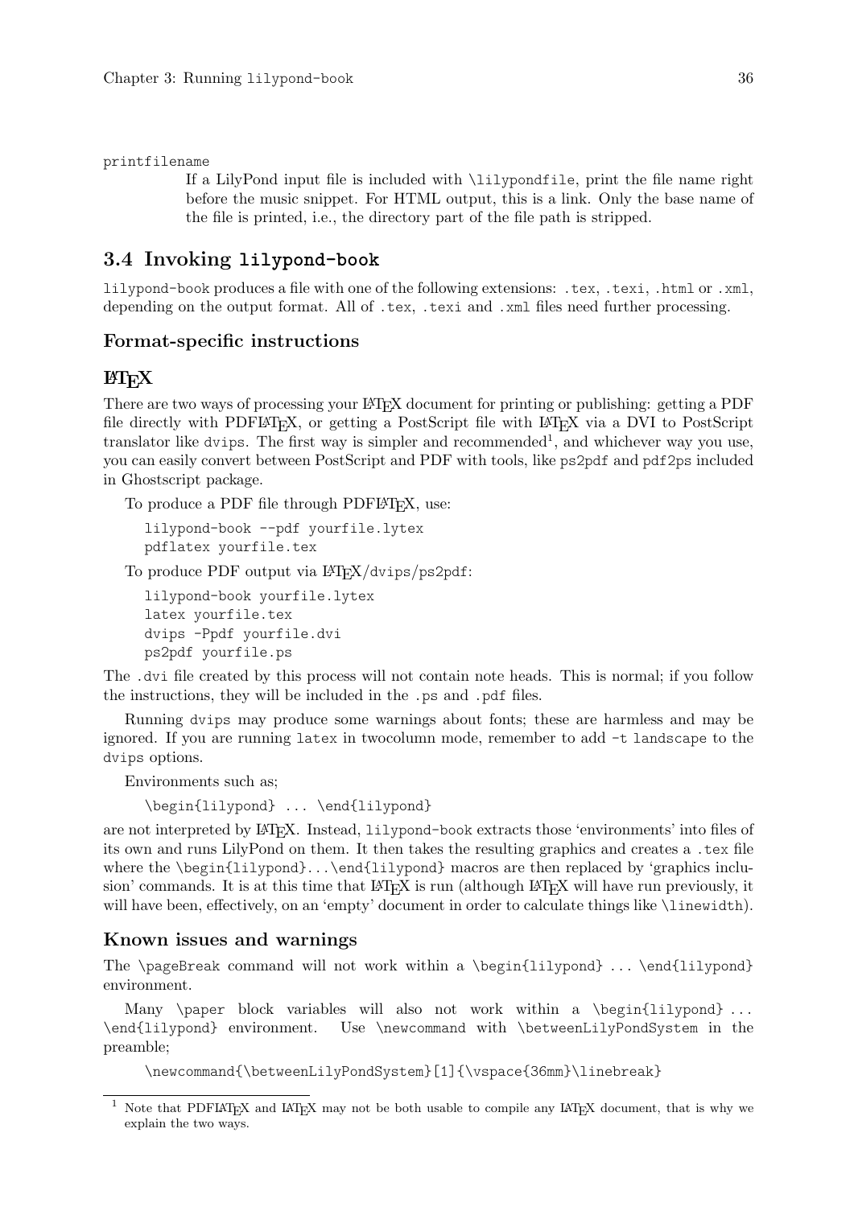printfilename

If a LilyPond input file is included with `\lilypondfile`, print the file name right before the music snippet. For HTML output, this is a link. Only the base name of the file is printed, i.e., the directory part of the file path is stripped.

## 3.4 Invoking lilypond-book

`lilypond-book` produces a file with one of the following extensions: `.tex`, `.texi`, `.html` or `.xml`, depending on the output format. All of `.tex`, `.texi` and `.xml` files need further processing.

### Format-specific instructions

#### LaTeX

There are two ways of processing your LaTeX document for printing or publishing: getting a PDF file directly with PDFLaTeX, or getting a PostScript file with LaTeX via a DVI to PostScript translator like `dvips`. The first way is simpler and recommended[1], and whichever way you use, you can easily convert between PostScript and PDF with tools, like `ps2pdf` and `pdf2ps` included in Ghostscript package.

To produce a PDF file through PDFLaTeX, use:

```
lilypond-book --pdf yourfile.lytex
pdflatex yourfile.tex
```

To produce PDF output via LaTeX/dvips/ps2pdf:

```
lilypond-book yourfile.lytex
latex yourfile.tex
dvips -Ppdf yourfile.dvi
ps2pdf yourfile.ps
```

The `.dvi` file created by this process will not contain note heads. This is normal; if you follow the instructions, they will be included in the `.ps` and `.pdf` files.

Running `dvips` may produce some warnings about fonts; these are harmless and may be ignored. If you are running `latex` in twocolumn mode, remember to add `-t landscape` to the `dvips` options.

Environments such as;

```
\begin{lilypond} ... \end{lilypond}
```

are not interpreted by LaTeX. Instead, `lilypond-book` extracts those 'environments' into files of its own and runs LilyPond on them. It then takes the resulting graphics and creates a `.tex` file where the `\begin{lilypond}...\end{lilypond}` macros are then replaced by 'graphics inclusion' commands. It is at this time that LaTeX is run (although LaTeX will have run previously, it will have been, effectively, on an 'empty' document in order to calculate things like `\linewidth`).

### Known issues and warnings

The `\pageBreak` command will not work within a `\begin{lilypond} ... \end{lilypond}` environment.

Many `\paper` block variables will also not work within a `\begin{lilypond} ... \end{lilypond}` environment. Use `\newcommand` with `\betweenLilyPondSystem` in the preamble;

```
\newcommand{\betweenLilyPondSystem}[1]{\vspace{36mm}\linebreak}
```

---

[1] Note that PDFLaTeX and LaTeX may not be both usable to compile any LaTeX document, that is why we explain the two ways.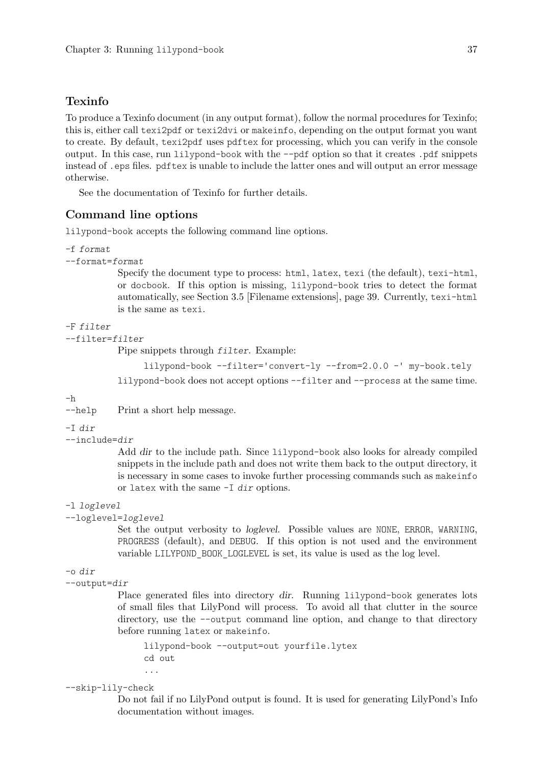## Texinfo

To produce a Texinfo document (in any output format), follow the normal procedures for Texinfo; this is, either call `texi2pdf` or `texi2dvi` or `makeinfo`, depending on the output format you want to create. By default, `texi2pdf` uses `pdftex` for processing, which you can verify in the console output. In this case, run `lilypond-book` with the `--pdf` option so that it creates `.pdf` snippets instead of `.eps` files. `pdftex` is unable to include the latter ones and will output an error message otherwise.

See the documentation of Texinfo for further details.

## Command line options

`lilypond-book` accepts the following command line options.

`-f` *format*
`--format=`*format*

Specify the document type to process: `html`, `latex`, `texi` (the default), `texi-html`, or `docbook`. If this option is missing, `lilypond-book` tries to detect the format automatically, see Section 3.5 [Filename extensions], page 39. Currently, `texi-html` is the same as `texi`.

`-F` *filter*
`--filter=`*filter*

Pipe snippets through *filter*. Example:

```
lilypond-book --filter='convert-ly --from=2.0.0 -' my-book.tely
```

`lilypond-book` does not accept options `--filter` and `--process` at the same time.

`-h`
`--help`

Print a short help message.

`-I` *dir*
`--include=`*dir*

Add *dir* to the include path. Since `lilypond-book` also looks for already compiled snippets in the include path and does not write them back to the output directory, it is necessary in some cases to invoke further processing commands such as `makeinfo` or `latex` with the same `-I` *dir* options.

`-l` *loglevel*
`--loglevel=`*loglevel*

Set the output verbosity to *loglevel*. Possible values are `NONE`, `ERROR`, `WARNING`, `PROGRESS` (default), and `DEBUG`. If this option is not used and the environment variable `LILYPOND_BOOK_LOGLEVEL` is set, its value is used as the log level.

`-o` *dir*
`--output=`*dir*

Place generated files into directory *dir*. Running `lilypond-book` generates lots of small files that LilyPond will process. To avoid all that clutter in the source directory, use the `--output` command line option, and change to that directory before running `latex` or `makeinfo`.

```
lilypond-book --output=out yourfile.lytex
cd out
...
```

`--skip-lily-check`

Do not fail if no LilyPond output is found. It is used for generating LilyPond's Info documentation without images.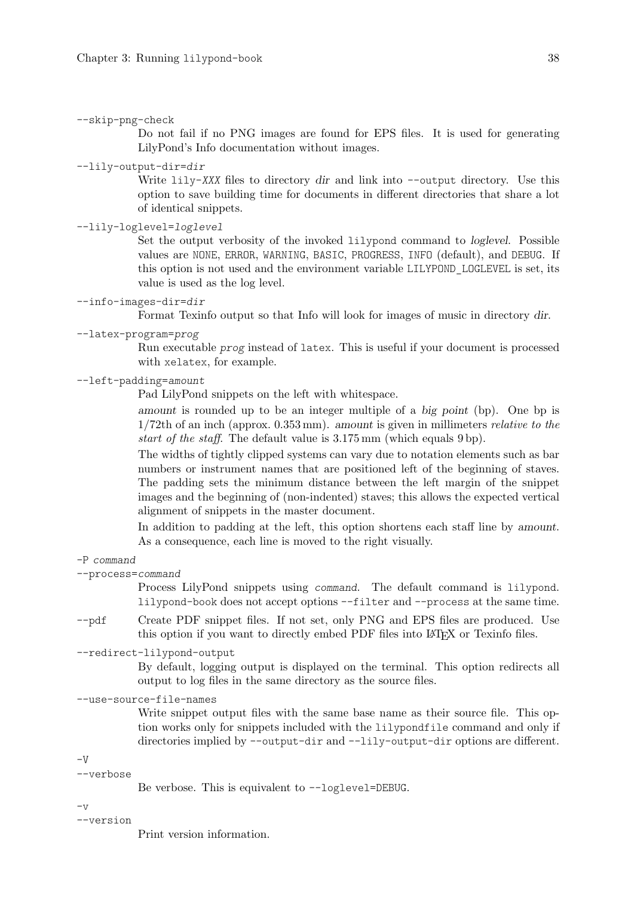`--skip-png-check`

Do not fail if no PNG images are found for EPS files. It is used for generating LilyPond's Info documentation without images.

`--lily-output-dir=`*dir*

Write `lily-`*XXX* files to directory *dir* and link into `--output` directory. Use this option to save building time for documents in different directories that share a lot of identical snippets.

`--lily-loglevel=`*loglevel*

Set the output verbosity of the invoked `lilypond` command to *loglevel*. Possible values are `NONE`, `ERROR`, `WARNING`, `BASIC`, `PROGRESS`, `INFO` (default), and `DEBUG`. If this option is not used and the environment variable `LILYPOND_LOGLEVEL` is set, its value is used as the log level.

`--info-images-dir=`*dir*

Format Texinfo output so that Info will look for images of music in directory *dir*.

`--latex-program=`*prog*

Run executable *prog* instead of `latex`. This is useful if your document is processed with `xelatex`, for example.

`--left-padding=`*amount*

Pad LilyPond snippets on the left with whitespace.

*amount* is rounded up to be an integer multiple of a *big point* (bp). One bp is 1/72th of an inch (approx. 0.353 mm). *amount* is given in millimeters *relative to the start of the staff*. The default value is 3.175 mm (which equals 9 bp).

The widths of tightly clipped systems can vary due to notation elements such as bar numbers or instrument names that are positioned left of the beginning of staves. The padding sets the minimum distance between the left margin of the snippet images and the beginning of (non-indented) staves; this allows the expected vertical alignment of snippets in the master document.

In addition to padding at the left, this option shortens each staff line by *amount*. As a consequence, each line is moved to the right visually.

`-P` *command*

`--process=`*command*

Process LilyPond snippets using *command*. The default command is `lilypond`. `lilypond-book` does not accept options `--filter` and `--process` at the same time.

`--pdf`

Create PDF snippet files. If not set, only PNG and EPS files are produced. Use this option if you want to directly embed PDF files into LaTeX or Texinfo files.

`--redirect-lilypond-output`

By default, logging output is displayed on the terminal. This option redirects all output to log files in the same directory as the source files.

`--use-source-file-names`

Write snippet output files with the same base name as their source file. This option works only for snippets included with the `lilypondfile` command and only if directories implied by `--output-dir` and `--lily-output-dir` options are different.

`-V`

`--verbose`

Be verbose. This is equivalent to `--loglevel=DEBUG`.

`-v`

`--version`

Print version information.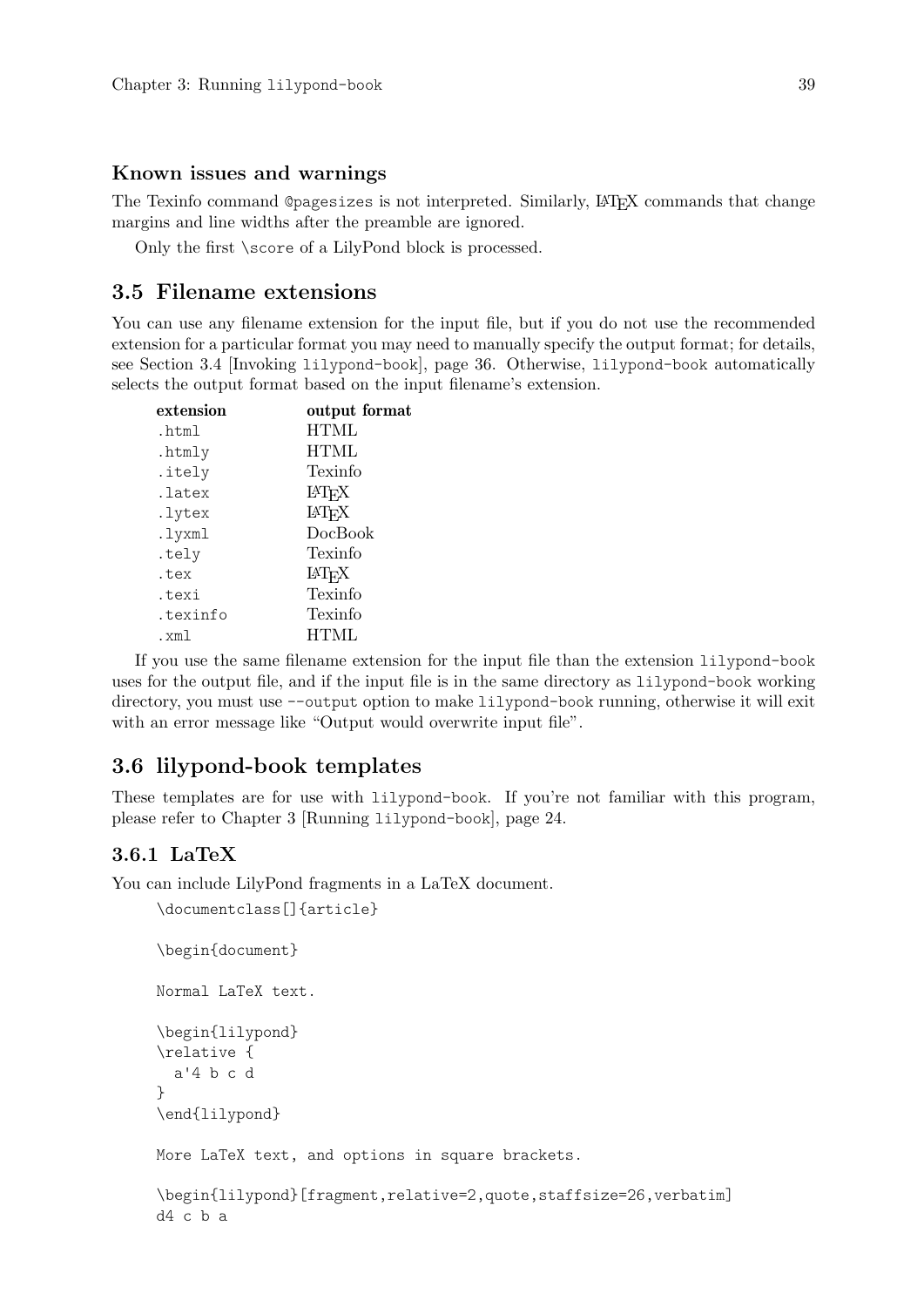### Known issues and warnings

The Texinfo command `@pagesizes` is not interpreted. Similarly, LaTeX commands that change margins and line widths after the preamble are ignored.

Only the first `\score` of a LilyPond block is processed.

## 3.5 Filename extensions

You can use any filename extension for the input file, but if you do not use the recommended extension for a particular format you may need to manually specify the output format; for details, see Section 3.4 [Invoking `lilypond-book`], page 36. Otherwise, `lilypond-book` automatically selects the output format based on the input filename's extension.

| extension | output format |
| --- | --- |
| `.html` | HTML |
| `.htmly` | HTML |
| `.itely` | Texinfo |
| `.latex` | LaTeX |
| `.lytex` | LaTeX |
| `.lyxml` | DocBook |
| `.tely` | Texinfo |
| `.tex` | LaTeX |
| `.texi` | Texinfo |
| `.texinfo` | Texinfo |
| `.xml` | HTML |

If you use the same filename extension for the input file than the extension `lilypond-book` uses for the output file, and if the input file is in the same directory as `lilypond-book` working directory, you must use `--output` option to make `lilypond-book` running, otherwise it will exit with an error message like "Output would overwrite input file".

## 3.6 lilypond-book templates

These templates are for use with `lilypond-book`. If you're not familiar with this program, please refer to Chapter 3 [Running `lilypond-book`], page 24.

### 3.6.1 LaTeX

You can include LilyPond fragments in a LaTeX document.

```
\documentclass[]{article}

\begin{document}

Normal LaTeX text.

\begin{lilypond}
\relative {
  a'4 b c d
}
\end{lilypond}

More LaTeX text, and options in square brackets.

\begin{lilypond}[fragment,relative=2,quote,staffsize=26,verbatim]
d4 c b a
```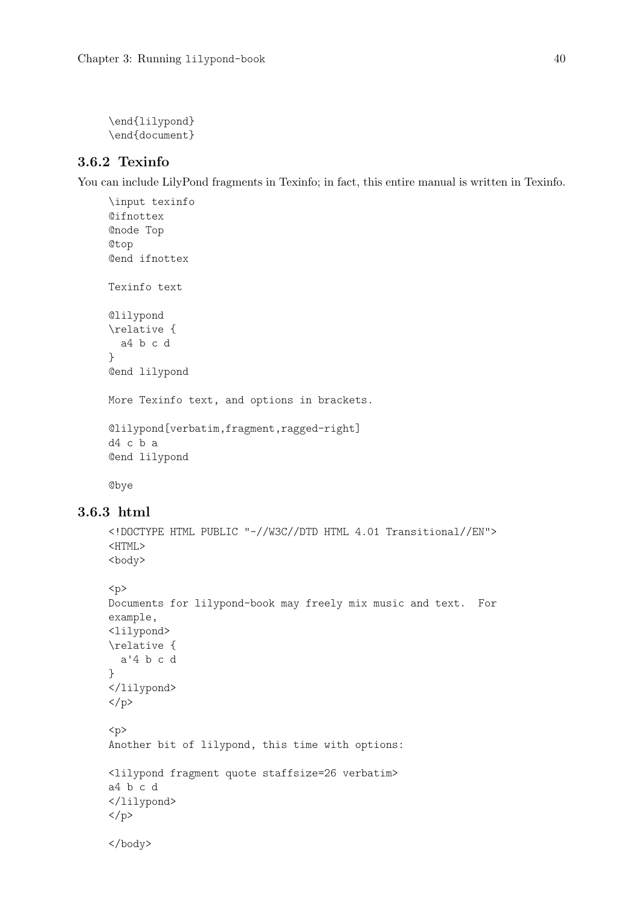```
\end{lilypond}
\end{document}
```

### 3.6.2 Texinfo

You can include LilyPond fragments in Texinfo; in fact, this entire manual is written in Texinfo.

```
\input texinfo
@ifnottex
@node Top
@top
@end ifnottex

Texinfo text

@lilypond
\relative {
  a4 b c d
}
@end lilypond

More Texinfo text, and options in brackets.

@lilypond[verbatim,fragment,ragged-right]
d4 c b a
@end lilypond

@bye
```

### 3.6.3 html

```
<!DOCTYPE HTML PUBLIC "-//W3C//DTD HTML 4.01 Transitional//EN">
<HTML>
<body>

<p>
Documents for lilypond-book may freely mix music and text.  For
example,
<lilypond>
\relative {
  a'4 b c d
}
</lilypond>
</p>

<p>
Another bit of lilypond, this time with options:

<lilypond fragment quote staffsize=26 verbatim>
a4 b c d
</lilypond>
</p>

</body>
```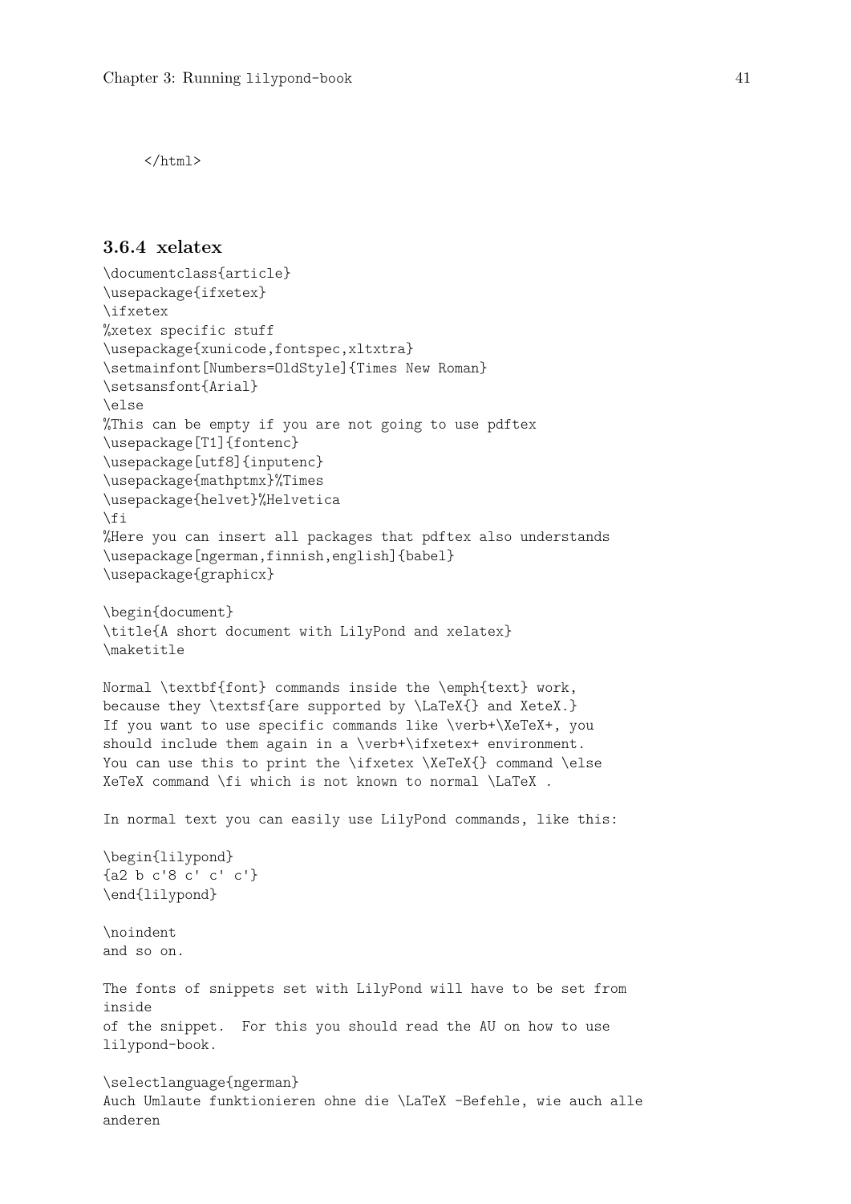```
</html>
```

### 3.6.4 xelatex

```
\documentclass{article}
\usepackage{ifxetex}
\ifxetex
%xetex specific stuff
\usepackage{xunicode,fontspec,xltxtra}
\setmainfont[Numbers=OldStyle]{Times New Roman}
\setsansfont{Arial}
\else
%This can be empty if you are not going to use pdftex
\usepackage[T1]{fontenc}
\usepackage[utf8]{inputenc}
\usepackage{mathptmx}%Times
\usepackage{helvet}%Helvetica
\fi
%Here you can insert all packages that pdftex also understands
\usepackage[ngerman,finnish,english]{babel}
\usepackage{graphicx}

\begin{document}
\title{A short document with LilyPond and xelatex}
\maketitle

Normal \textbf{font} commands inside the \emph{text} work,
because they \textsf{are supported by \LaTeX{} and XeteX.}
If you want to use specific commands like \verb+\XeTeX+, you
should include them again in a \verb+\ifxetex+ environment.
You can use this to print the \ifxetex \XeTeX{} command \else
XeTeX command \fi which is not known to normal \LaTeX .

In normal text you can easily use LilyPond commands, like this:

\begin{lilypond}
{a2 b c'8 c' c' c'}
\end{lilypond}

\noindent
and so on.

The fonts of snippets set with LilyPond will have to be set from
inside
of the snippet.  For this you should read the AU on how to use
lilypond-book.

\selectlanguage{ngerman}
Auch Umlaute funktionieren ohne die \LaTeX -Befehle, wie auch alle
anderen
```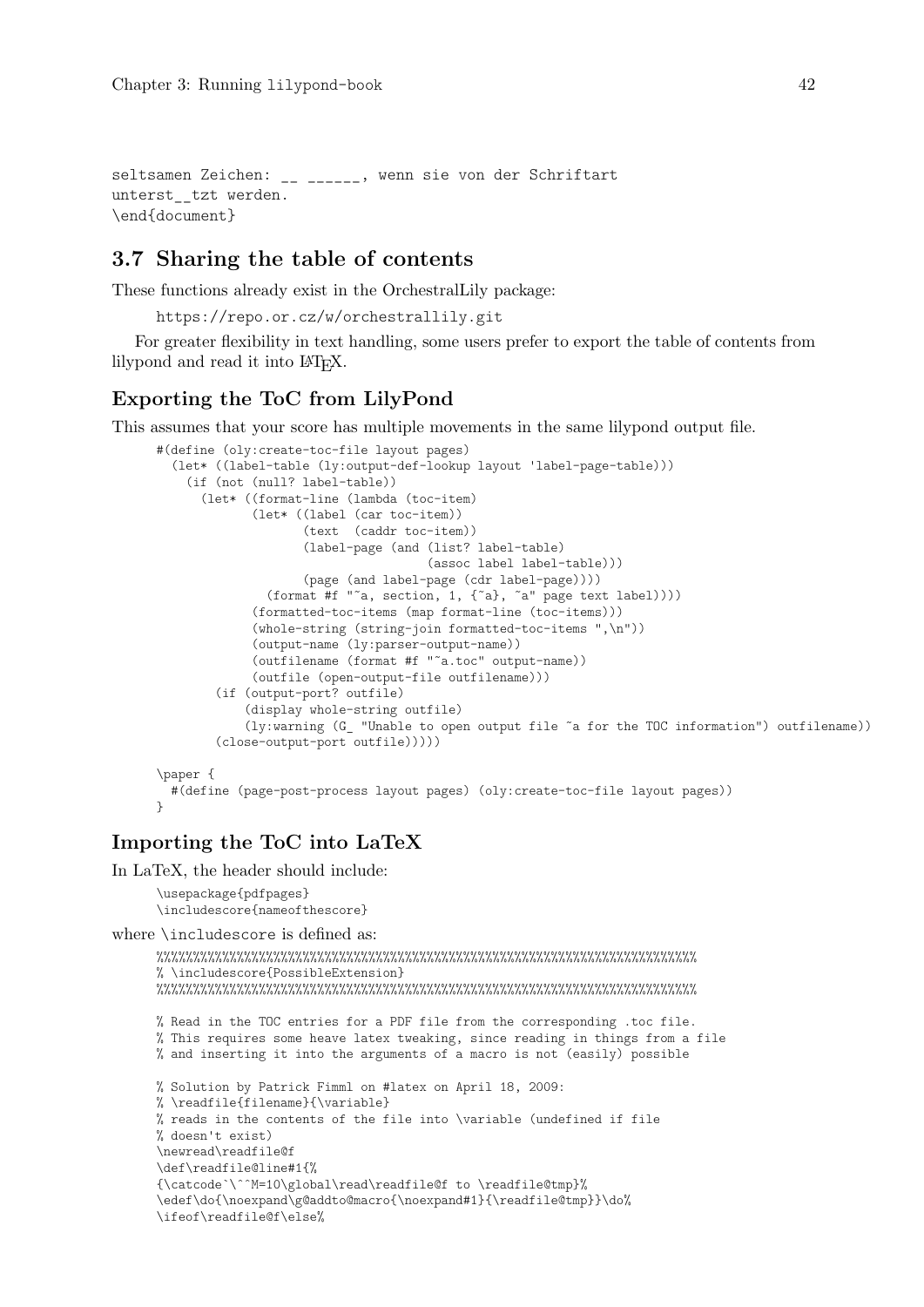```
seltsamen Zeichen: __ ______, wenn sie von der Schriftart
unterst__tzt werden.
\end{document}
```

## 3.7 Sharing the table of contents

These functions already exist in the OrchestralLily package:

```
https://repo.or.cz/w/orchestrallily.git
```

For greater flexibility in text handling, some users prefer to export the table of contents from lilypond and read it into LaTeX.

### Exporting the ToC from LilyPond

This assumes that your score has multiple movements in the same lilypond output file.

```
#(define (oly:create-toc-file layout pages)
  (let* ((label-table (ly:output-def-lookup layout 'label-page-table)))
    (if (not (null? label-table))
      (let* ((format-line (lambda (toc-item)
             (let* ((label (car toc-item))
                    (text  (caddr toc-item))
                    (label-page (and (list? label-table)
                                     (assoc label label-table)))
                    (page (and label-page (cdr label-page))))
               (format #f "~a, section, 1, {~a}, ~a" page text label))))
             (formatted-toc-items (map format-line (toc-items)))
             (whole-string (string-join formatted-toc-items ",\n"))
             (output-name (ly:parser-output-name))
             (outfilename (format #f "~a.toc" output-name))
             (outfile (open-output-file outfilename)))
        (if (output-port? outfile)
            (display whole-string outfile)
            (ly:warning (G_ "Unable to open output file ~a for the TOC information") outfilename))
        (close-output-port outfile)))))

\paper {
  #(define (page-post-process layout pages) (oly:create-toc-file layout pages))
}
```

### Importing the ToC into LaTeX

In LaTeX, the header should include:

```
\usepackage{pdfpages}
\includescore{nameofthescore}
```

where `\includescore` is defined as:

```
%%%%%%%%%%%%%%%%%%%%%%%%%%%%%%%%%%%%%%%%%%%%%%%%%%%%%%%%%%%%%%%%%%%%%%%%
% \includescore{PossibleExtension}
%%%%%%%%%%%%%%%%%%%%%%%%%%%%%%%%%%%%%%%%%%%%%%%%%%%%%%%%%%%%%%%%%%%%%%%%

% Read in the TOC entries for a PDF file from the corresponding .toc file.
% This requires some heave latex tweaking, since reading in things from a file
% and inserting it into the arguments of a macro is not (easily) possible

% Solution by Patrick Fimml on #latex on April 18, 2009:
% \readfile{filename}{\variable}
% reads in the contents of the file into \variable (undefined if file
% doesn't exist)
\newread\readfile@f
\def\readfile@line#1{%
{\catcode`\^^M=10\global\read\readfile@f to \readfile@tmp}%
\edef\do{\noexpand\g@addto@macro{\noexpand#1}{\readfile@tmp}}\do%
\ifeof\readfile@f\else%
```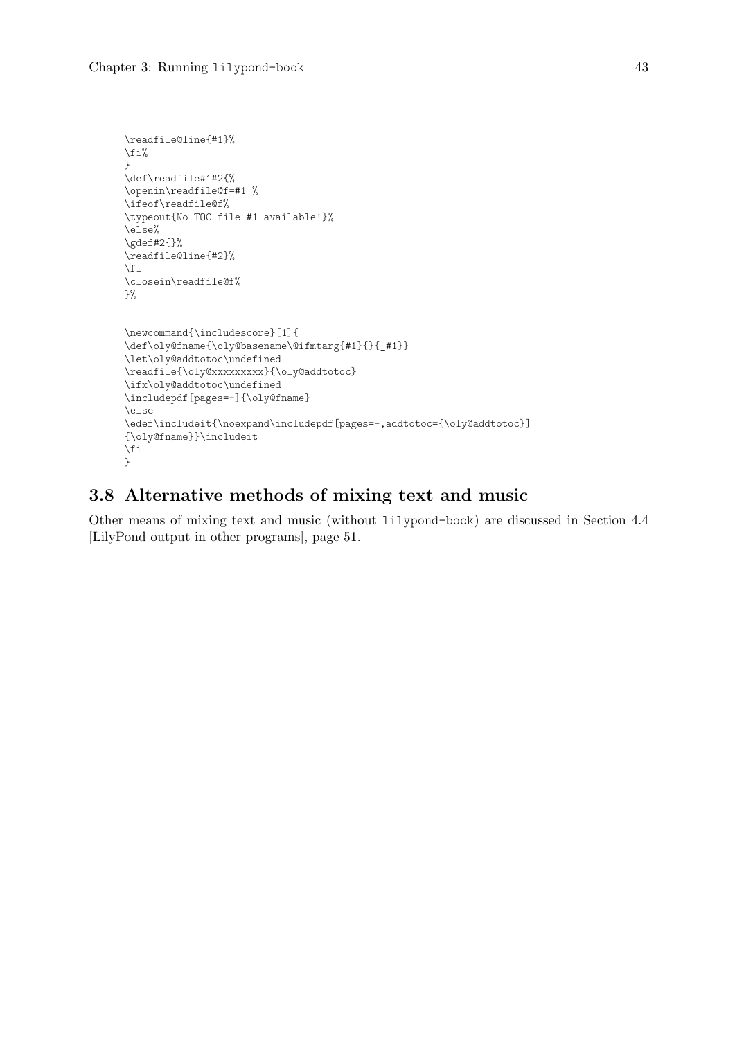```
\readfile@line{#1}%
\fi%
}
\def\readfile#1#2{%
\openin\readfile@f=#1 %
\ifeof\readfile@f%
\typeout{No TOC file #1 available!}%
\else%
\gdef#2{}%
\readfile@line{#2}%
\fi
\closein\readfile@f%
}%


\newcommand{\includescore}[1]{
\def\oly@fname{\oly@basename\@ifmtarg{#1}{}{_#1}}
\let\oly@addtotoc\undefined
\readfile{\oly@xxxxxxxxx}{\oly@addtotoc}
\ifx\oly@addtotoc\undefined
\includepdf[pages=-]{\oly@fname}
\else
\edef\includeit{\noexpand\includepdf[pages=-,addtotoc={\oly@addtotoc}]
{\oly@fname}}\includeit
\fi
}
```

## 3.8 Alternative methods of mixing text and music

Other means of mixing text and music (without lilypond-book) are discussed in Section 4.4 [LilyPond output in other programs], page 51.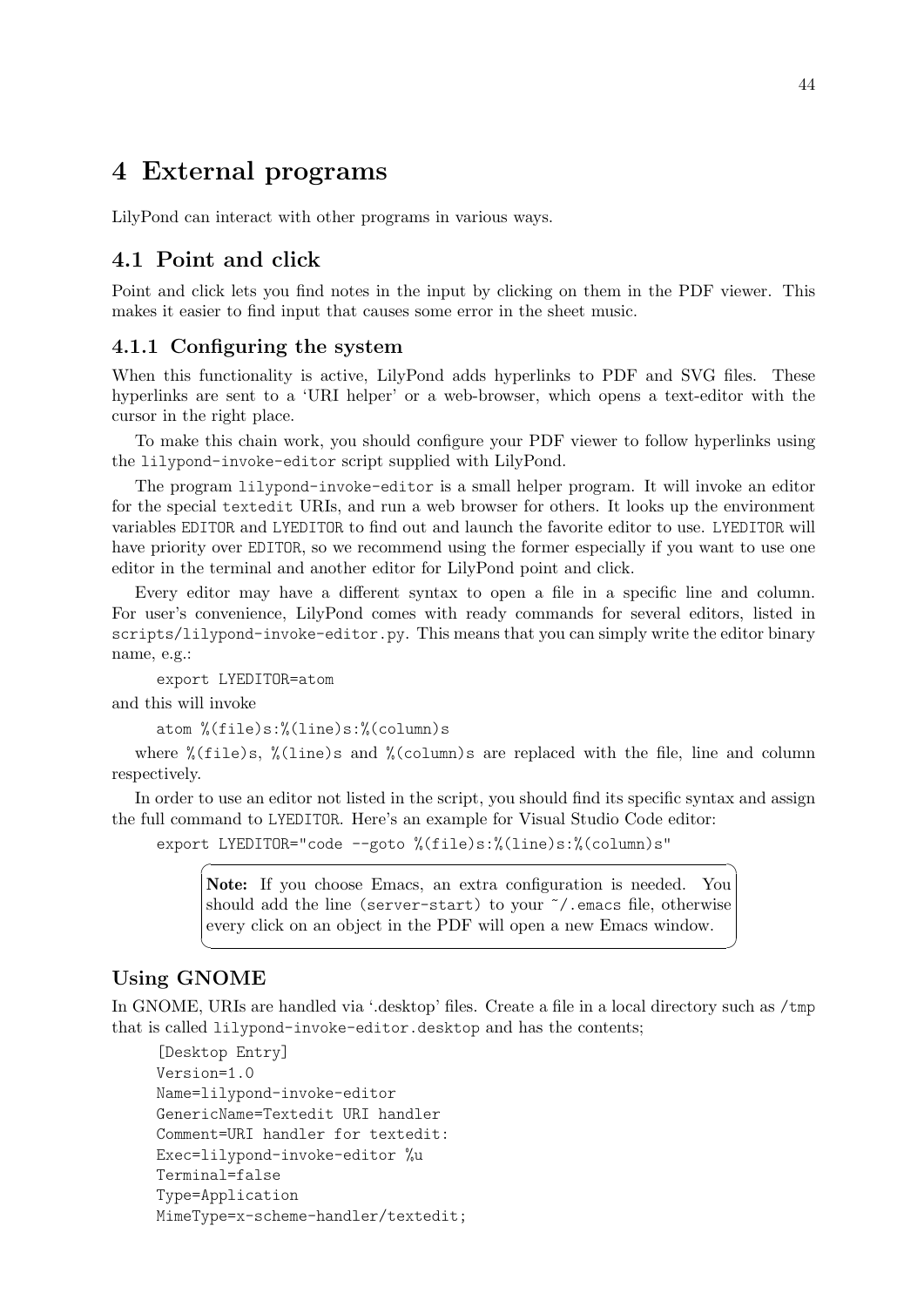# 4 External programs

LilyPond can interact with other programs in various ways.

## 4.1 Point and click

Point and click lets you find notes in the input by clicking on them in the PDF viewer. This makes it easier to find input that causes some error in the sheet music.

### 4.1.1 Configuring the system

When this functionality is active, LilyPond adds hyperlinks to PDF and SVG files. These hyperlinks are sent to a 'URI helper' or a web-browser, which opens a text-editor with the cursor in the right place.

To make this chain work, you should configure your PDF viewer to follow hyperlinks using the `lilypond-invoke-editor` script supplied with LilyPond.

The program `lilypond-invoke-editor` is a small helper program. It will invoke an editor for the special `textedit` URIs, and run a web browser for others. It looks up the environment variables `EDITOR` and `LYEDITOR` to find out and launch the favorite editor to use. `LYEDITOR` will have priority over `EDITOR`, so we recommend using the former especially if you want to use one editor in the terminal and another editor for LilyPond point and click.

Every editor may have a different syntax to open a file in a specific line and column. For user's convenience, LilyPond comes with ready commands for several editors, listed in `scripts/lilypond-invoke-editor.py`. This means that you can simply write the editor binary name, e.g.:

```
export LYEDITOR=atom
```

and this will invoke

```
atom %(file)s:%(line)s:%(column)s
```

where `%(file)s`, `%(line)s` and `%(column)s` are replaced with the file, line and column respectively.

In order to use an editor not listed in the script, you should find its specific syntax and assign the full command to `LYEDITOR`. Here's an example for Visual Studio Code editor:

```
export LYEDITOR="code --goto %(file)s:%(line)s:%(column)s"
```

> **Note:** If you choose Emacs, an extra configuration is needed. You should add the line `(server-start)` to your `~/.emacs` file, otherwise every click on an object in the PDF will open a new Emacs window.

### Using GNOME

In GNOME, URIs are handled via '.desktop' files. Create a file in a local directory such as `/tmp` that is called `lilypond-invoke-editor.desktop` and has the contents;

```
[Desktop Entry]
Version=1.0
Name=lilypond-invoke-editor
GenericName=Textedit URI handler
Comment=URI handler for textedit:
Exec=lilypond-invoke-editor %u
Terminal=false
Type=Application
MimeType=x-scheme-handler/textedit;
```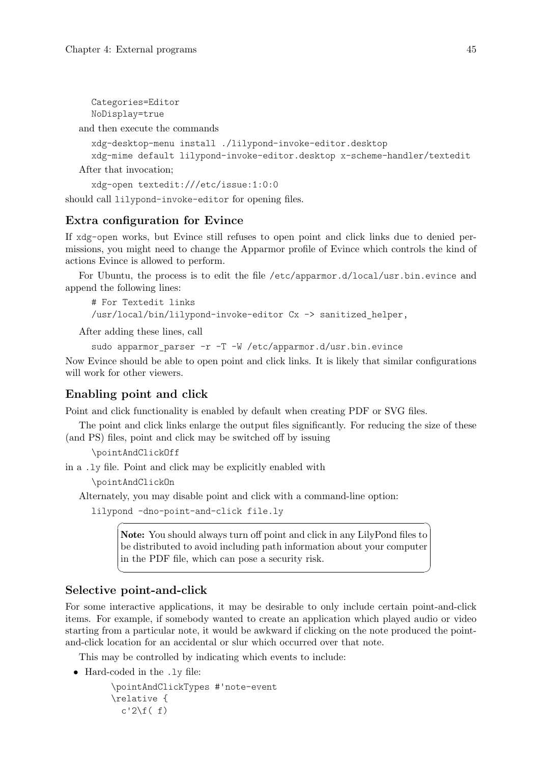```
Categories=Editor
NoDisplay=true
```

and then execute the commands

```
xdg-desktop-menu install ./lilypond-invoke-editor.desktop
xdg-mime default lilypond-invoke-editor.desktop x-scheme-handler/textedit
```

After that invocation;

```
xdg-open textedit:///etc/issue:1:0:0
```

should call `lilypond-invoke-editor` for opening files.

### Extra configuration for Evince

If `xdg-open` works, but Evince still refuses to open point and click links due to denied permissions, you might need to change the Apparmor profile of Evince which controls the kind of actions Evince is allowed to perform.

For Ubuntu, the process is to edit the file `/etc/apparmor.d/local/usr.bin.evince` and append the following lines:

```
# For Textedit links
/usr/local/bin/lilypond-invoke-editor Cx -> sanitized_helper,
```

After adding these lines, call

```
sudo apparmor_parser -r -T -W /etc/apparmor.d/usr.bin.evince
```

Now Evince should be able to open point and click links. It is likely that similar configurations will work for other viewers.

### Enabling point and click

Point and click functionality is enabled by default when creating PDF or SVG files.

The point and click links enlarge the output files significantly. For reducing the size of these (and PS) files, point and click may be switched off by issuing

```
\pointAndClickOff
```

in a `.ly` file. Point and click may be explicitly enabled with

```
\pointAndClickOn
```

Alternately, you may disable point and click with a command-line option:

```
lilypond -dno-point-and-click file.ly
```

> **Note:** You should always turn off point and click in any LilyPond files to be distributed to avoid including path information about your computer in the PDF file, which can pose a security risk.

### Selective point-and-click

For some interactive applications, it may be desirable to only include certain point-and-click items. For example, if somebody wanted to create an application which played audio or video starting from a particular note, it would be awkward if clicking on the note produced the point-and-click location for an accidental or slur which occurred over that note.

This may be controlled by indicating which events to include:

- Hard-coded in the `.ly` file:

  ```
  \pointAndClickTypes #'note-event
  \relative {
    c'2\f( f)
  ```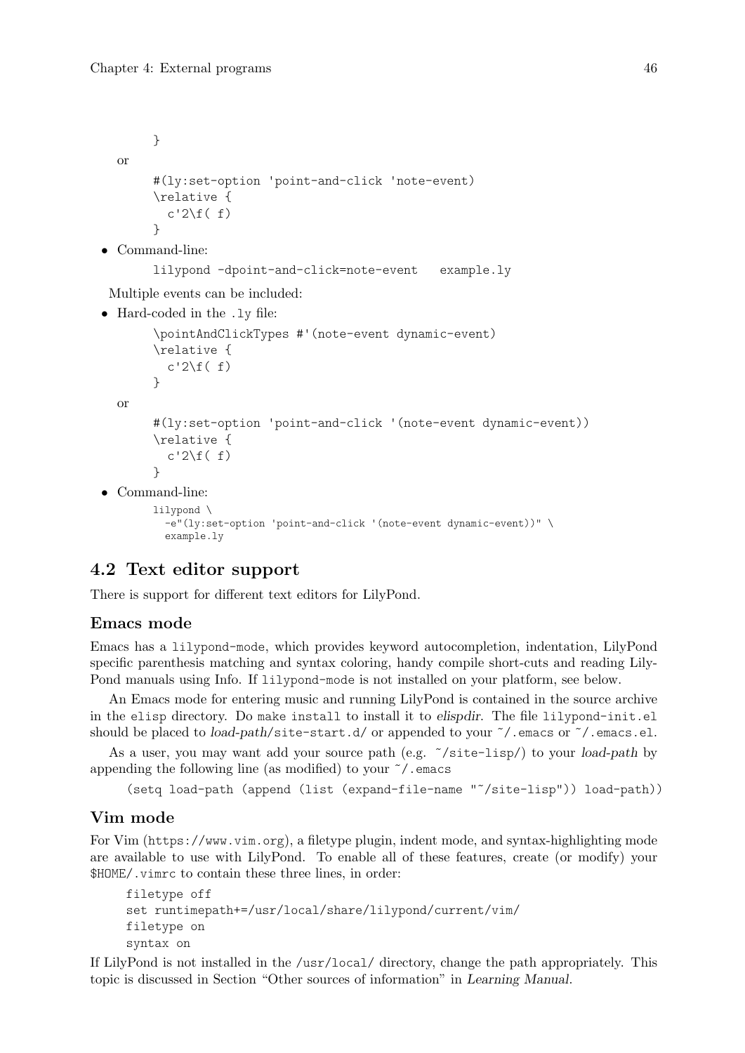```
}
```

or

```
#(ly:set-option 'point-and-click 'note-event)
\relative {
  c'2\f( f)
}
```

- Command-line:

```
lilypond -dpoint-and-click=note-event   example.ly
```

Multiple events can be included:

- Hard-coded in the `.ly` file:

```
\pointAndClickTypes #'(note-event dynamic-event)
\relative {
  c'2\f( f)
}
```

or

```
#(ly:set-option 'point-and-click '(note-event dynamic-event))
\relative {
  c'2\f( f)
}
```

- Command-line:

```
lilypond \
  -e"(ly:set-option 'point-and-click '(note-event dynamic-event))" \
  example.ly
```

## 4.2 Text editor support

There is support for different text editors for LilyPond.

### Emacs mode

Emacs has a `lilypond-mode`, which provides keyword autocompletion, indentation, LilyPond specific parenthesis matching and syntax coloring, handy compile short-cuts and reading LilyPond manuals using Info. If `lilypond-mode` is not installed on your platform, see below.

An Emacs mode for entering music and running LilyPond is contained in the source archive in the `elisp` directory. Do `make install` to install it to *elispdir*. The file `lilypond-init.el` should be placed to *load-path*`/site-start.d/` or appended to your `~/.emacs` or `~/.emacs.el`.

As a user, you may want add your source path (e.g. `~/site-lisp/`) to your *load-path* by appending the following line (as modified) to your `~/.emacs`

```
(setq load-path (append (list (expand-file-name "~/site-lisp")) load-path))
```

### Vim mode

For Vim (`https://www.vim.org`), a filetype plugin, indent mode, and syntax-highlighting mode are available to use with LilyPond. To enable all of these features, create (or modify) your `$HOME/.vimrc` to contain these three lines, in order:

```
filetype off
set runtimepath+=/usr/local/share/lilypond/current/vim/
filetype on
syntax on
```

If LilyPond is not installed in the `/usr/local/` directory, change the path appropriately. This topic is discussed in Section "Other sources of information" in *Learning Manual*.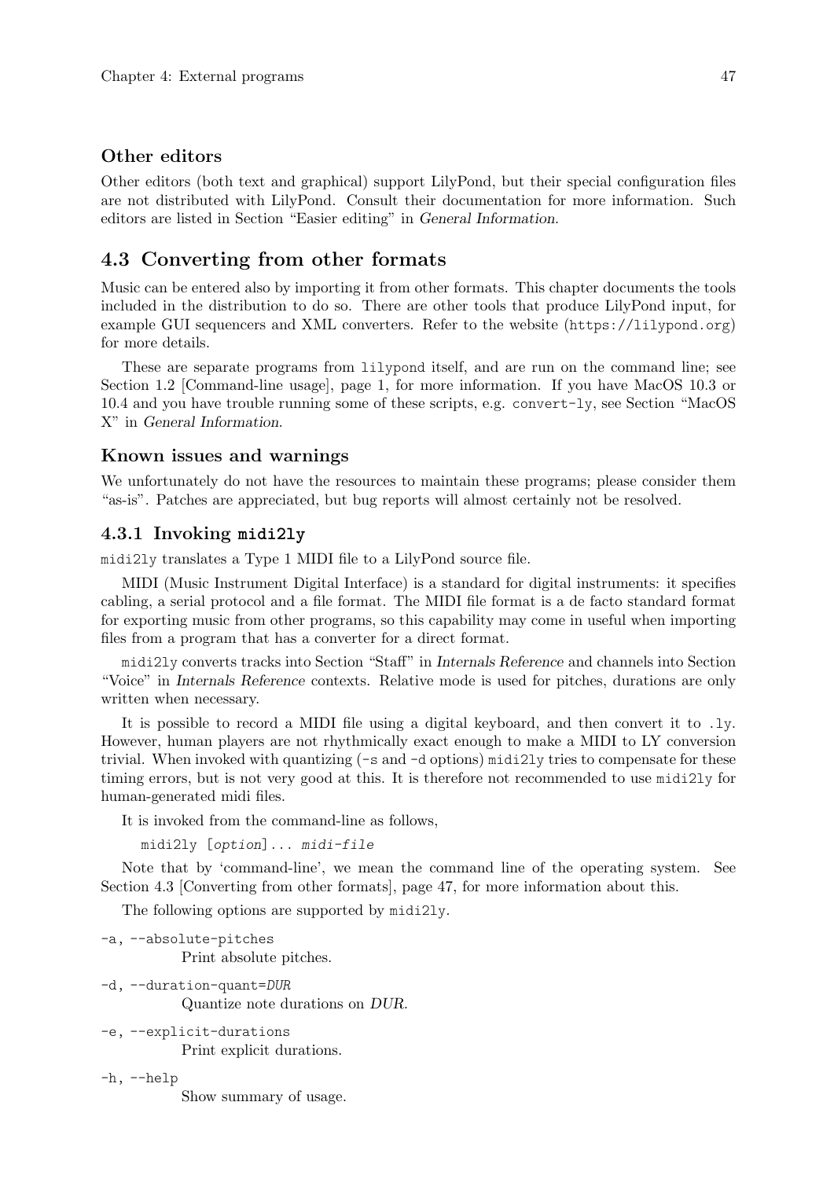### Other editors

Other editors (both text and graphical) support LilyPond, but their special configuration files are not distributed with LilyPond. Consult their documentation for more information. Such editors are listed in Section "Easier editing" in *General Information*.

## 4.3 Converting from other formats

Music can be entered also by importing it from other formats. This chapter documents the tools included in the distribution to do so. There are other tools that produce LilyPond input, for example GUI sequencers and XML converters. Refer to the website (`https://lilypond.org`) for more details.

These are separate programs from `lilypond` itself, and are run on the command line; see Section 1.2 [Command-line usage], page 1, for more information. If you have MacOS 10.3 or 10.4 and you have trouble running some of these scripts, e.g. `convert-ly`, see Section "MacOS X" in *General Information*.

### Known issues and warnings

We unfortunately do not have the resources to maintain these programs; please consider them "as-is". Patches are appreciated, but bug reports will almost certainly not be resolved.

### 4.3.1 Invoking `midi2ly`

`midi2ly` translates a Type 1 MIDI file to a LilyPond source file.

MIDI (Music Instrument Digital Interface) is a standard for digital instruments: it specifies cabling, a serial protocol and a file format. The MIDI file format is a de facto standard format for exporting music from other programs, so this capability may come in useful when importing files from a program that has a converter for a direct format.

`midi2ly` converts tracks into Section "Staff" in *Internals Reference* and channels into Section "Voice" in *Internals Reference* contexts. Relative mode is used for pitches, durations are only written when necessary.

It is possible to record a MIDI file using a digital keyboard, and then convert it to `.ly`. However, human players are not rhythmically exact enough to make a MIDI to LY conversion trivial. When invoked with quantizing (`-s` and `-d` options) `midi2ly` tries to compensate for these timing errors, but is not very good at this. It is therefore not recommended to use `midi2ly` for human-generated midi files.

It is invoked from the command-line as follows,

```
midi2ly [option]... midi-file
```

Note that by 'command-line', we mean the command line of the operating system. See Section 4.3 [Converting from other formats], page 47, for more information about this.

The following options are supported by `midi2ly`.

`-a, --absolute-pitches`
: Print absolute pitches.

`-d, --duration-quant=DUR`
: Quantize note durations on *DUR*.

`-e, --explicit-durations`
: Print explicit durations.

`-h, --help`
: Show summary of usage.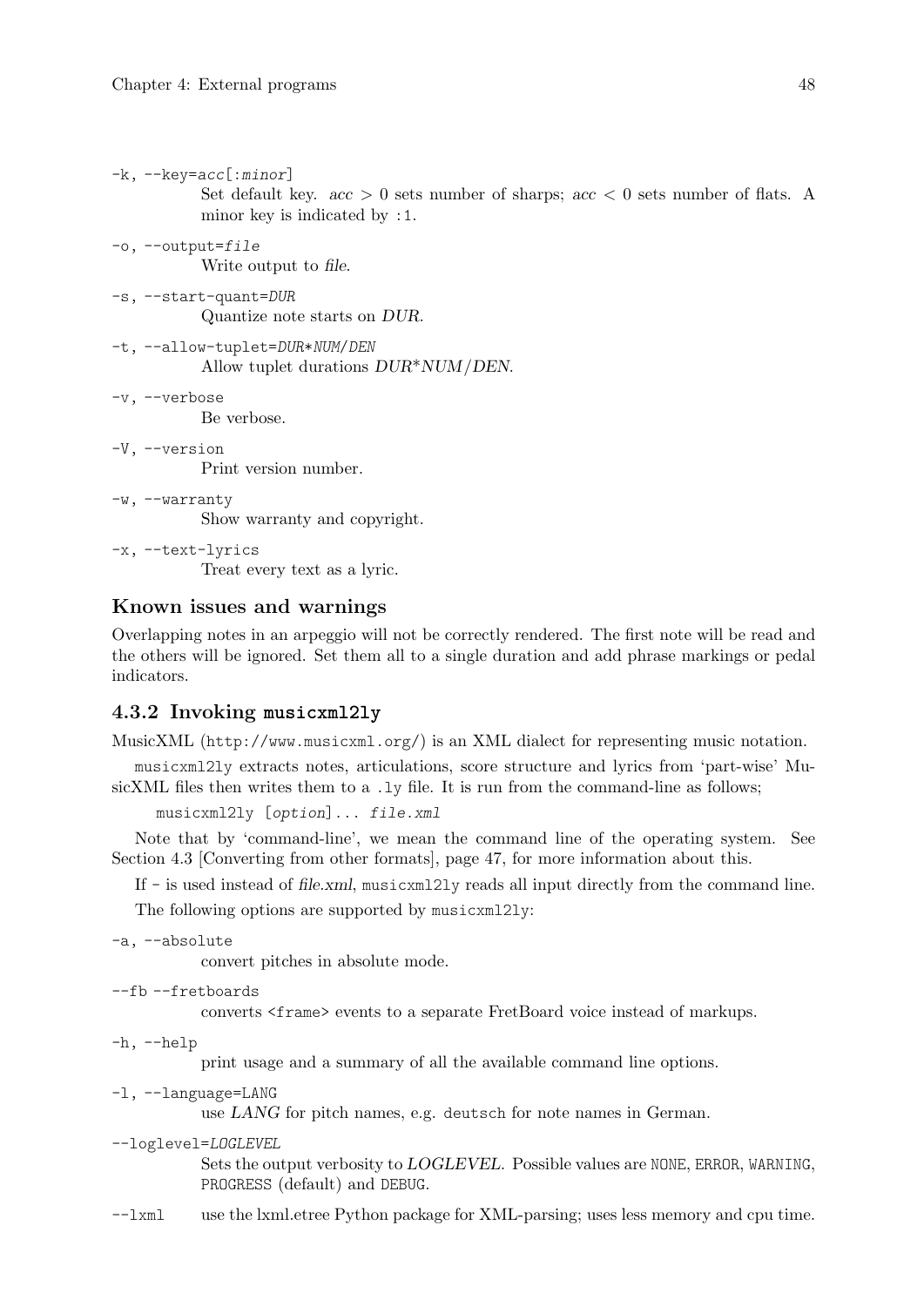`-k, --key=acc[:minor]`
: Set default key. $acc > 0$ sets number of sharps; $acc < 0$ sets number of flats. A minor key is indicated by `:1`.

`-o, --output=file`
: Write output to *file*.

`-s, --start-quant=DUR`
: Quantize note starts on *DUR*.

`-t, --allow-tuplet=DUR*NUM/DEN`
: Allow tuplet durations *DUR*NUM/DEN*.

`-v, --verbose`
: Be verbose.

`-V, --version`
: Print version number.

`-w, --warranty`
: Show warranty and copyright.

`-x, --text-lyrics`
: Treat every text as a lyric.

### Known issues and warnings

Overlapping notes in an arpeggio will not be correctly rendered. The first note will be read and the others will be ignored. Set them all to a single duration and add phrase markings or pedal indicators.

### 4.3.2 Invoking `musicxml2ly`

MusicXML (`http://www.musicxml.org/`) is an XML dialect for representing music notation.

`musicxml2ly` extracts notes, articulations, score structure and lyrics from 'part-wise' MusicXML files then writes them to a `.ly` file. It is run from the command-line as follows;

```
musicxml2ly [option]... file.xml
```

Note that by 'command-line', we mean the command line of the operating system. See Section 4.3 [Converting from other formats], page 47, for more information about this.

If `-` is used instead of *file.xml*, `musicxml2ly` reads all input directly from the command line.

The following options are supported by `musicxml2ly`:

`-a, --absolute`
: convert pitches in absolute mode.

`--fb --fretboards`
: converts `<frame>` events to a separate FretBoard voice instead of markups.

`-h, --help`
: print usage and a summary of all the available command line options.

`-l, --language=LANG`
: use *LANG* for pitch names, e.g. `deutsch` for note names in German.

`--loglevel=LOGLEVEL`
: Sets the output verbosity to *LOGLEVEL*. Possible values are `NONE`, `ERROR`, `WARNING`, `PROGRESS` (default) and `DEBUG`.

`--lxml`
: use the lxml.etree Python package for XML-parsing; uses less memory and cpu time.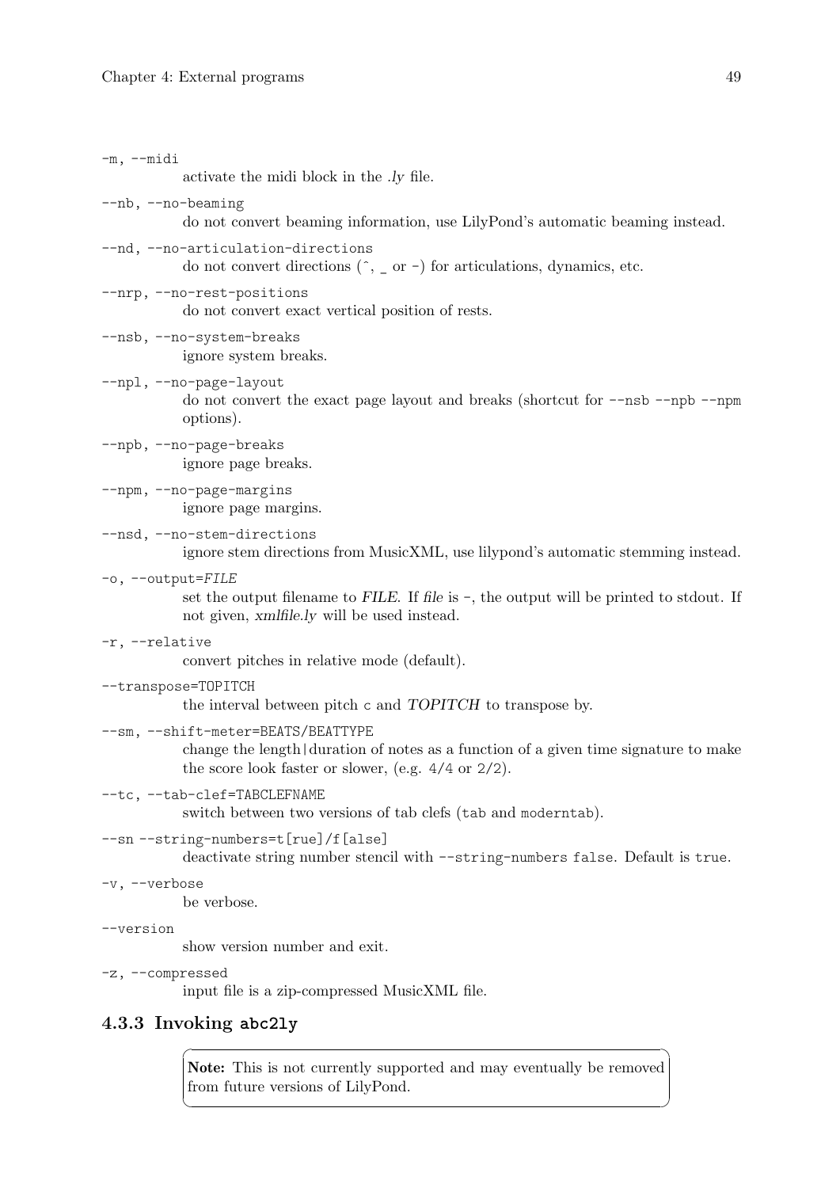`-m, --midi`
: activate the midi block in the *.ly* file.

`--nb, --no-beaming`
: do not convert beaming information, use LilyPond's automatic beaming instead.

`--nd, --no-articulation-directions`
: do not convert directions (`^`, `_` or `-`) for articulations, dynamics, etc.

`--nrp, --no-rest-positions`
: do not convert exact vertical position of rests.

`--nsb, --no-system-breaks`
: ignore system breaks.

`--npl, --no-page-layout`
: do not convert the exact page layout and breaks (shortcut for `--nsb --npb --npm` options).

`--npb, --no-page-breaks`
: ignore page breaks.

`--npm, --no-page-margins`
: ignore page margins.

`--nsd, --no-stem-directions`
: ignore stem directions from MusicXML, use lilypond's automatic stemming instead.

`-o, --output=`*FILE*
: set the output filename to *FILE*. If *file* is `-`, the output will be printed to stdout. If not given, *xmlfile.ly* will be used instead.

`-r, --relative`
: convert pitches in relative mode (default).

`--transpose=TOPITCH`
: the interval between pitch `c` and *TOPITCH* to transpose by.

`--sm, --shift-meter=BEATS/BEATTYPE`
: change the length|duration of notes as a function of a given time signature to make the score look faster or slower, (e.g. `4/4` or `2/2`).

`--tc, --tab-clef=TABCLEFNAME`
: switch between two versions of tab clefs (`tab` and `moderntab`).

`--sn --string-numbers=t[rue]/f[alse]`
: deactivate string number stencil with `--string-numbers false`. Default is `true`.

`-v, --verbose`
: be verbose.

`--version`
: show version number and exit.

`-z, --compressed`
: input file is a zip-compressed MusicXML file.

### 4.3.3 Invoking `abc2ly`

> **Note:** This is not currently supported and may eventually be removed from future versions of LilyPond.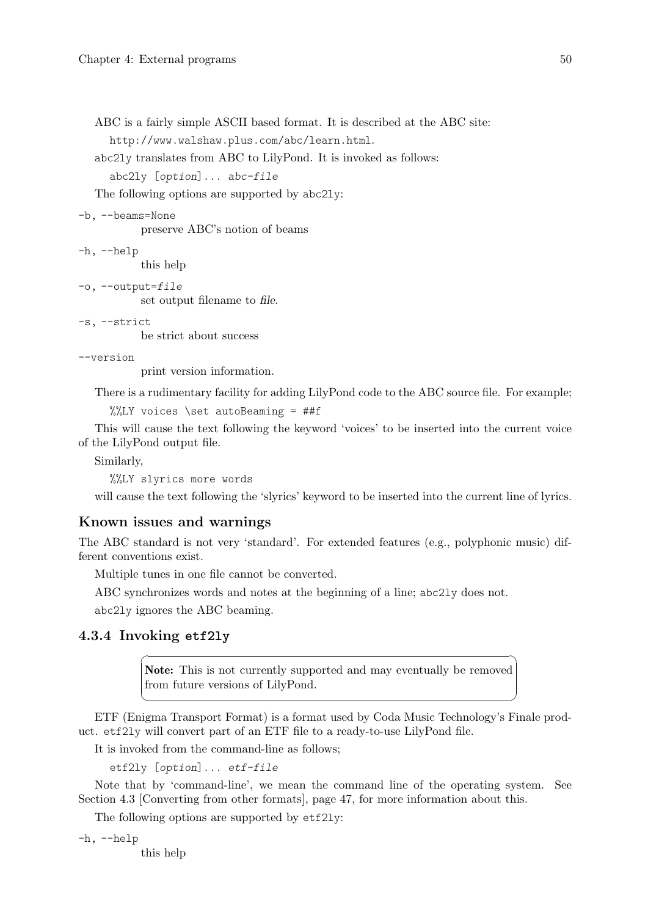ABC is a fairly simple ASCII based format. It is described at the ABC site:

```
http://www.walshaw.plus.com/abc/learn.html.
```

abc2ly translates from ABC to LilyPond. It is invoked as follows:

```
abc2ly [option]... abc-file
```

The following options are supported by abc2ly:

`-b, --beams=None`
: preserve ABC's notion of beams

`-h, --help`
: this help

`-o, --output=file`
: set output filename to *file*.

`-s, --strict`
: be strict about success

`--version`
: print version information.

There is a rudimentary facility for adding LilyPond code to the ABC source file. For example;

```
%%LY voices \set autoBeaming = ##f
```

This will cause the text following the keyword 'voices' to be inserted into the current voice of the LilyPond output file.

Similarly,

```
%%LY slyrics more words
```

will cause the text following the 'slyrics' keyword to be inserted into the current line of lyrics.

### Known issues and warnings

The ABC standard is not very 'standard'. For extended features (e.g., polyphonic music) different conventions exist.

Multiple tunes in one file cannot be converted.

ABC synchronizes words and notes at the beginning of a line; abc2ly does not.

abc2ly ignores the ABC beaming.

## 4.3.4 Invoking etf2ly

> **Note:** This is not currently supported and may eventually be removed from future versions of LilyPond.

ETF (Enigma Transport Format) is a format used by Coda Music Technology's Finale product. etf2ly will convert part of an ETF file to a ready-to-use LilyPond file.

It is invoked from the command-line as follows;

```
etf2ly [option]... etf-file
```

Note that by 'command-line', we mean the command line of the operating system. See Section 4.3 [Converting from other formats], page 47, for more information about this.

The following options are supported by etf2ly:

`-h, --help`
: this help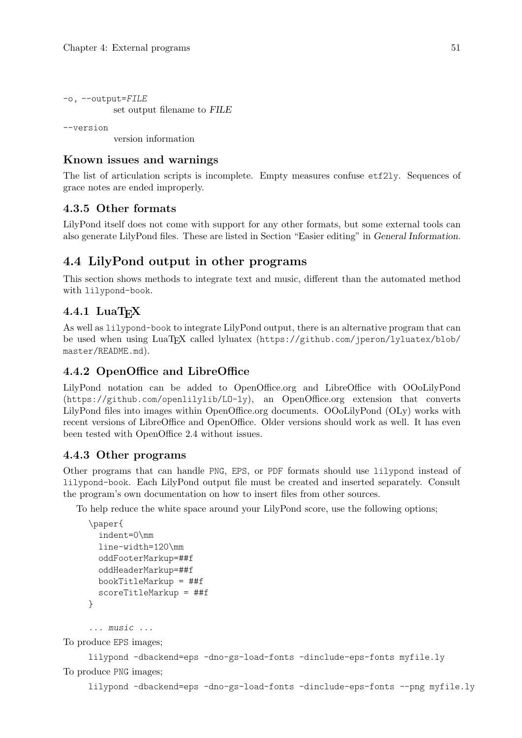`-o, --output=FILE`
set output filename to *FILE*

`--version`
version information

### Known issues and warnings

The list of articulation scripts is incomplete. Empty measures confuse `etf2ly`. Sequences of grace notes are ended improperly.

## 4.3.5 Other formats

LilyPond itself does not come with support for any other formats, but some external tools can also generate LilyPond files. These are listed in Section "Easier editing" in *General Information*.

# 4.4 LilyPond output in other programs

This section shows methods to integrate text and music, different than the automated method with `lilypond-book`.

## 4.4.1 LuaTeX

As well as `lilypond-book` to integrate LilyPond output, there is an alternative program that can be used when using LuaTeX called lyluatex (`https://github.com/jperon/lyluatex/blob/master/README.md`).

## 4.4.2 OpenOffice and LibreOffice

LilyPond notation can be added to OpenOffice.org and LibreOffice with OOoLilyPond (`https://github.com/openlilylib/LO-ly`), an OpenOffice.org extension that converts LilyPond files into images within OpenOffice.org documents. OOoLilyPond (OLy) works with recent versions of LibreOffice and OpenOffice. Older versions should work as well. It has even been tested with OpenOffice 2.4 without issues.

## 4.4.3 Other programs

Other programs that can handle `PNG`, `EPS`, or `PDF` formats should use `lilypond` instead of `lilypond-book`. Each LilyPond output file must be created and inserted separately. Consult the program's own documentation on how to insert files from other sources.

To help reduce the white space around your LilyPond score, use the following options;

```
\paper{
  indent=0\mm
  line-width=120\mm
  oddFooterMarkup=##f
  oddHeaderMarkup=##f
  bookTitleMarkup = ##f
  scoreTitleMarkup = ##f
}

... music ...
```

To produce `EPS` images;

```
lilypond -dbackend=eps -dno-gs-load-fonts -dinclude-eps-fonts myfile.ly
```

To produce `PNG` images;

```
lilypond -dbackend=eps -dno-gs-load-fonts -dinclude-eps-fonts --png myfile.ly
```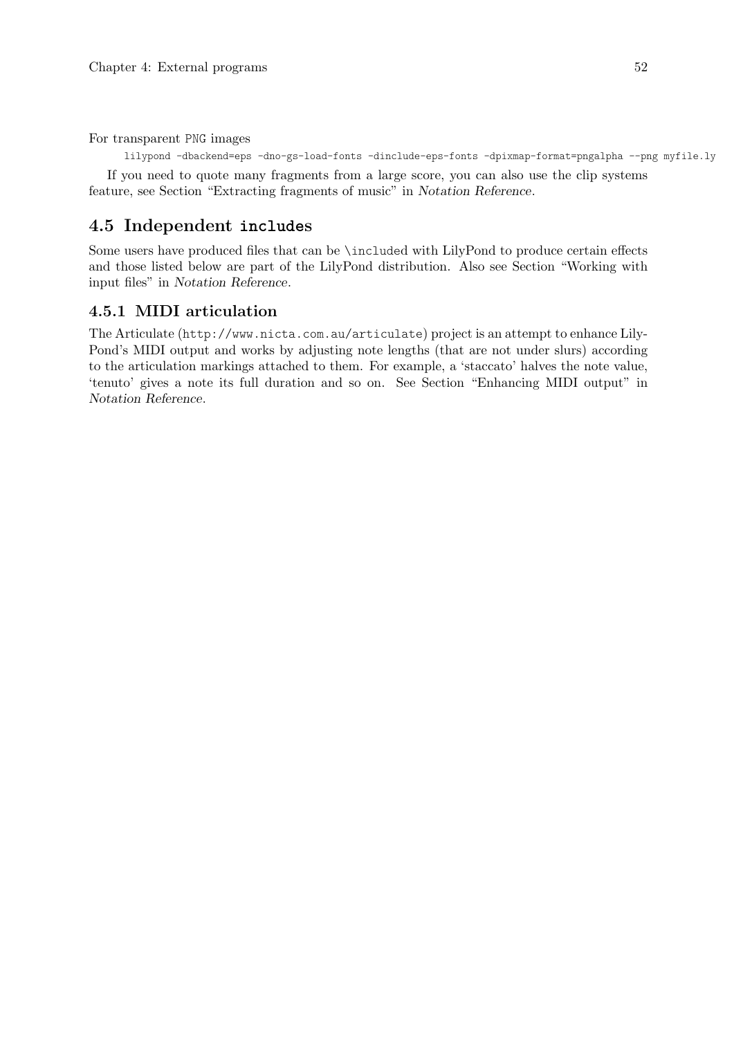For transparent PNG images

```
lilypond -dbackend=eps -dno-gs-load-fonts -dinclude-eps-fonts -dpixmap-format=pngalpha --png myfile.ly
```

If you need to quote many fragments from a large score, you can also use the clip systems feature, see Section "Extracting fragments of music" in *Notation Reference*.

## 4.5 Independent `includes`

Some users have produced files that can be `\include`d with LilyPond to produce certain effects and those listed below are part of the LilyPond distribution. Also see Section "Working with input files" in *Notation Reference*.

### 4.5.1 MIDI articulation

The Articulate (`http://www.nicta.com.au/articulate`) project is an attempt to enhance LilyPond's MIDI output and works by adjusting note lengths (that are not under slurs) according to the articulation markings attached to them. For example, a 'staccato' halves the note value, 'tenuto' gives a note its full duration and so on. See Section "Enhancing MIDI output" in *Notation Reference*.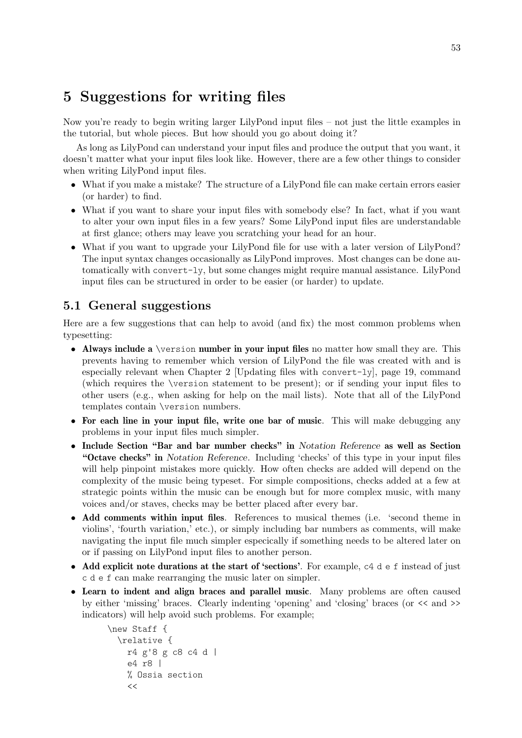# 5 Suggestions for writing files

Now you're ready to begin writing larger LilyPond input files – not just the little examples in the tutorial, but whole pieces. But how should you go about doing it?

As long as LilyPond can understand your input files and produce the output that you want, it doesn't matter what your input files look like. However, there are a few other things to consider when writing LilyPond input files.

- What if you make a mistake? The structure of a LilyPond file can make certain errors easier (or harder) to find.
- What if you want to share your input files with somebody else? In fact, what if you want to alter your own input files in a few years? Some LilyPond input files are understandable at first glance; others may leave you scratching your head for an hour.
- What if you want to upgrade your LilyPond file for use with a later version of LilyPond? The input syntax changes occasionally as LilyPond improves. Most changes can be done automatically with `convert-ly`, but some changes might require manual assistance. LilyPond input files can be structured in order to be easier (or harder) to update.

## 5.1 General suggestions

Here are a few suggestions that can help to avoid (and fix) the most common problems when typesetting:

- **Always include a `\version` number in your input files** no matter how small they are. This prevents having to remember which version of LilyPond the file was created with and is especially relevant when Chapter 2 [Updating files with `convert-ly`], page 19, command (which requires the `\version` statement to be present); or if sending your input files to other users (e.g., when asking for help on the mail lists). Note that all of the LilyPond templates contain `\version` numbers.
- **For each line in your input file, write one bar of music**. This will make debugging any problems in your input files much simpler.
- **Include Section "Bar and bar number checks" in *Notation Reference* as well as Section "Octave checks" in *Notation Reference*.** Including 'checks' of this type in your input files will help pinpoint mistakes more quickly. How often checks are added will depend on the complexity of the music being typeset. For simple compositions, checks added at a few at strategic points within the music can be enough but for more complex music, with many voices and/or staves, checks may be better placed after every bar.
- **Add comments within input files**. References to musical themes (i.e. 'second theme in violins', 'fourth variation,' etc.), or simply including bar numbers as comments, will make navigating the input file much simpler especically if something needs to be altered later on or if passing on LilyPond input files to another person.
- **Add explicit note durations at the start of 'sections'**. For example, `c4 d e f` instead of just `c d e f` can make rearranging the music later on simpler.
- **Learn to indent and align braces and parallel music**. Many problems are often caused by either 'missing' braces. Clearly indenting 'opening' and 'closing' braces (or `<<` and `>>` indicators) will help avoid such problems. For example;

```
\new Staff {
  \relative {
    r4 g'8 g c8 c4 d |
    e4 r8 |
    % Ossia section
    <<
```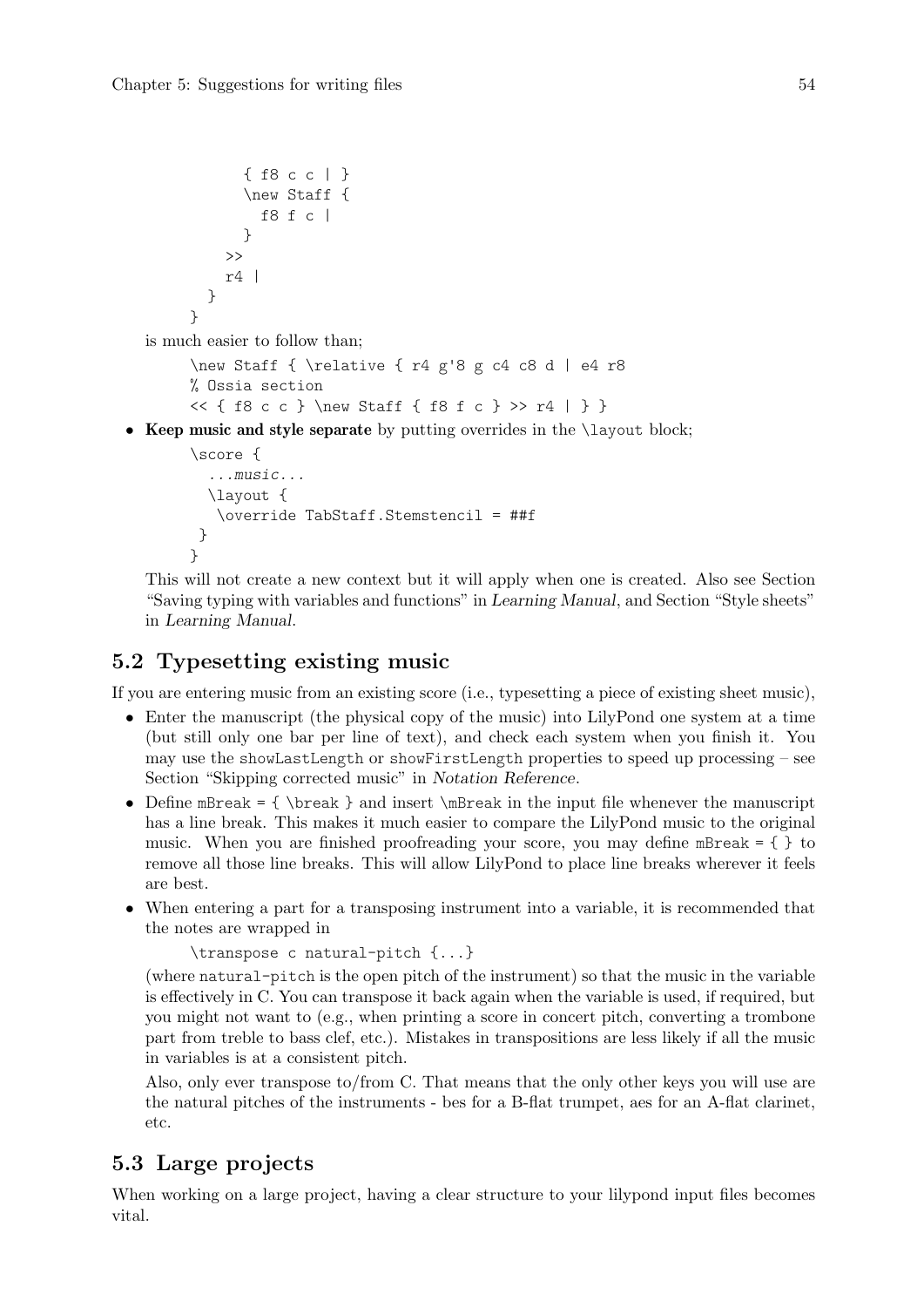```
        { f8 c c | }
        \new Staff {
          f8 f c |
        }
      >>
      r4 |
    }
  }
```

is much easier to follow than;

```
\new Staff { \relative { r4 g'8 g c4 c8 d | e4 r8
% Ossia section
<< { f8 c c } \new Staff { f8 f c } >> r4 | } }
```

- **Keep music and style separate** by putting overrides in the `\layout` block;

```
\score {
  ...music...
  \layout {
   \override TabStaff.Stemstencil = ##f
 }
}
```

This will not create a new context but it will apply when one is created. Also see Section "Saving typing with variables and functions" in *Learning Manual*, and Section "Style sheets" in *Learning Manual*.

## 5.2 Typesetting existing music

If you are entering music from an existing score (i.e., typesetting a piece of existing sheet music),

- Enter the manuscript (the physical copy of the music) into LilyPond one system at a time (but still only one bar per line of text), and check each system when you finish it. You may use the `showLastLength` or `showFirstLength` properties to speed up processing – see Section "Skipping corrected music" in *Notation Reference*.
- Define `mBreak = { \break }` and insert `\mBreak` in the input file whenever the manuscript has a line break. This makes it much easier to compare the LilyPond music to the original music. When you are finished proofreading your score, you may define `mBreak = { }` to remove all those line breaks. This will allow LilyPond to place line breaks wherever it feels are best.
- When entering a part for a transposing instrument into a variable, it is recommended that the notes are wrapped in

  ```
  \transpose c natural-pitch {...}
  ```

  (where `natural-pitch` is the open pitch of the instrument) so that the music in the variable is effectively in C. You can transpose it back again when the variable is used, if required, but you might not want to (e.g., when printing a score in concert pitch, converting a trombone part from treble to bass clef, etc.). Mistakes in transpositions are less likely if all the music in variables is at a consistent pitch.

  Also, only ever transpose to/from C. That means that the only other keys you will use are the natural pitches of the instruments - bes for a B-flat trumpet, aes for an A-flat clarinet, etc.

## 5.3 Large projects

When working on a large project, having a clear structure to your lilypond input files becomes vital.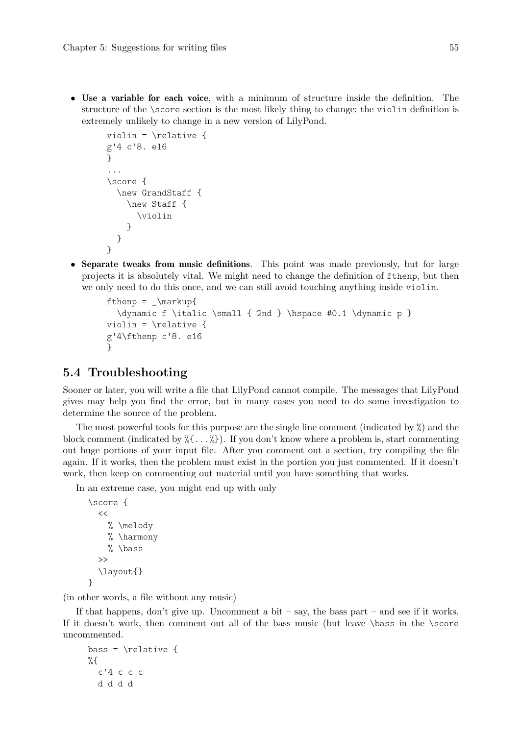- **Use a variable for each voice**, with a minimum of structure inside the definition. The structure of the `\score` section is the most likely thing to change; the `violin` definition is extremely unlikely to change in a new version of LilyPond.

  ```
  violin = \relative {
  g'4 c'8. e16
  }
  ...
  \score {
    \new GrandStaff {
      \new Staff {
        \violin
      }
    }
  }
  ```

- **Separate tweaks from music definitions**. This point was made previously, but for large projects it is absolutely vital. We might need to change the definition of `fthenp`, but then we only need to do this once, and we can still avoid touching anything inside `violin`.

  ```
  fthenp = _\markup{
    \dynamic f \italic \small { 2nd } \hspace #0.1 \dynamic p }
  violin = \relative {
  g'4\fthenp c'8. e16
  }
  ```

## 5.4 Troubleshooting

Sooner or later, you will write a file that LilyPond cannot compile. The messages that LilyPond gives may help you find the error, but in many cases you need to do some investigation to determine the source of the problem.

The most powerful tools for this purpose are the single line comment (indicated by `%`) and the block comment (indicated by `%{...%}`). If you don't know where a problem is, start commenting out huge portions of your input file. After you comment out a section, try compiling the file again. If it works, then the problem must exist in the portion you just commented. If it doesn't work, then keep on commenting out material until you have something that works.

In an extreme case, you might end up with only

```
\score {
  <<
    % \melody
    % \harmony
    % \bass
  >>
  \layout{}
}
```

(in other words, a file without any music)

If that happens, don't give up. Uncomment a bit – say, the bass part – and see if it works. If it doesn't work, then comment out all of the bass music (but leave `\bass` in the `\score` uncommented.

```
bass = \relative {
%{
  c'4 c c c
  d d d d
```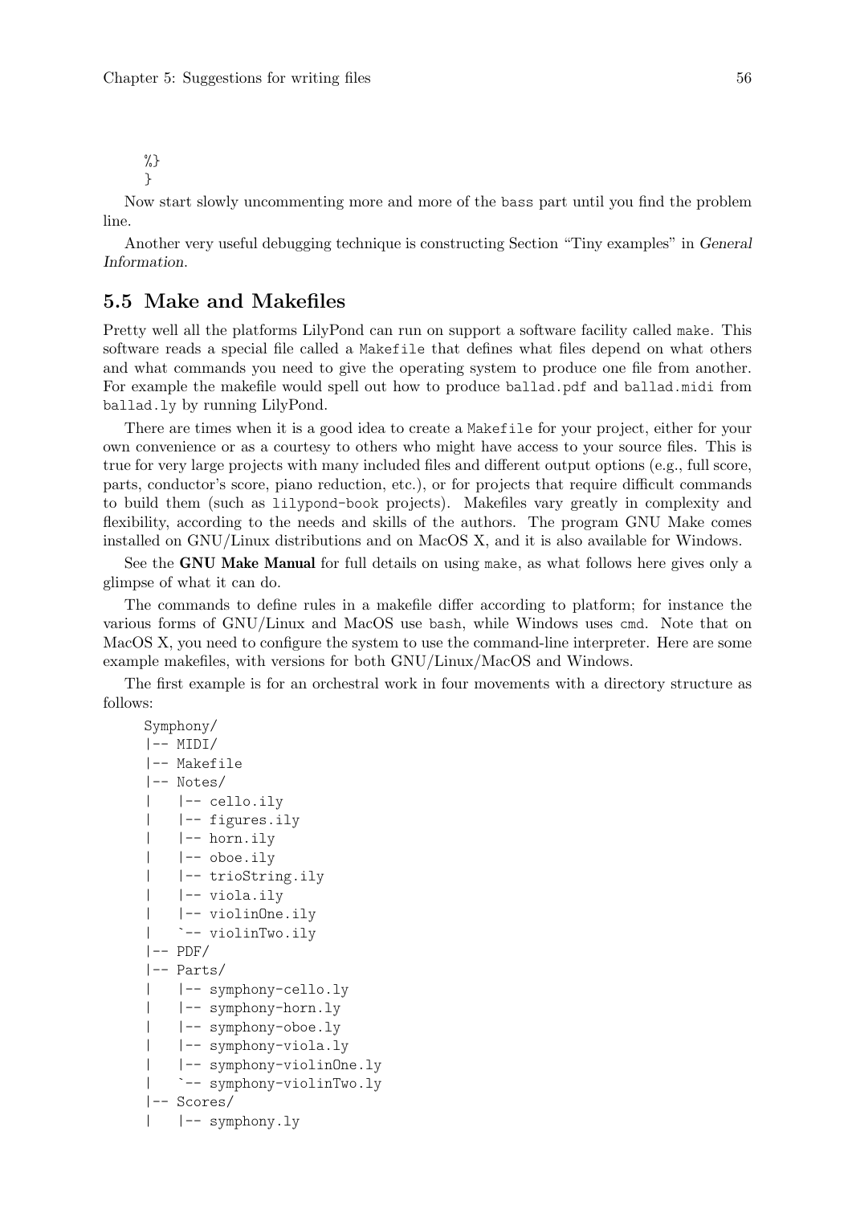```
%}
}
```

Now start slowly uncommenting more and more of the bass part until you find the problem line.

Another very useful debugging technique is constructing Section "Tiny examples" in *General Information*.

## 5.5 Make and Makefiles

Pretty well all the platforms LilyPond can run on support a software facility called `make`. This software reads a special file called a `Makefile` that defines what files depend on what others and what commands you need to give the operating system to produce one file from another. For example the makefile would spell out how to produce `ballad.pdf` and `ballad.midi` from `ballad.ly` by running LilyPond.

There are times when it is a good idea to create a `Makefile` for your project, either for your own convenience or as a courtesy to others who might have access to your source files. This is true for very large projects with many included files and different output options (e.g., full score, parts, conductor's score, piano reduction, etc.), or for projects that require difficult commands to build them (such as `lilypond-book` projects). Makefiles vary greatly in complexity and flexibility, according to the needs and skills of the authors. The program GNU Make comes installed on GNU/Linux distributions and on MacOS X, and it is also available for Windows.

See the **GNU Make Manual** for full details on using `make`, as what follows here gives only a glimpse of what it can do.

The commands to define rules in a makefile differ according to platform; for instance the various forms of GNU/Linux and MacOS use `bash`, while Windows uses `cmd`. Note that on MacOS X, you need to configure the system to use the command-line interpreter. Here are some example makefiles, with versions for both GNU/Linux/MacOS and Windows.

The first example is for an orchestral work in four movements with a directory structure as follows:

```
Symphony/
|-- MIDI/
|-- Makefile
|-- Notes/
|   |-- cello.ily
|   |-- figures.ily
|   |-- horn.ily
|   |-- oboe.ily
|   |-- trioString.ily
|   |-- viola.ily
|   |-- violinOne.ily
|   `-- violinTwo.ily
|-- PDF/
|-- Parts/
|   |-- symphony-cello.ly
|   |-- symphony-horn.ly
|   |-- symphony-oboe.ly
|   |-- symphony-viola.ly
|   |-- symphony-violinOne.ly
|   `-- symphony-violinTwo.ly
|-- Scores/
|   |-- symphony.ly
```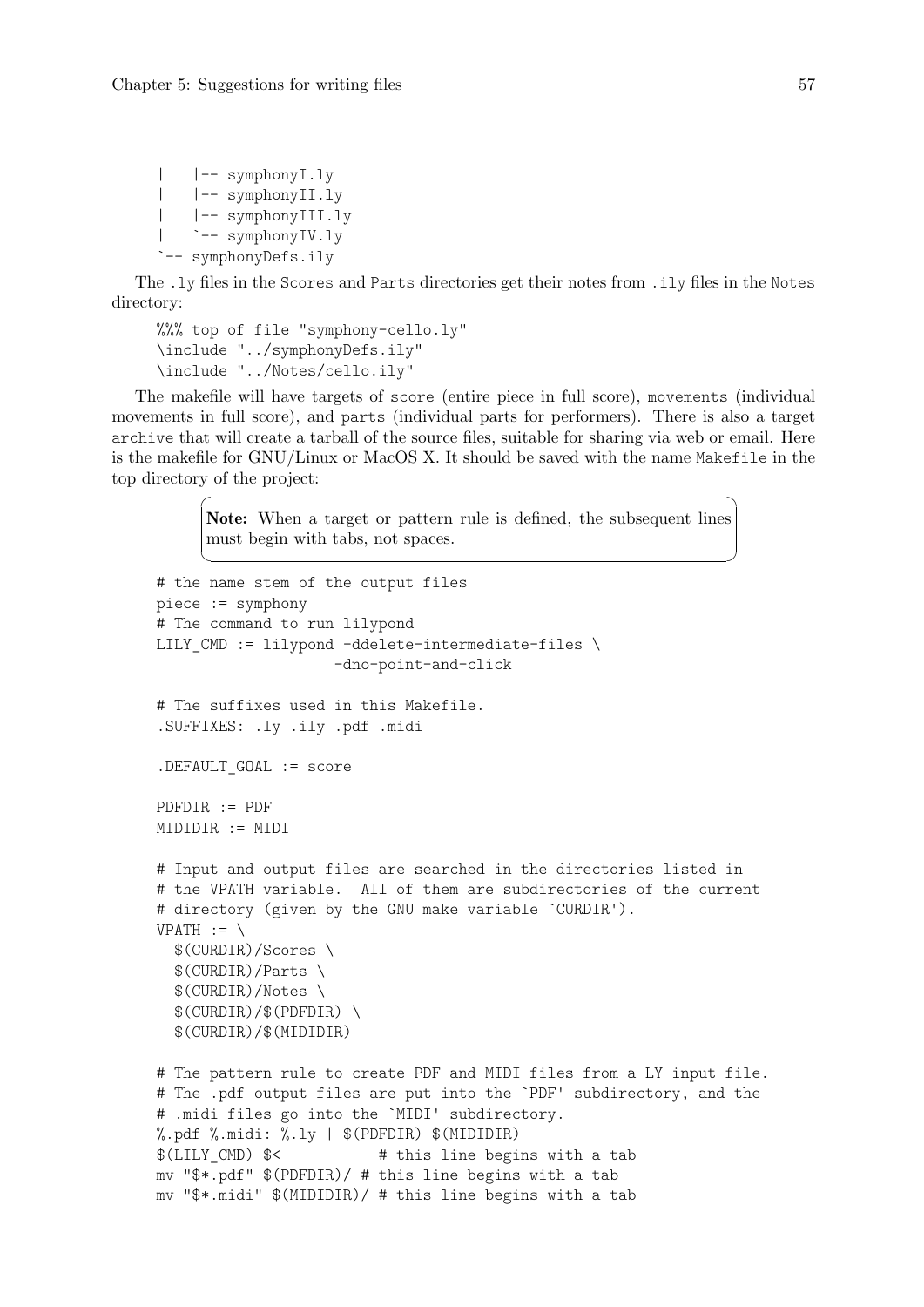```
|   |-- symphonyI.ly
|   |-- symphonyII.ly
|   |-- symphonyIII.ly
|   `-- symphonyIV.ly
`-- symphonyDefs.ily
```

The .ly files in the Scores and Parts directories get their notes from .ily files in the Notes directory:

```
%%% top of file "symphony-cello.ly"
\include "../symphonyDefs.ily"
\include "../Notes/cello.ily"
```

The makefile will have targets of score (entire piece in full score), movements (individual movements in full score), and parts (individual parts for performers). There is also a target archive that will create a tarball of the source files, suitable for sharing via web or email. Here is the makefile for GNU/Linux or MacOS X. It should be saved with the name Makefile in the top directory of the project:

> **Note:** When a target or pattern rule is defined, the subsequent lines must begin with tabs, not spaces.

```
# the name stem of the output files
piece := symphony
# The command to run lilypond
LILY_CMD := lilypond -ddelete-intermediate-files \
                    -dno-point-and-click

# The suffixes used in this Makefile.
.SUFFIXES: .ly .ily .pdf .midi

.DEFAULT_GOAL := score

PDFDIR := PDF
MIDIDIR := MIDI

# Input and output files are searched in the directories listed in
# the VPATH variable.  All of them are subdirectories of the current
# directory (given by the GNU make variable `CURDIR').
VPATH := \
  $(CURDIR)/Scores \
  $(CURDIR)/Parts \
  $(CURDIR)/Notes \
  $(CURDIR)/$(PDFDIR) \
  $(CURDIR)/$(MIDIDIR)

# The pattern rule to create PDF and MIDI files from a LY input file.
# The .pdf output files are put into the `PDF' subdirectory, and the
# .midi files go into the `MIDI' subdirectory.
%.pdf %.midi: %.ly | $(PDFDIR) $(MIDIDIR)
$(LILY_CMD) $<           # this line begins with a tab
mv "$*.pdf" $(PDFDIR)/ # this line begins with a tab
mv "$*.midi" $(MIDIDIR)/ # this line begins with a tab
```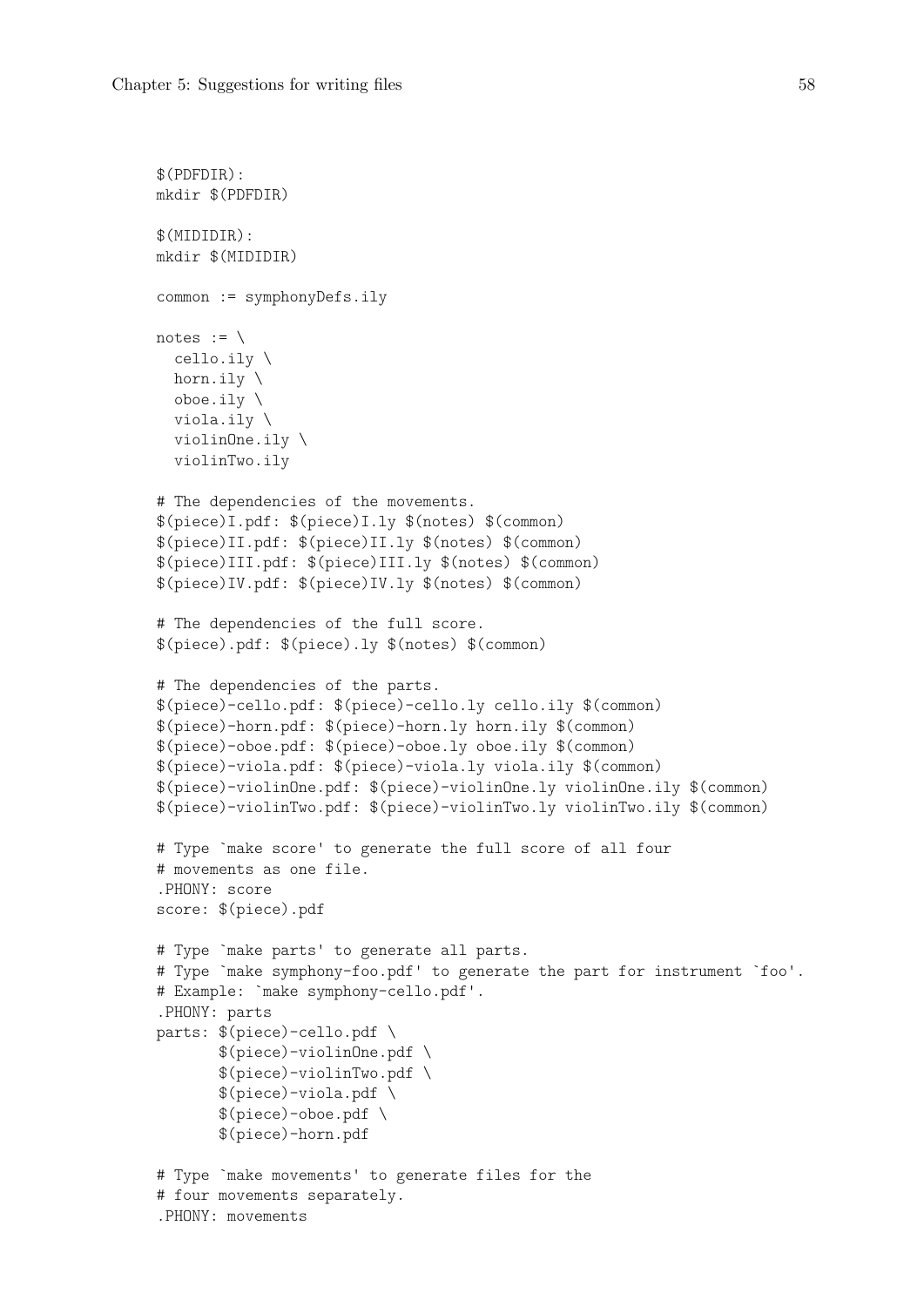```
$(PDFDIR):
mkdir $(PDFDIR)

$(MIDIDIR):
mkdir $(MIDIDIR)

common := symphonyDefs.ily

notes := \
  cello.ily \
  horn.ily \
  oboe.ily \
  viola.ily \
  violinOne.ily \
  violinTwo.ily

# The dependencies of the movements.
$(piece)I.pdf: $(piece)I.ly $(notes) $(common)
$(piece)II.pdf: $(piece)II.ly $(notes) $(common)
$(piece)III.pdf: $(piece)III.ly $(notes) $(common)
$(piece)IV.pdf: $(piece)IV.ly $(notes) $(common)

# The dependencies of the full score.
$(piece).pdf: $(piece).ly $(notes) $(common)

# The dependencies of the parts.
$(piece)-cello.pdf: $(piece)-cello.ly cello.ily $(common)
$(piece)-horn.pdf: $(piece)-horn.ly horn.ily $(common)
$(piece)-oboe.pdf: $(piece)-oboe.ly oboe.ily $(common)
$(piece)-viola.pdf: $(piece)-viola.ly viola.ily $(common)
$(piece)-violinOne.pdf: $(piece)-violinOne.ly violinOne.ily $(common)
$(piece)-violinTwo.pdf: $(piece)-violinTwo.ly violinTwo.ily $(common)

# Type `make score' to generate the full score of all four
# movements as one file.
.PHONY: score
score: $(piece).pdf

# Type `make parts' to generate all parts.
# Type `make symphony-foo.pdf' to generate the part for instrument `foo'.
# Example: `make symphony-cello.pdf'.
.PHONY: parts
parts: $(piece)-cello.pdf \
       $(piece)-violinOne.pdf \
       $(piece)-violinTwo.pdf \
       $(piece)-viola.pdf \
       $(piece)-oboe.pdf \
       $(piece)-horn.pdf

# Type `make movements' to generate files for the
# four movements separately.
.PHONY: movements
```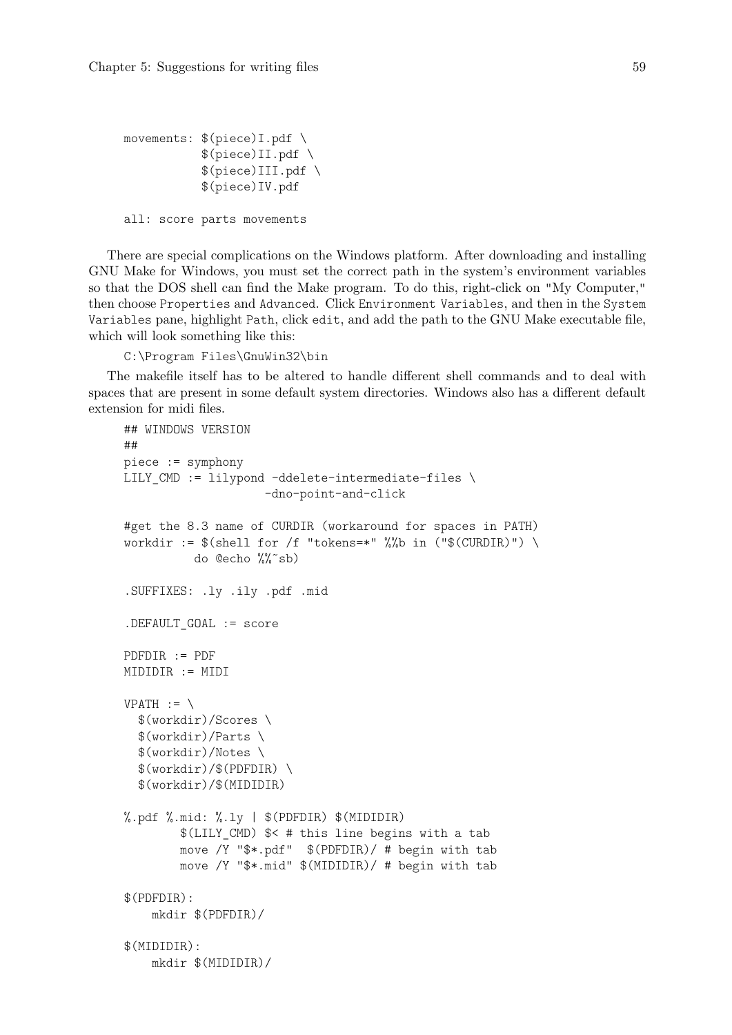```
movements: $(piece)I.pdf \
           $(piece)II.pdf \
           $(piece)III.pdf \
           $(piece)IV.pdf

all: score parts movements
```

There are special complications on the Windows platform. After downloading and installing GNU Make for Windows, you must set the correct path in the system's environment variables so that the DOS shell can find the Make program. To do this, right-click on "My Computer," then choose `Properties` and `Advanced`. Click `Environment Variables`, and then in the `System Variables` pane, highlight `Path`, click `edit`, and add the path to the GNU Make executable file, which will look something like this:

```
C:\Program Files\GnuWin32\bin
```

The makefile itself has to be altered to handle different shell commands and to deal with spaces that are present in some default system directories. Windows also has a different default extension for midi files.

```
## WINDOWS VERSION
##
piece := symphony
LILY_CMD := lilypond -ddelete-intermediate-files \
                    -dno-point-and-click

#get the 8.3 name of CURDIR (workaround for spaces in PATH)
workdir := $(shell for /f "tokens=*" %%b in ("$(CURDIR)") \
          do @echo %%~sb)

.SUFFIXES: .ly .ily .pdf .mid

.DEFAULT_GOAL := score

PDFDIR := PDF
MIDIDIR := MIDI

VPATH := \
  $(workdir)/Scores \
  $(workdir)/Parts \
  $(workdir)/Notes \
  $(workdir)/$(PDFDIR) \
  $(workdir)/$(MIDIDIR)

%.pdf %.mid: %.ly | $(PDFDIR) $(MIDIDIR)
        $(LILY_CMD) $< # this line begins with a tab
        move /Y "$*.pdf"  $(PDFDIR)/ # begin with tab
        move /Y "$*.mid" $(MIDIDIR)/ # begin with tab

$(PDFDIR):
    mkdir $(PDFDIR)/

$(MIDIDIR):
    mkdir $(MIDIDIR)/
```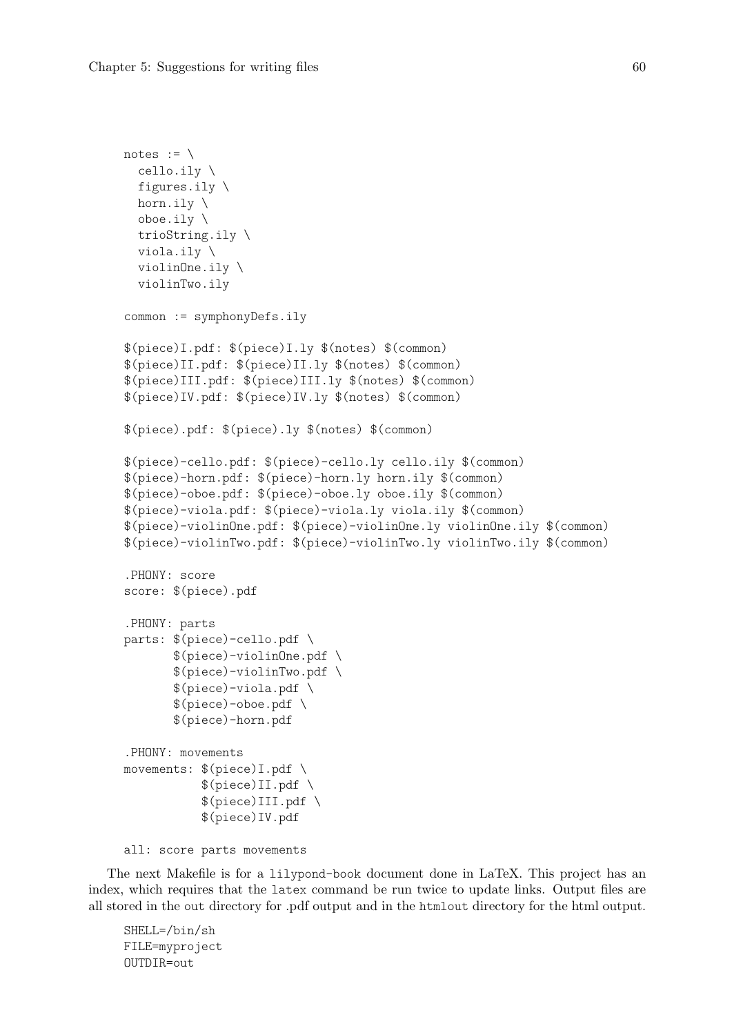```
notes := \
  cello.ily \
  figures.ily \
  horn.ily \
  oboe.ily \
  trioString.ily \
  viola.ily \
  violinOne.ily \
  violinTwo.ily

common := symphonyDefs.ily

$(piece)I.pdf: $(piece)I.ly $(notes) $(common)
$(piece)II.pdf: $(piece)II.ly $(notes) $(common)
$(piece)III.pdf: $(piece)III.ly $(notes) $(common)
$(piece)IV.pdf: $(piece)IV.ly $(notes) $(common)

$(piece).pdf: $(piece).ly $(notes) $(common)

$(piece)-cello.pdf: $(piece)-cello.ly cello.ily $(common)
$(piece)-horn.pdf: $(piece)-horn.ly horn.ily $(common)
$(piece)-oboe.pdf: $(piece)-oboe.ly oboe.ily $(common)
$(piece)-viola.pdf: $(piece)-viola.ly viola.ily $(common)
$(piece)-violinOne.pdf: $(piece)-violinOne.ly violinOne.ily $(common)
$(piece)-violinTwo.pdf: $(piece)-violinTwo.ly violinTwo.ily $(common)

.PHONY: score
score: $(piece).pdf

.PHONY: parts
parts: $(piece)-cello.pdf \
       $(piece)-violinOne.pdf \
       $(piece)-violinTwo.pdf \
       $(piece)-viola.pdf \
       $(piece)-oboe.pdf \
       $(piece)-horn.pdf

.PHONY: movements
movements: $(piece)I.pdf \
           $(piece)II.pdf \
           $(piece)III.pdf \
           $(piece)IV.pdf

all: score parts movements
```

The next Makefile is for a `lilypond-book` document done in LaTeX. This project has an index, which requires that the `latex` command be run twice to update links. Output files are all stored in the `out` directory for .pdf output and in the `htmlout` directory for the html output.

```
SHELL=/bin/sh
FILE=myproject
OUTDIR=out
```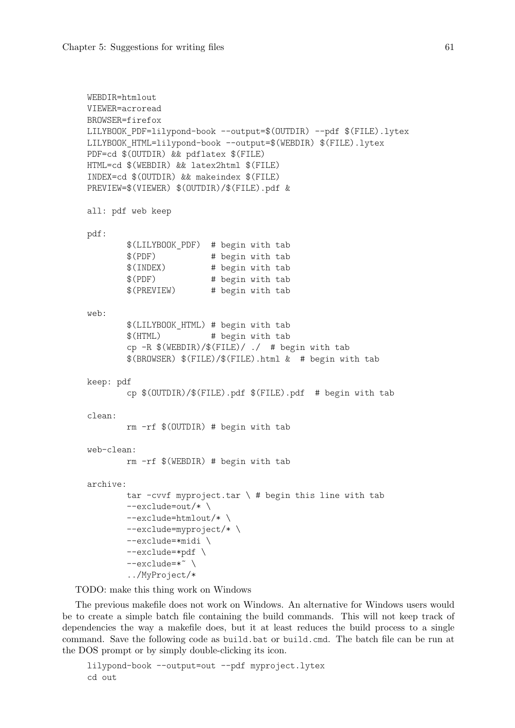```
WEBDIR=htmlout
VIEWER=acroread
BROWSER=firefox
LILYBOOK_PDF=lilypond-book --output=$(OUTDIR) --pdf $(FILE).lytex
LILYBOOK_HTML=lilypond-book --output=$(WEBDIR) $(FILE).lytex
PDF=cd $(OUTDIR) && pdflatex $(FILE)
HTML=cd $(WEBDIR) && latex2html $(FILE)
INDEX=cd $(OUTDIR) && makeindex $(FILE)
PREVIEW=$(VIEWER) $(OUTDIR)/$(FILE).pdf &

all: pdf web keep

pdf:
        $(LILYBOOK_PDF)  # begin with tab
        $(PDF)           # begin with tab
        $(INDEX)         # begin with tab
        $(PDF)           # begin with tab
        $(PREVIEW)       # begin with tab

web:
        $(LILYBOOK_HTML) # begin with tab
        $(HTML)          # begin with tab
        cp -R $(WEBDIR)/$(FILE)/ ./  # begin with tab
        $(BROWSER) $(FILE)/$(FILE).html &  # begin with tab

keep: pdf
        cp $(OUTDIR)/$(FILE).pdf $(FILE).pdf  # begin with tab

clean:
        rm -rf $(OUTDIR) # begin with tab

web-clean:
        rm -rf $(WEBDIR) # begin with tab

archive:
        tar -cvvf myproject.tar \ # begin this line with tab
        --exclude=out/* \
        --exclude=htmlout/* \
        --exclude=myproject/* \
        --exclude=*midi \
        --exclude=*pdf \
        --exclude=*~ \
        ../MyProject/*
```

TODO: make this thing work on Windows

The previous makefile does not work on Windows. An alternative for Windows users would be to create a simple batch file containing the build commands. This will not keep track of dependencies the way a makefile does, but it at least reduces the build process to a single command. Save the following code as `build.bat` or `build.cmd`. The batch file can be run at the DOS prompt or by simply double-clicking its icon.

```
lilypond-book --output=out --pdf myproject.lytex
cd out
```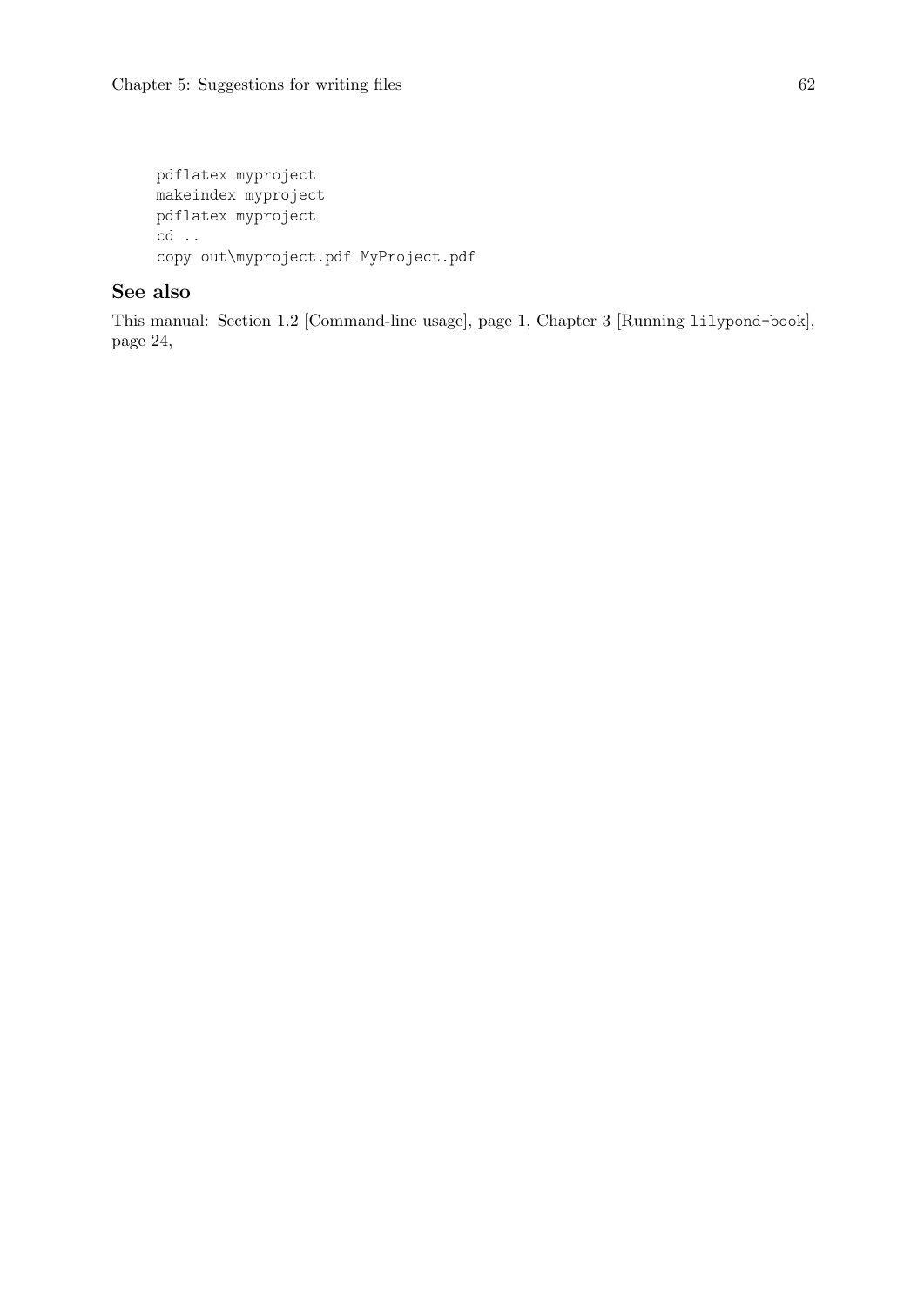```
pdflatex myproject
makeindex myproject
pdflatex myproject
cd ..
copy out\myproject.pdf MyProject.pdf
```

### See also

This manual: Section 1.2 [Command-line usage], page 1, Chapter 3 [Running `lilypond-book`], page 24,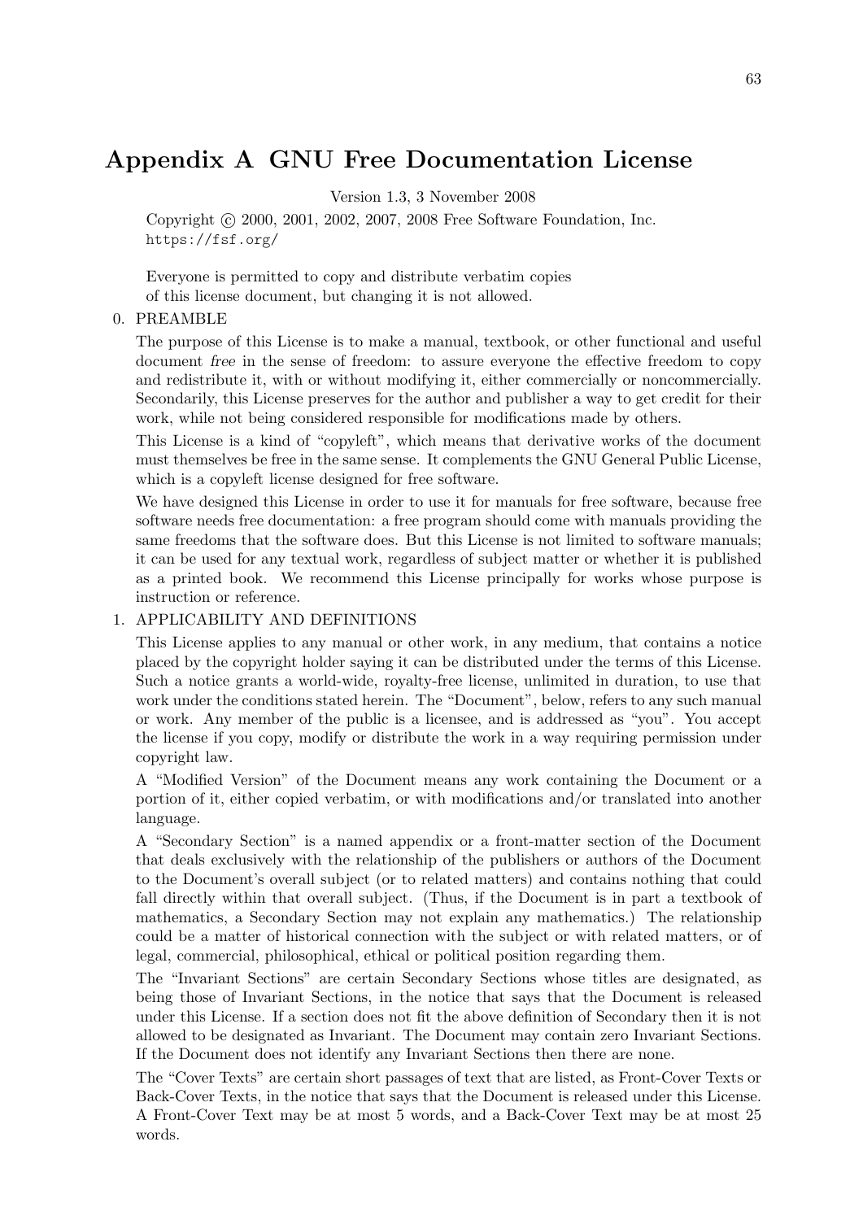# Appendix A GNU Free Documentation License

Version 1.3, 3 November 2008

Copyright © 2000, 2001, 2002, 2007, 2008 Free Software Foundation, Inc.
https://fsf.org/

Everyone is permitted to copy and distribute verbatim copies
of this license document, but changing it is not allowed.

0. PREAMBLE

   The purpose of this License is to make a manual, textbook, or other functional and useful document *free* in the sense of freedom: to assure everyone the effective freedom to copy and redistribute it, with or without modifying it, either commercially or noncommercially. Secondarily, this License preserves for the author and publisher a way to get credit for their work, while not being considered responsible for modifications made by others.

   This License is a kind of "copyleft", which means that derivative works of the document must themselves be free in the same sense. It complements the GNU General Public License, which is a copyleft license designed for free software.

   We have designed this License in order to use it for manuals for free software, because free software needs free documentation: a free program should come with manuals providing the same freedoms that the software does. But this License is not limited to software manuals; it can be used for any textual work, regardless of subject matter or whether it is published as a printed book. We recommend this License principally for works whose purpose is instruction or reference.

1. APPLICABILITY AND DEFINITIONS

   This License applies to any manual or other work, in any medium, that contains a notice placed by the copyright holder saying it can be distributed under the terms of this License. Such a notice grants a world-wide, royalty-free license, unlimited in duration, to use that work under the conditions stated herein. The "Document", below, refers to any such manual or work. Any member of the public is a licensee, and is addressed as "you". You accept the license if you copy, modify or distribute the work in a way requiring permission under copyright law.

   A "Modified Version" of the Document means any work containing the Document or a portion of it, either copied verbatim, or with modifications and/or translated into another language.

   A "Secondary Section" is a named appendix or a front-matter section of the Document that deals exclusively with the relationship of the publishers or authors of the Document to the Document's overall subject (or to related matters) and contains nothing that could fall directly within that overall subject. (Thus, if the Document is in part a textbook of mathematics, a Secondary Section may not explain any mathematics.) The relationship could be a matter of historical connection with the subject or with related matters, or of legal, commercial, philosophical, ethical or political position regarding them.

   The "Invariant Sections" are certain Secondary Sections whose titles are designated, as being those of Invariant Sections, in the notice that says that the Document is released under this License. If a section does not fit the above definition of Secondary then it is not allowed to be designated as Invariant. The Document may contain zero Invariant Sections. If the Document does not identify any Invariant Sections then there are none.

   The "Cover Texts" are certain short passages of text that are listed, as Front-Cover Texts or Back-Cover Texts, in the notice that says that the Document is released under this License. A Front-Cover Text may be at most 5 words, and a Back-Cover Text may be at most 25 words.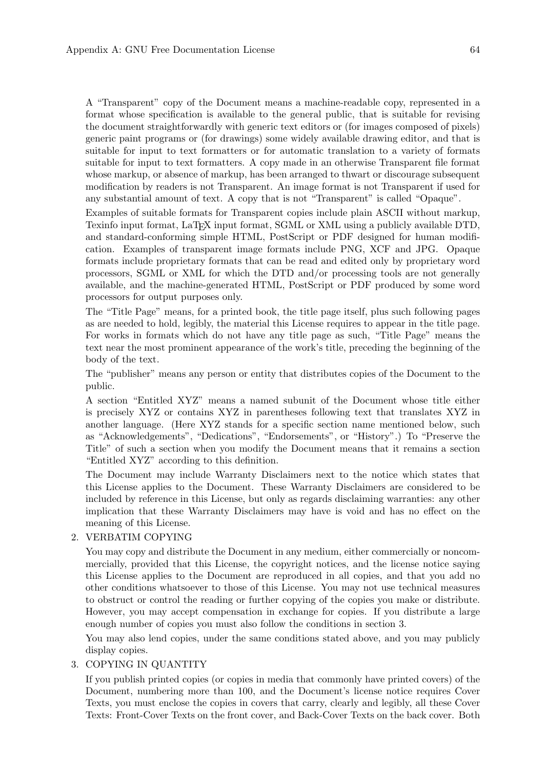A "Transparent" copy of the Document means a machine-readable copy, represented in a format whose specification is available to the general public, that is suitable for revising the document straightforwardly with generic text editors or (for images composed of pixels) generic paint programs or (for drawings) some widely available drawing editor, and that is suitable for input to text formatters or for automatic translation to a variety of formats suitable for input to text formatters. A copy made in an otherwise Transparent file format whose markup, or absence of markup, has been arranged to thwart or discourage subsequent modification by readers is not Transparent. An image format is not Transparent if used for any substantial amount of text. A copy that is not "Transparent" is called "Opaque".

Examples of suitable formats for Transparent copies include plain ASCII without markup, Texinfo input format, LaTeX input format, SGML or XML using a publicly available DTD, and standard-conforming simple HTML, PostScript or PDF designed for human modification. Examples of transparent image formats include PNG, XCF and JPG. Opaque formats include proprietary formats that can be read and edited only by proprietary word processors, SGML or XML for which the DTD and/or processing tools are not generally available, and the machine-generated HTML, PostScript or PDF produced by some word processors for output purposes only.

The "Title Page" means, for a printed book, the title page itself, plus such following pages as are needed to hold, legibly, the material this License requires to appear in the title page. For works in formats which do not have any title page as such, "Title Page" means the text near the most prominent appearance of the work's title, preceding the beginning of the body of the text.

The "publisher" means any person or entity that distributes copies of the Document to the public.

A section "Entitled XYZ" means a named subunit of the Document whose title either is precisely XYZ or contains XYZ in parentheses following text that translates XYZ in another language. (Here XYZ stands for a specific section name mentioned below, such as "Acknowledgements", "Dedications", "Endorsements", or "History".) To "Preserve the Title" of such a section when you modify the Document means that it remains a section "Entitled XYZ" according to this definition.

The Document may include Warranty Disclaimers next to the notice which states that this License applies to the Document. These Warranty Disclaimers are considered to be included by reference in this License, but only as regards disclaiming warranties: any other implication that these Warranty Disclaimers may have is void and has no effect on the meaning of this License.

2. VERBATIM COPYING

   You may copy and distribute the Document in any medium, either commercially or noncommercially, provided that this License, the copyright notices, and the license notice saying this License applies to the Document are reproduced in all copies, and that you add no other conditions whatsoever to those of this License. You may not use technical measures to obstruct or control the reading or further copying of the copies you make or distribute. However, you may accept compensation in exchange for copies. If you distribute a large enough number of copies you must also follow the conditions in section 3.

   You may also lend copies, under the same conditions stated above, and you may publicly display copies.

3. COPYING IN QUANTITY

   If you publish printed copies (or copies in media that commonly have printed covers) of the Document, numbering more than 100, and the Document's license notice requires Cover Texts, you must enclose the copies in covers that carry, clearly and legibly, all these Cover Texts: Front-Cover Texts on the front cover, and Back-Cover Texts on the back cover. Both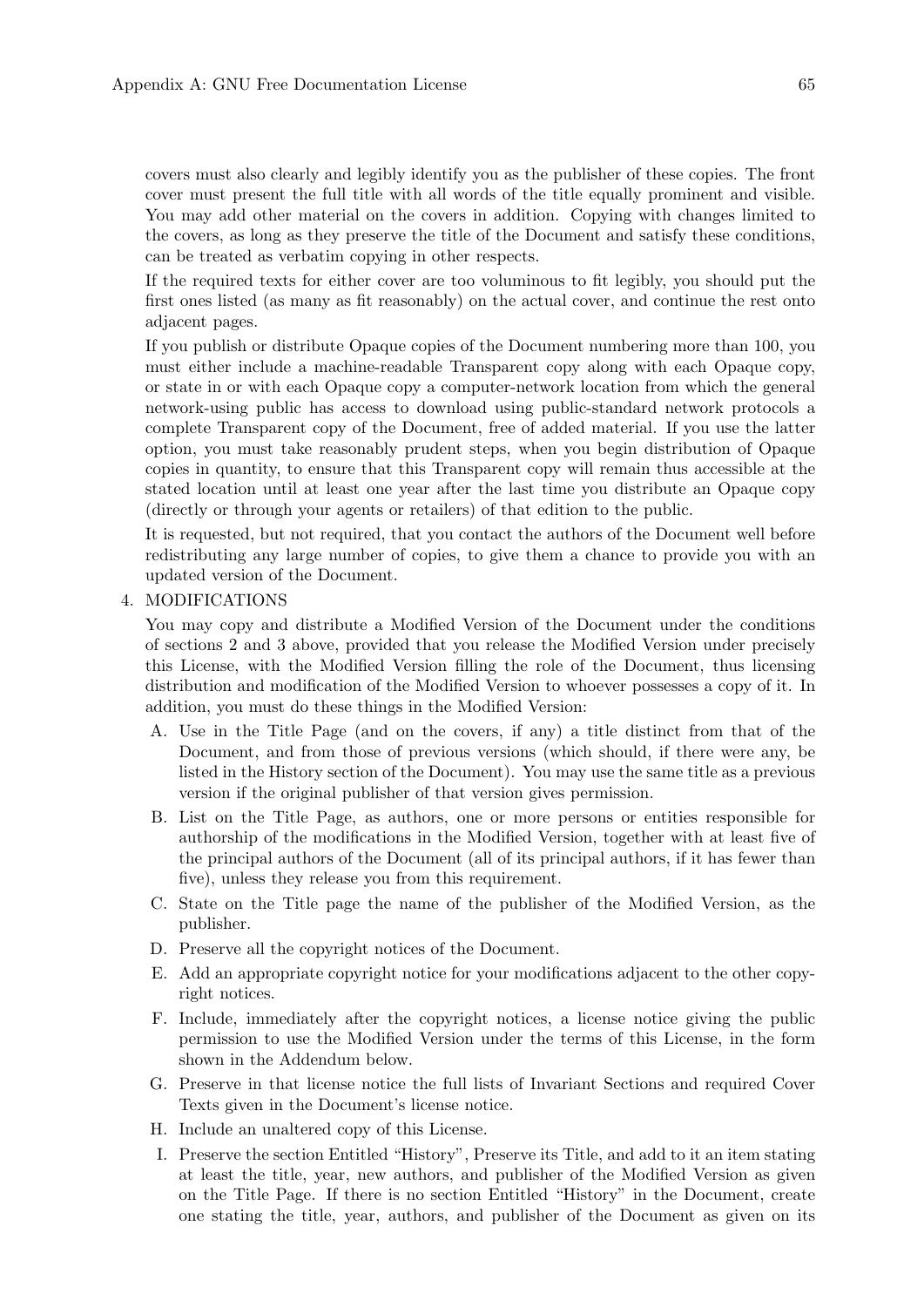covers must also clearly and legibly identify you as the publisher of these copies. The front cover must present the full title with all words of the title equally prominent and visible. You may add other material on the covers in addition. Copying with changes limited to the covers, as long as they preserve the title of the Document and satisfy these conditions, can be treated as verbatim copying in other respects.

If the required texts for either cover are too voluminous to fit legibly, you should put the first ones listed (as many as fit reasonably) on the actual cover, and continue the rest onto adjacent pages.

If you publish or distribute Opaque copies of the Document numbering more than 100, you must either include a machine-readable Transparent copy along with each Opaque copy, or state in or with each Opaque copy a computer-network location from which the general network-using public has access to download using public-standard network protocols a complete Transparent copy of the Document, free of added material. If you use the latter option, you must take reasonably prudent steps, when you begin distribution of Opaque copies in quantity, to ensure that this Transparent copy will remain thus accessible at the stated location until at least one year after the last time you distribute an Opaque copy (directly or through your agents or retailers) of that edition to the public.

It is requested, but not required, that you contact the authors of the Document well before redistributing any large number of copies, to give them a chance to provide you with an updated version of the Document.

4. MODIFICATIONS

   You may copy and distribute a Modified Version of the Document under the conditions of sections 2 and 3 above, provided that you release the Modified Version under precisely this License, with the Modified Version filling the role of the Document, thus licensing distribution and modification of the Modified Version to whoever possesses a copy of it. In addition, you must do these things in the Modified Version:

   A. Use in the Title Page (and on the covers, if any) a title distinct from that of the Document, and from those of previous versions (which should, if there were any, be listed in the History section of the Document). You may use the same title as a previous version if the original publisher of that version gives permission.

   B. List on the Title Page, as authors, one or more persons or entities responsible for authorship of the modifications in the Modified Version, together with at least five of the principal authors of the Document (all of its principal authors, if it has fewer than five), unless they release you from this requirement.

   C. State on the Title page the name of the publisher of the Modified Version, as the publisher.

   D. Preserve all the copyright notices of the Document.

   E. Add an appropriate copyright notice for your modifications adjacent to the other copyright notices.

   F. Include, immediately after the copyright notices, a license notice giving the public permission to use the Modified Version under the terms of this License, in the form shown in the Addendum below.

   G. Preserve in that license notice the full lists of Invariant Sections and required Cover Texts given in the Document's license notice.

   H. Include an unaltered copy of this License.

   I. Preserve the section Entitled "History", Preserve its Title, and add to it an item stating at least the title, year, new authors, and publisher of the Modified Version as given on the Title Page. If there is no section Entitled "History" in the Document, create one stating the title, year, authors, and publisher of the Document as given on its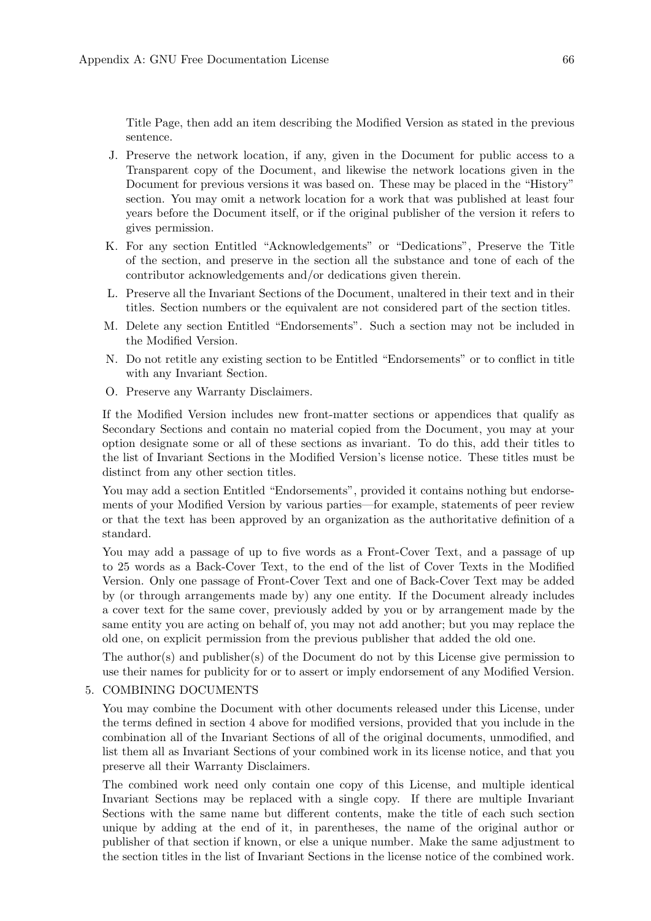Title Page, then add an item describing the Modified Version as stated in the previous sentence.

J. Preserve the network location, if any, given in the Document for public access to a Transparent copy of the Document, and likewise the network locations given in the Document for previous versions it was based on. These may be placed in the "History" section. You may omit a network location for a work that was published at least four years before the Document itself, or if the original publisher of the version it refers to gives permission.

K. For any section Entitled "Acknowledgements" or "Dedications", Preserve the Title of the section, and preserve in the section all the substance and tone of each of the contributor acknowledgements and/or dedications given therein.

L. Preserve all the Invariant Sections of the Document, unaltered in their text and in their titles. Section numbers or the equivalent are not considered part of the section titles.

M. Delete any section Entitled "Endorsements". Such a section may not be included in the Modified Version.

N. Do not retitle any existing section to be Entitled "Endorsements" or to conflict in title with any Invariant Section.

O. Preserve any Warranty Disclaimers.

If the Modified Version includes new front-matter sections or appendices that qualify as Secondary Sections and contain no material copied from the Document, you may at your option designate some or all of these sections as invariant. To do this, add their titles to the list of Invariant Sections in the Modified Version's license notice. These titles must be distinct from any other section titles.

You may add a section Entitled "Endorsements", provided it contains nothing but endorsements of your Modified Version by various parties—for example, statements of peer review or that the text has been approved by an organization as the authoritative definition of a standard.

You may add a passage of up to five words as a Front-Cover Text, and a passage of up to 25 words as a Back-Cover Text, to the end of the list of Cover Texts in the Modified Version. Only one passage of Front-Cover Text and one of Back-Cover Text may be added by (or through arrangements made by) any one entity. If the Document already includes a cover text for the same cover, previously added by you or by arrangement made by the same entity you are acting on behalf of, you may not add another; but you may replace the old one, on explicit permission from the previous publisher that added the old one.

The author(s) and publisher(s) of the Document do not by this License give permission to use their names for publicity for or to assert or imply endorsement of any Modified Version.

5. COMBINING DOCUMENTS

You may combine the Document with other documents released under this License, under the terms defined in section 4 above for modified versions, provided that you include in the combination all of the Invariant Sections of all of the original documents, unmodified, and list them all as Invariant Sections of your combined work in its license notice, and that you preserve all their Warranty Disclaimers.

The combined work need only contain one copy of this License, and multiple identical Invariant Sections may be replaced with a single copy. If there are multiple Invariant Sections with the same name but different contents, make the title of each such section unique by adding at the end of it, in parentheses, the name of the original author or publisher of that section if known, or else a unique number. Make the same adjustment to the section titles in the list of Invariant Sections in the license notice of the combined work.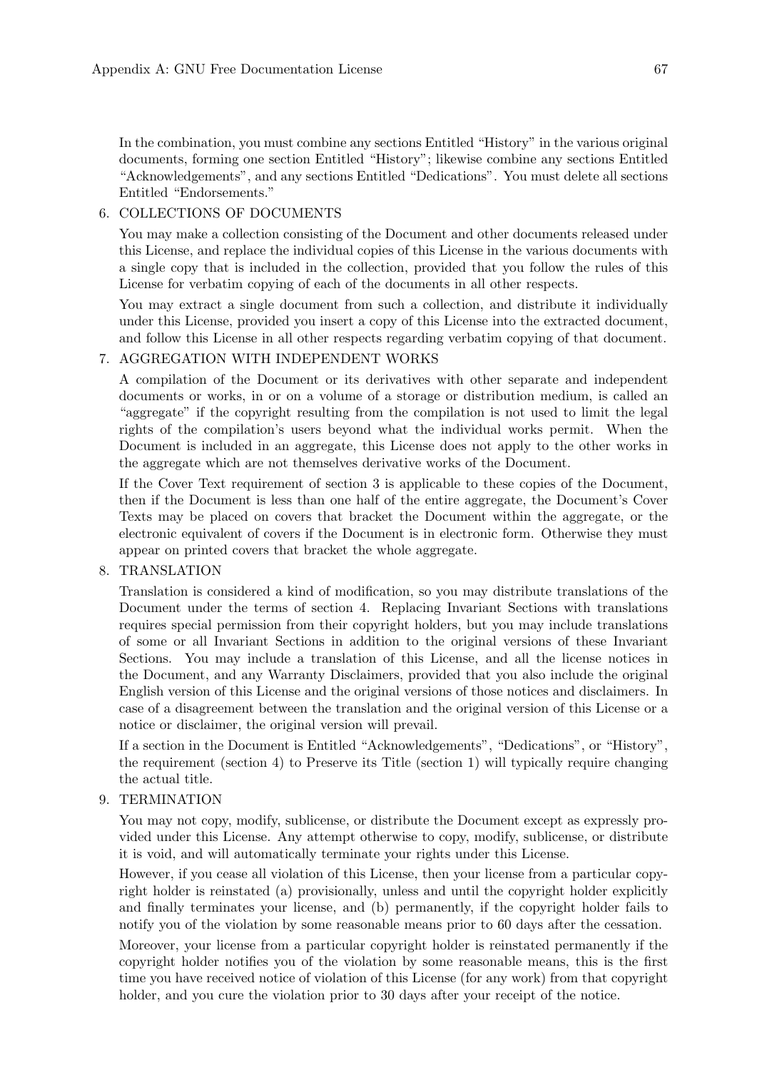In the combination, you must combine any sections Entitled "History" in the various original documents, forming one section Entitled "History"; likewise combine any sections Entitled "Acknowledgements", and any sections Entitled "Dedications". You must delete all sections Entitled "Endorsements."

6. COLLECTIONS OF DOCUMENTS

   You may make a collection consisting of the Document and other documents released under this License, and replace the individual copies of this License in the various documents with a single copy that is included in the collection, provided that you follow the rules of this License for verbatim copying of each of the documents in all other respects.

   You may extract a single document from such a collection, and distribute it individually under this License, provided you insert a copy of this License into the extracted document, and follow this License in all other respects regarding verbatim copying of that document.

7. AGGREGATION WITH INDEPENDENT WORKS

   A compilation of the Document or its derivatives with other separate and independent documents or works, in or on a volume of a storage or distribution medium, is called an "aggregate" if the copyright resulting from the compilation is not used to limit the legal rights of the compilation's users beyond what the individual works permit. When the Document is included in an aggregate, this License does not apply to the other works in the aggregate which are not themselves derivative works of the Document.

   If the Cover Text requirement of section 3 is applicable to these copies of the Document, then if the Document is less than one half of the entire aggregate, the Document's Cover Texts may be placed on covers that bracket the Document within the aggregate, or the electronic equivalent of covers if the Document is in electronic form. Otherwise they must appear on printed covers that bracket the whole aggregate.

8. TRANSLATION

   Translation is considered a kind of modification, so you may distribute translations of the Document under the terms of section 4. Replacing Invariant Sections with translations requires special permission from their copyright holders, but you may include translations of some or all Invariant Sections in addition to the original versions of these Invariant Sections. You may include a translation of this License, and all the license notices in the Document, and any Warranty Disclaimers, provided that you also include the original English version of this License and the original versions of those notices and disclaimers. In case of a disagreement between the translation and the original version of this License or a notice or disclaimer, the original version will prevail.

   If a section in the Document is Entitled "Acknowledgements", "Dedications", or "History", the requirement (section 4) to Preserve its Title (section 1) will typically require changing the actual title.

9. TERMINATION

   You may not copy, modify, sublicense, or distribute the Document except as expressly provided under this License. Any attempt otherwise to copy, modify, sublicense, or distribute it is void, and will automatically terminate your rights under this License.

   However, if you cease all violation of this License, then your license from a particular copyright holder is reinstated (a) provisionally, unless and until the copyright holder explicitly and finally terminates your license, and (b) permanently, if the copyright holder fails to notify you of the violation by some reasonable means prior to 60 days after the cessation.

   Moreover, your license from a particular copyright holder is reinstated permanently if the copyright holder notifies you of the violation by some reasonable means, this is the first time you have received notice of violation of this License (for any work) from that copyright holder, and you cure the violation prior to 30 days after your receipt of the notice.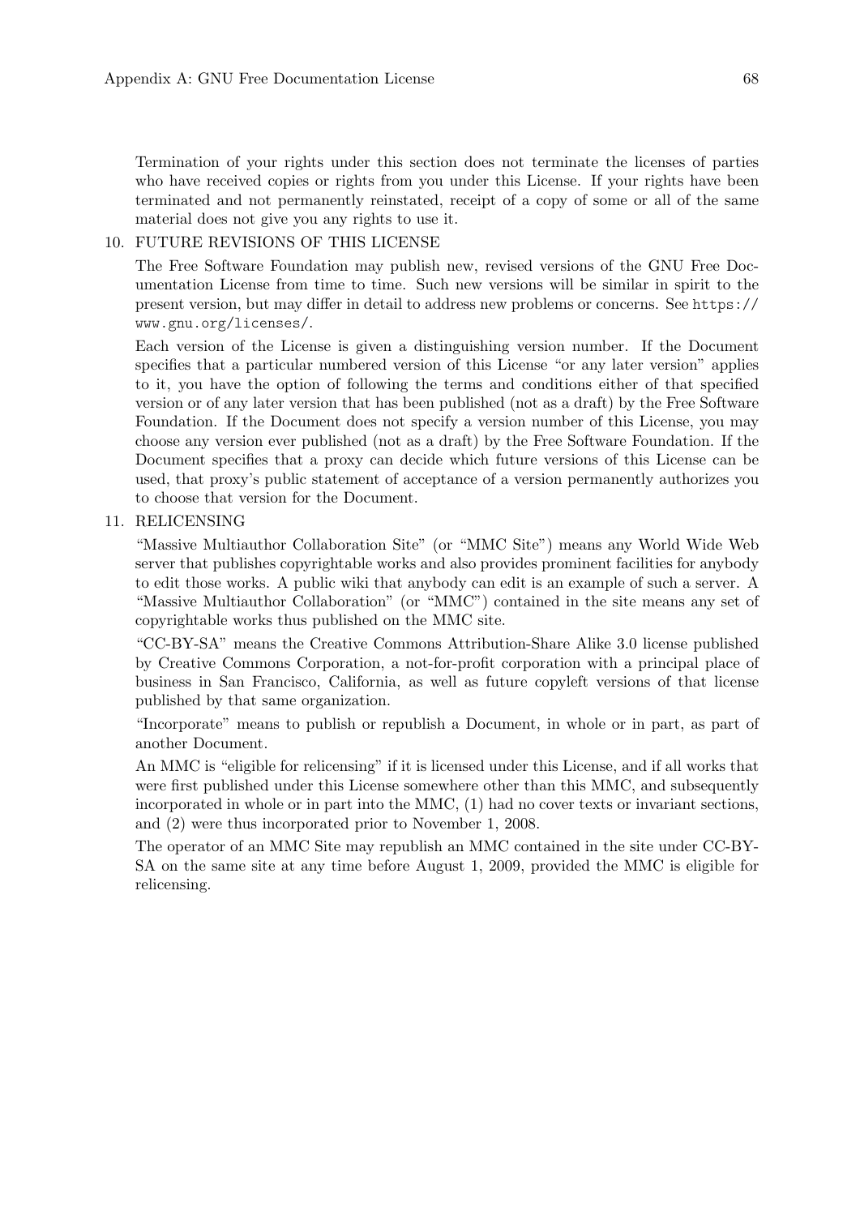Termination of your rights under this section does not terminate the licenses of parties who have received copies or rights from you under this License. If your rights have been terminated and not permanently reinstated, receipt of a copy of some or all of the same material does not give you any rights to use it.

10. FUTURE REVISIONS OF THIS LICENSE

    The Free Software Foundation may publish new, revised versions of the GNU Free Documentation License from time to time. Such new versions will be similar in spirit to the present version, but may differ in detail to address new problems or concerns. See `https://www.gnu.org/licenses/`.

    Each version of the License is given a distinguishing version number. If the Document specifies that a particular numbered version of this License "or any later version" applies to it, you have the option of following the terms and conditions either of that specified version or of any later version that has been published (not as a draft) by the Free Software Foundation. If the Document does not specify a version number of this License, you may choose any version ever published (not as a draft) by the Free Software Foundation. If the Document specifies that a proxy can decide which future versions of this License can be used, that proxy's public statement of acceptance of a version permanently authorizes you to choose that version for the Document.

11. RELICENSING

    "Massive Multiauthor Collaboration Site" (or "MMC Site") means any World Wide Web server that publishes copyrightable works and also provides prominent facilities for anybody to edit those works. A public wiki that anybody can edit is an example of such a server. A "Massive Multiauthor Collaboration" (or "MMC") contained in the site means any set of copyrightable works thus published on the MMC site.

    "CC-BY-SA" means the Creative Commons Attribution-Share Alike 3.0 license published by Creative Commons Corporation, a not-for-profit corporation with a principal place of business in San Francisco, California, as well as future copyleft versions of that license published by that same organization.

    "Incorporate" means to publish or republish a Document, in whole or in part, as part of another Document.

    An MMC is "eligible for relicensing" if it is licensed under this License, and if all works that were first published under this License somewhere other than this MMC, and subsequently incorporated in whole or in part into the MMC, (1) had no cover texts or invariant sections, and (2) were thus incorporated prior to November 1, 2008.

    The operator of an MMC Site may republish an MMC contained in the site under CC-BY-SA on the same site at any time before August 1, 2009, provided the MMC is eligible for relicensing.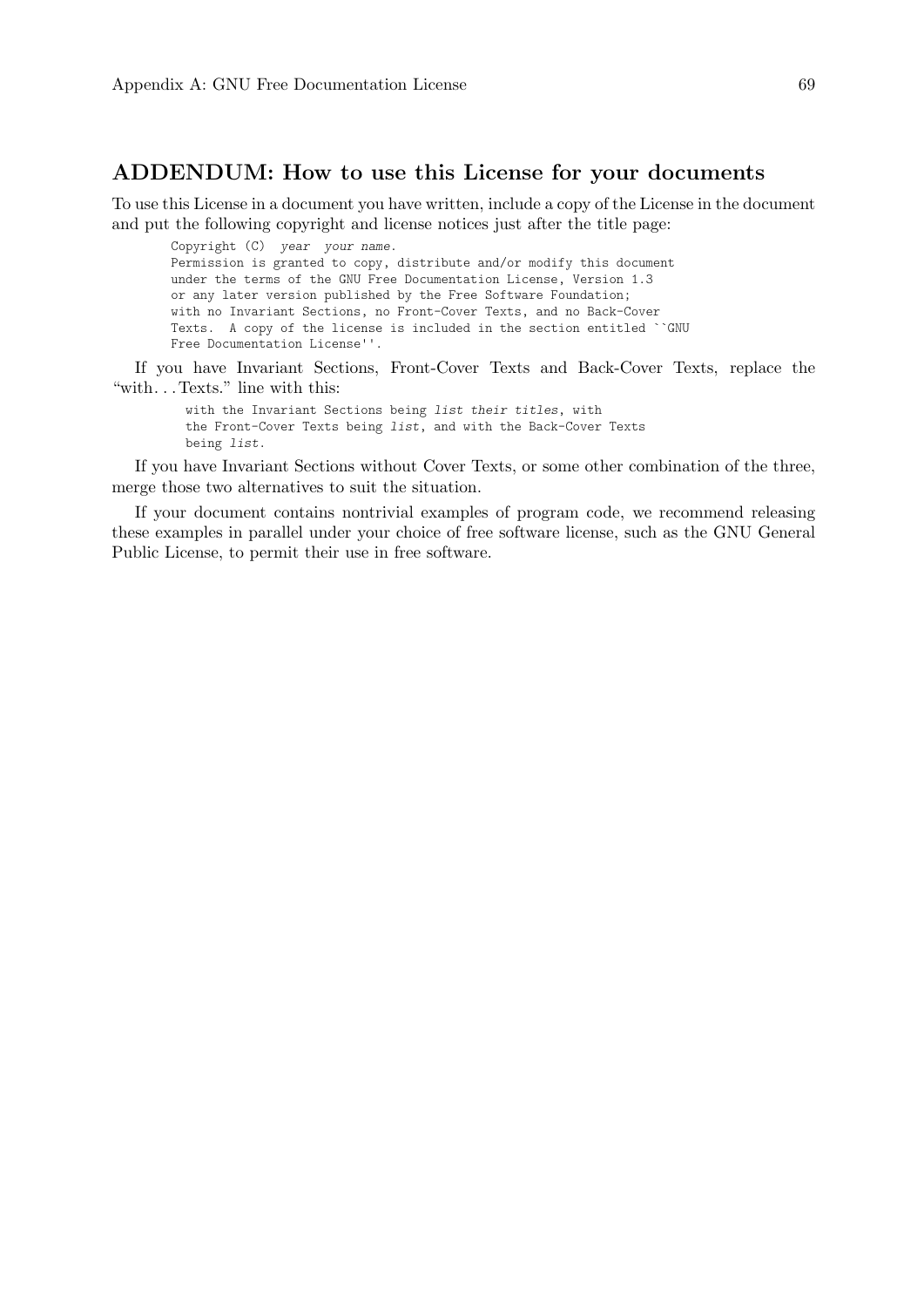## ADDENDUM: How to use this License for your documents

To use this License in a document you have written, include a copy of the License in the document and put the following copyright and license notices just after the title page:

```
Copyright (C)  year  your name.
Permission is granted to copy, distribute and/or modify this document
under the terms of the GNU Free Documentation License, Version 1.3
or any later version published by the Free Software Foundation;
with no Invariant Sections, no Front-Cover Texts, and no Back-Cover
Texts.  A copy of the license is included in the section entitled ``GNU
Free Documentation License''.
```

If you have Invariant Sections, Front-Cover Texts and Back-Cover Texts, replace the "with. . . Texts." line with this:

```
with the Invariant Sections being list their titles, with
the Front-Cover Texts being list, and with the Back-Cover Texts
being list.
```

If you have Invariant Sections without Cover Texts, or some other combination of the three, merge those two alternatives to suit the situation.

If your document contains nontrivial examples of program code, we recommend releasing these examples in parallel under your choice of free software license, such as the GNU General Public License, to permit their use in free software.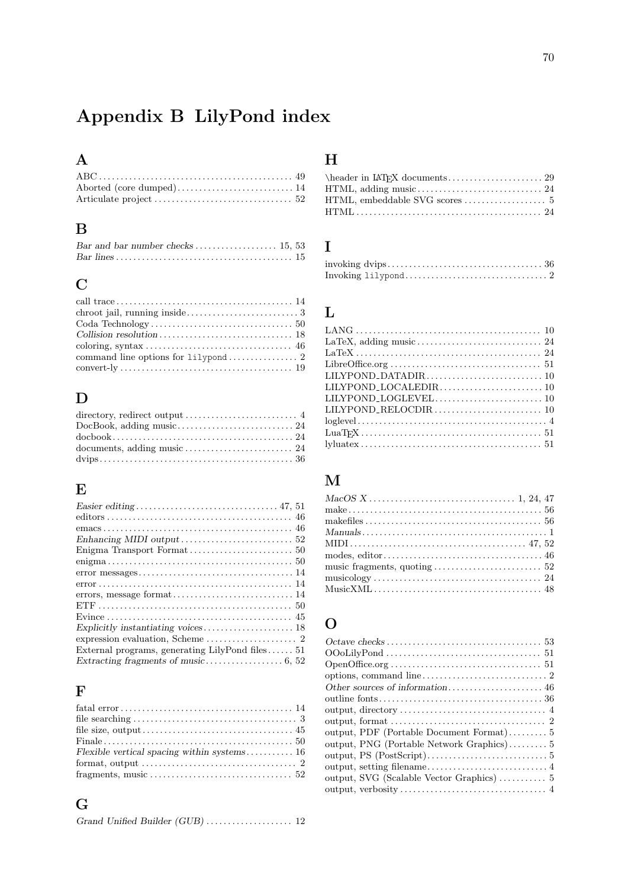# Appendix B LilyPond index

## A

ABC .......... 49
Aborted (core dumped) .......... 14
Articulate project .......... 52

## B

*Bar and bar number checks* .......... 15, 53
*Bar lines* .......... 15

## C

call trace .......... 14
chroot jail, running inside .......... 3
Coda Technology .......... 50
*Collision resolution* .......... 18
coloring, syntax .......... 46
command line options for `lilypond` .......... 2
convert-ly .......... 19

## D

directory, redirect output .......... 4
DocBook, adding music .......... 24
docbook .......... 24
documents, adding music .......... 24
dvips .......... 36

## E

*Easier editing* .......... 47, 51
editors .......... 46
emacs .......... 46
*Enhancing MIDI output* .......... 52
Enigma Transport Format .......... 50
enigma .......... 50
error messages .......... 14
error .......... 14
errors, message format .......... 14
ETF .......... 50
Evince .......... 45
*Explicitly instantiating voices* .......... 18
expression evaluation, Scheme .......... 2
External programs, generating LilyPond files .......... 51
*Extracting fragments of music* .......... 6, 52

## F

fatal error .......... 14
file searching .......... 3
file size, output .......... 45
Finale .......... 50
*Flexible vertical spacing within systems* .......... 16
format, output .......... 2
fragments, music .......... 52

## G

*Grand Unified Builder (GUB)* .......... 12

## H

\header in LaTeX documents .......... 29
HTML, adding music .......... 24
HTML, embeddable SVG scores .......... 5
HTML .......... 24

## I

invoking dvips .......... 36
Invoking `lilypond` .......... 2

## L

LANG .......... 10
LaTeX, adding music .......... 24
LaTeX .......... 24
LibreOffice.org .......... 51
LILYPOND_DATADIR .......... 10
LILYPOND_LOCALEDIR .......... 10
LILYPOND_LOGLEVEL .......... 10
LILYPOND_RELOCDIR .......... 10
loglevel .......... 4
LuaTeX .......... 51
lyluatex .......... 51

## M

*MacOS X* .......... 1, 24, 47
make .......... 56
makefiles .......... 56
*Manuals* .......... 1
MIDI .......... 47, 52
modes, editor .......... 46
music fragments, quoting .......... 52
musicology .......... 24
MusicXML .......... 48

## O

*Octave checks* .......... 53
OOoLilyPond .......... 51
OpenOffice.org .......... 51
options, command line .......... 2
*Other sources of information* .......... 46
outline fonts .......... 36
output, directory .......... 4
output, format .......... 2
output, PDF (Portable Document Format) .......... 5
output, PNG (Portable Network Graphics) .......... 5
output, PS (PostScript) .......... 5
output, setting filename .......... 4
output, SVG (Scalable Vector Graphics) .......... 5
output, verbosity .......... 4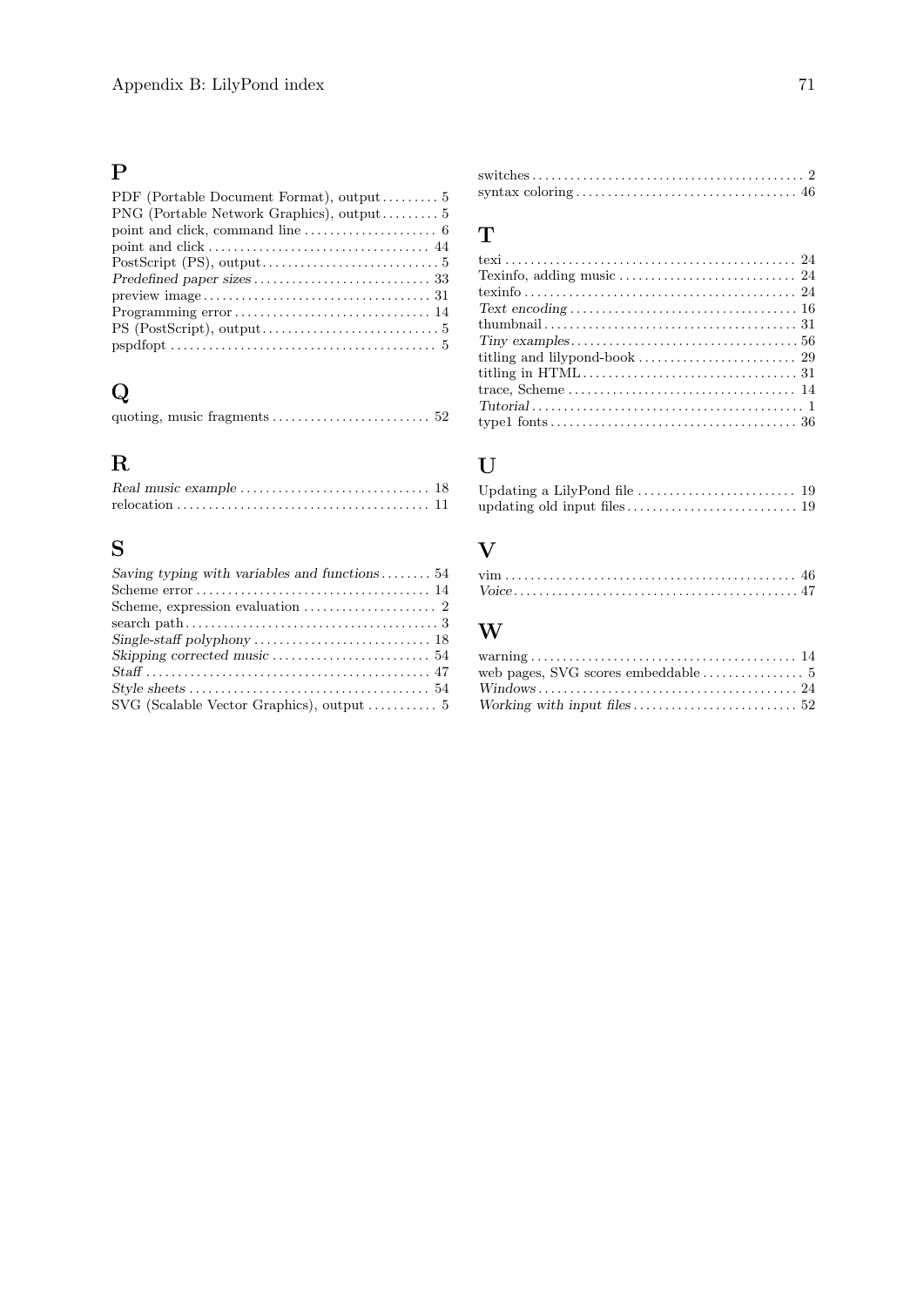## P

PDF (Portable Document Format), output . . . . . . . . . 5
PNG (Portable Network Graphics), output . . . . . . . . . 5
point and click, command line . . . . . . . . . . . . . . . . . . . . . 6
point and click . . . . . . . . . . . . . . . . . . . . . . . . . . . . . . . . . . 44
PostScript (PS), output . . . . . . . . . . . . . . . . . . . . . . . . . . . . 5
*Predefined paper sizes* . . . . . . . . . . . . . . . . . . . . . . . . . . . 33
preview image . . . . . . . . . . . . . . . . . . . . . . . . . . . . . . . . . . . 31
Programming error . . . . . . . . . . . . . . . . . . . . . . . . . . . . . . . 14
PS (PostScript), output . . . . . . . . . . . . . . . . . . . . . . . . . . . . 5
pspdfopt . . . . . . . . . . . . . . . . . . . . . . . . . . . . . . . . . . . . . . . . . 5

## Q

quoting, music fragments . . . . . . . . . . . . . . . . . . . . . . . . . 52

## R

*Real music example* . . . . . . . . . . . . . . . . . . . . . . . . . . . . . . 18
relocation . . . . . . . . . . . . . . . . . . . . . . . . . . . . . . . . . . . . . . . 11

## S

*Saving typing with variables and functions* . . . . . . . . 54
Scheme error . . . . . . . . . . . . . . . . . . . . . . . . . . . . . . . . . . . . . 14
Scheme, expression evaluation . . . . . . . . . . . . . . . . . . . . . 2
search path . . . . . . . . . . . . . . . . . . . . . . . . . . . . . . . . . . . . . . . 3
*Single-staff polyphony* . . . . . . . . . . . . . . . . . . . . . . . . . . . . 18
*Skipping corrected music* . . . . . . . . . . . . . . . . . . . . . . . . . 54
*Staff* . . . . . . . . . . . . . . . . . . . . . . . . . . . . . . . . . . . . . . . . . . . . 47
*Style sheets* . . . . . . . . . . . . . . . . . . . . . . . . . . . . . . . . . . . . . 54
SVG (Scalable Vector Graphics), output . . . . . . . . . . . 5
switches . . . . . . . . . . . . . . . . . . . . . . . . . . . . . . . . . . . . . . . . . . 2
syntax coloring . . . . . . . . . . . . . . . . . . . . . . . . . . . . . . . . . . . 46

## T

texi . . . . . . . . . . . . . . . . . . . . . . . . . . . . . . . . . . . . . . . . . . . . . 24
Texinfo, adding music . . . . . . . . . . . . . . . . . . . . . . . . . . . . 24
texinfo . . . . . . . . . . . . . . . . . . . . . . . . . . . . . . . . . . . . . . . . . . 24
*Text encoding* . . . . . . . . . . . . . . . . . . . . . . . . . . . . . . . . . . . 16
thumbnail . . . . . . . . . . . . . . . . . . . . . . . . . . . . . . . . . . . . . . . 31
*Tiny examples* . . . . . . . . . . . . . . . . . . . . . . . . . . . . . . . . . . . 56
titling and lilypond-book . . . . . . . . . . . . . . . . . . . . . . . . . 29
titling in HTML . . . . . . . . . . . . . . . . . . . . . . . . . . . . . . . . . . 31
trace, Scheme . . . . . . . . . . . . . . . . . . . . . . . . . . . . . . . . . . . . 14
*Tutorial* . . . . . . . . . . . . . . . . . . . . . . . . . . . . . . . . . . . . . . . . . . 1
type1 fonts . . . . . . . . . . . . . . . . . . . . . . . . . . . . . . . . . . . . . . 36

## U

Updating a LilyPond file . . . . . . . . . . . . . . . . . . . . . . . . . 19
updating old input files . . . . . . . . . . . . . . . . . . . . . . . . . . . 19

## V

vim . . . . . . . . . . . . . . . . . . . . . . . . . . . . . . . . . . . . . . . . . . . . . 46
*Voice* . . . . . . . . . . . . . . . . . . . . . . . . . . . . . . . . . . . . . . . . . . . . 47

## W

warning . . . . . . . . . . . . . . . . . . . . . . . . . . . . . . . . . . . . . . . . . 14
web pages, SVG scores embeddable . . . . . . . . . . . . . . . . 5
*Windows* . . . . . . . . . . . . . . . . . . . . . . . . . . . . . . . . . . . . . . . . 24
*Working with input files* . . . . . . . . . . . . . . . . . . . . . . . . . 52